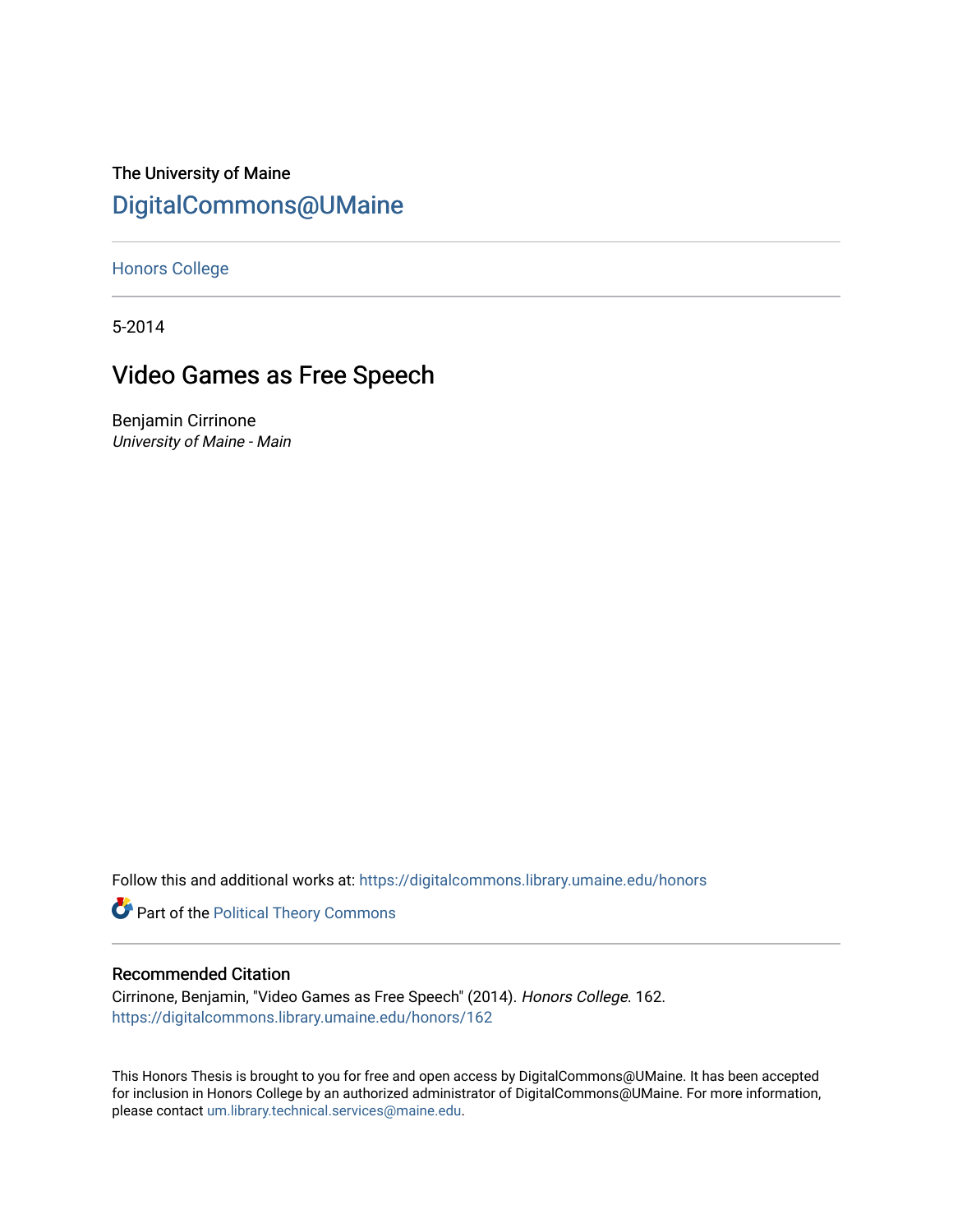The University of Maine

# DigitalCommons@UMaine

Honors College

5-2014

## Video Games as Free Speech

Benjamin Cirrinone
*University of Maine - Main*

Follow this and additional works at: https://digitalcommons.library.umaine.edu/honors

Part of the Political Theory Commons

### Recommended Citation

Cirrinone, Benjamin, "Video Games as Free Speech" (2014). *Honors College*. 162.
https://digitalcommons.library.umaine.edu/honors/162

This Honors Thesis is brought to you for free and open access by DigitalCommons@UMaine. It has been accepted for inclusion in Honors College by an authorized administrator of DigitalCommons@UMaine. For more information, please contact um.library.technical.services@maine.edu.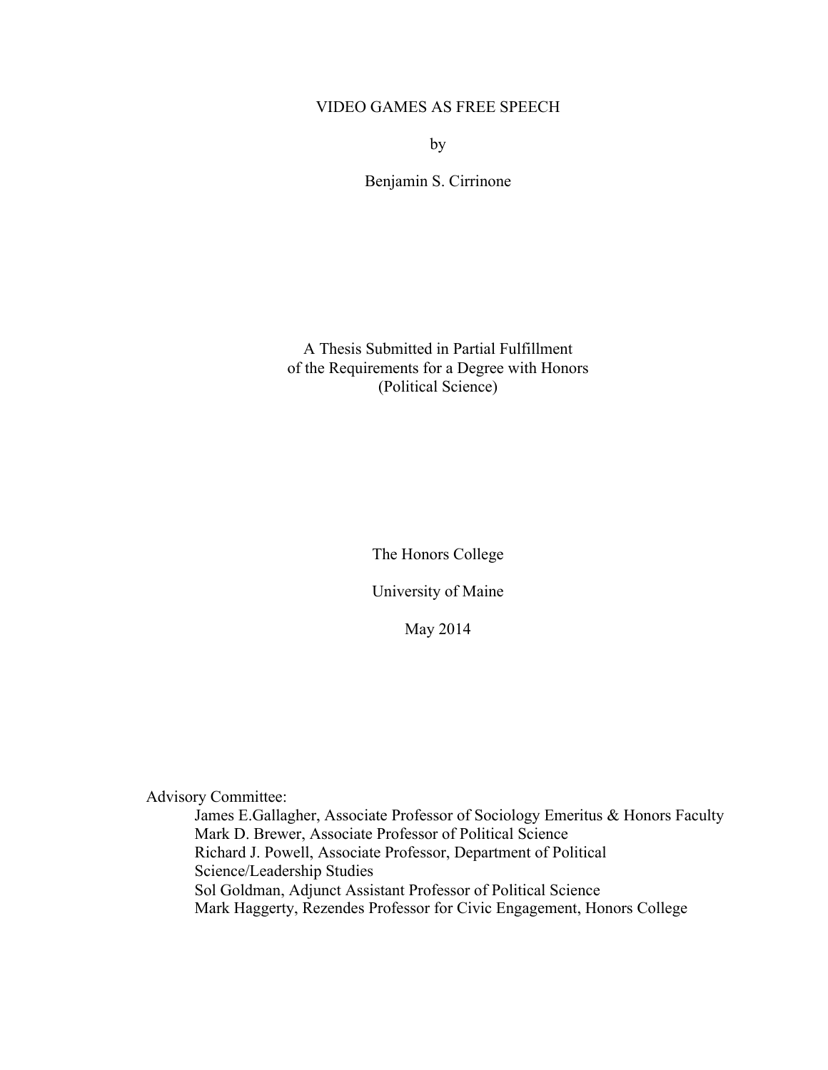VIDEO GAMES AS FREE SPEECH

by

Benjamin S. Cirrinone

A Thesis Submitted in Partial Fulfillment
of the Requirements for a Degree with Honors
(Political Science)

The Honors College

University of Maine

May 2014

Advisory Committee:

James E.Gallagher, Associate Professor of Sociology Emeritus & Honors Faculty
Mark D. Brewer, Associate Professor of Political Science
Richard J. Powell, Associate Professor, Department of Political Science/Leadership Studies
Sol Goldman, Adjunct Assistant Professor of Political Science
Mark Haggerty, Rezendes Professor for Civic Engagement, Honors College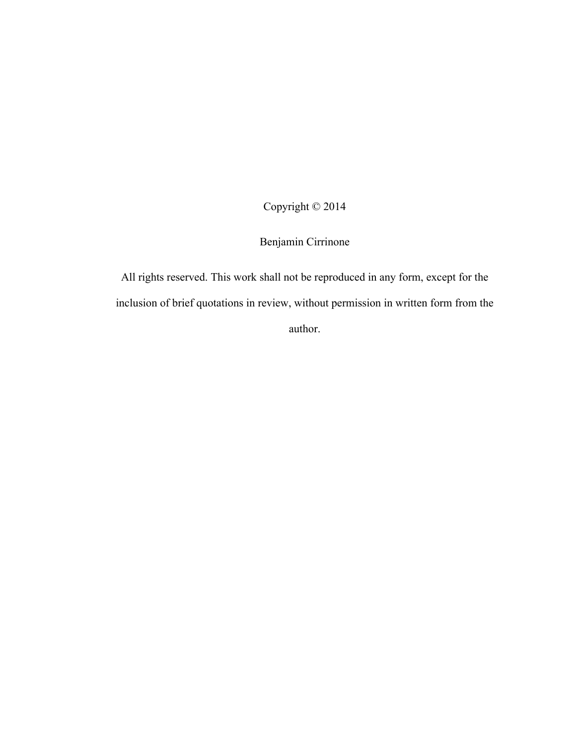Copyright © 2014

Benjamin Cirrinone

All rights reserved. This work shall not be reproduced in any form, except for the inclusion of brief quotations in review, without permission in written form from the author.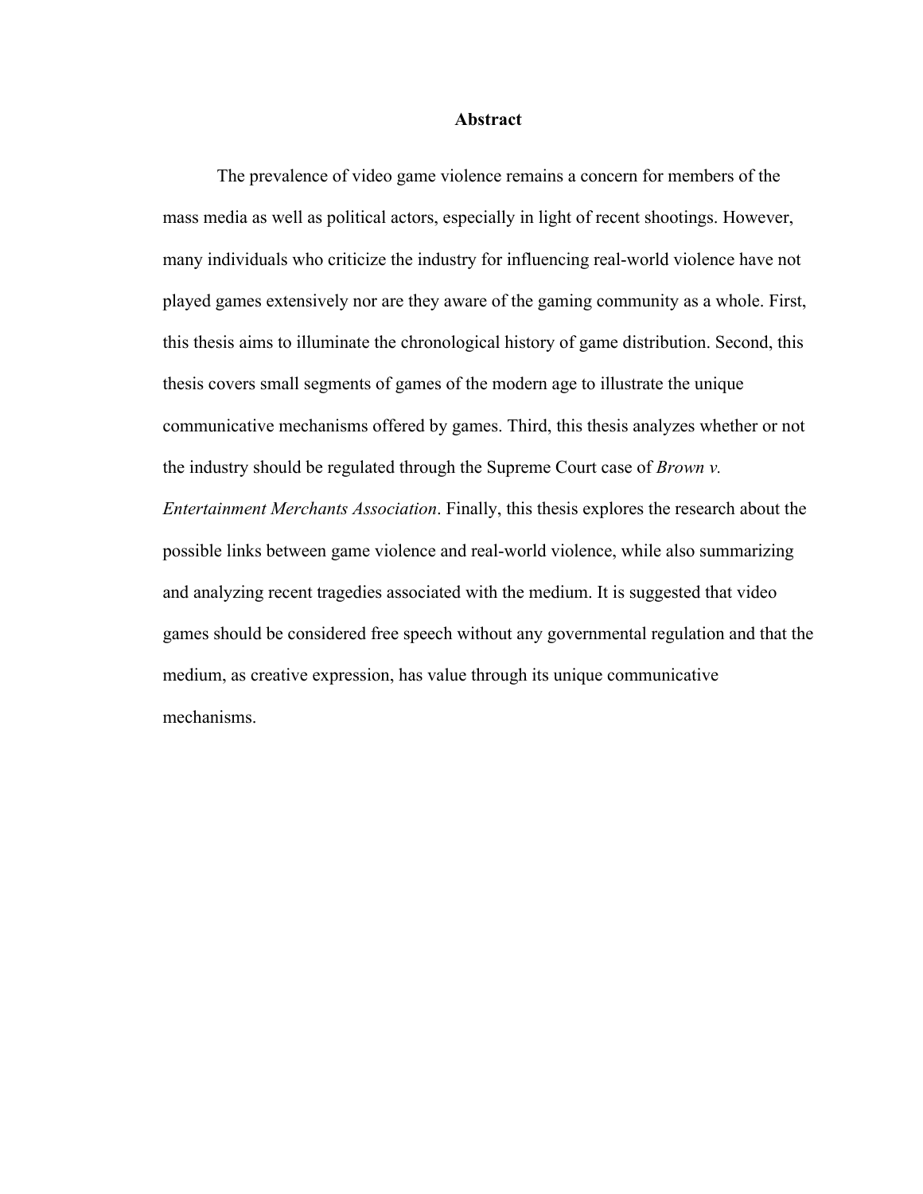## Abstract

The prevalence of video game violence remains a concern for members of the mass media as well as political actors, especially in light of recent shootings. However, many individuals who criticize the industry for influencing real-world violence have not played games extensively nor are they aware of the gaming community as a whole. First, this thesis aims to illuminate the chronological history of game distribution. Second, this thesis covers small segments of games of the modern age to illustrate the unique communicative mechanisms offered by games. Third, this thesis analyzes whether or not the industry should be regulated through the Supreme Court case of *Brown v. Entertainment Merchants Association*. Finally, this thesis explores the research about the possible links between game violence and real-world violence, while also summarizing and analyzing recent tragedies associated with the medium. It is suggested that video games should be considered free speech without any governmental regulation and that the medium, as creative expression, has value through its unique communicative mechanisms.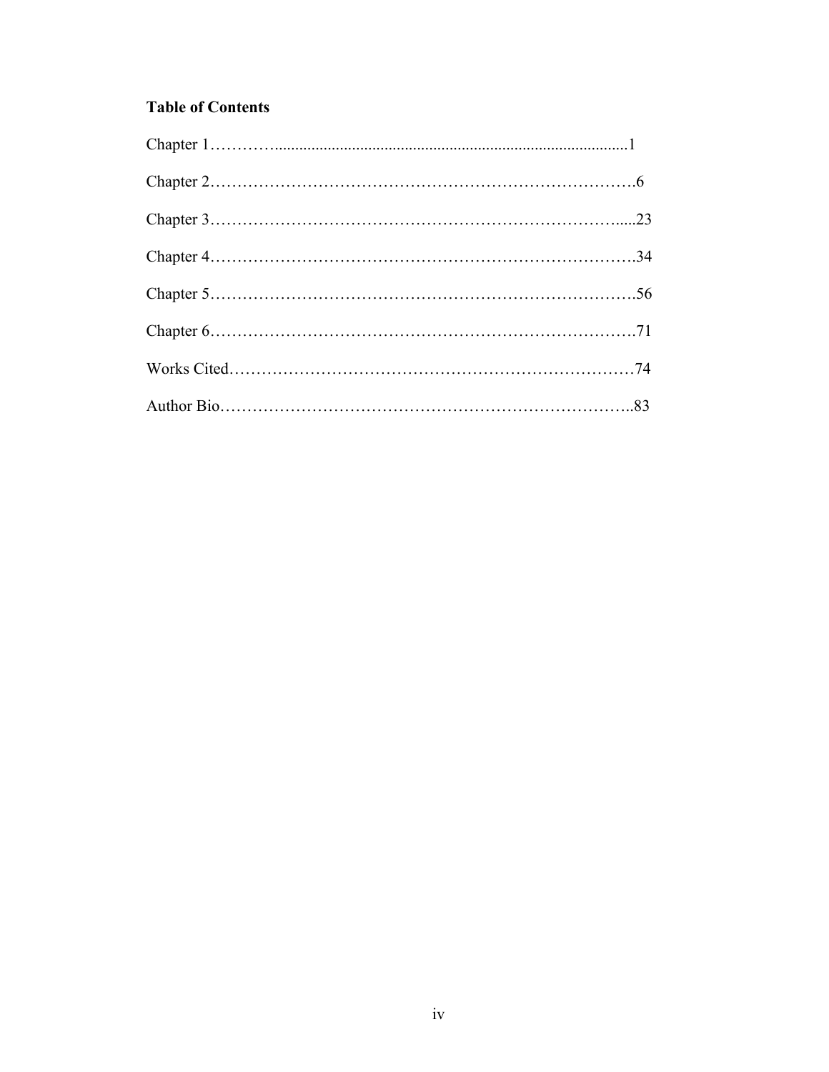**Table of Contents**

Chapter 1…………........................................................................................1

Chapter 2…………………………………………………………………….6

Chapter 3…………………………………………………………………......23

Chapter 4…………………………………………………………………….34

Chapter 5…………………………………………………………………….56

Chapter 6…………………………………………………………………….71

Works Cited…………………………………………………………………74

Author Bio…………………………………………………………………..83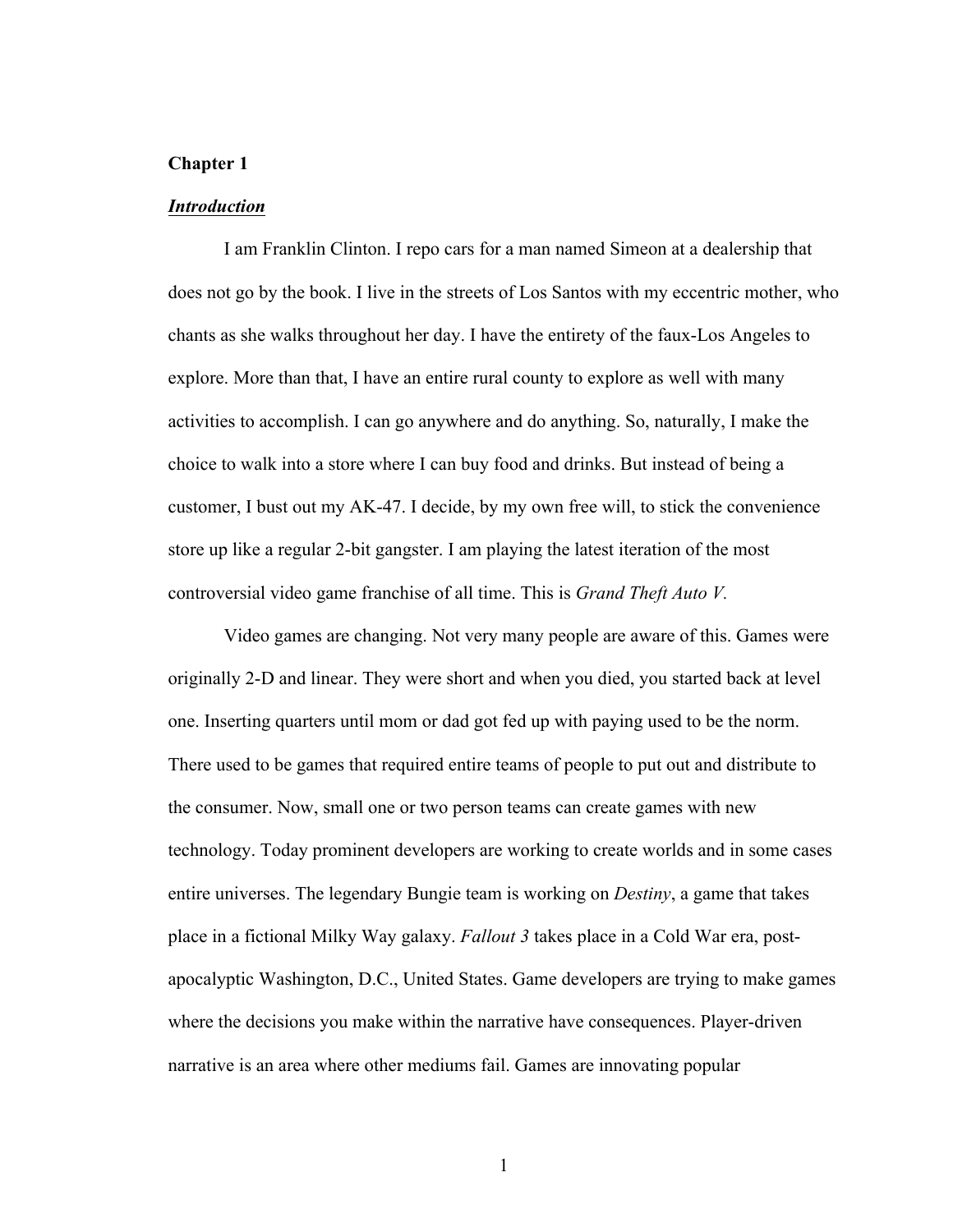**Chapter 1**

***Introduction***

I am Franklin Clinton. I repo cars for a man named Simeon at a dealership that does not go by the book. I live in the streets of Los Santos with my eccentric mother, who chants as she walks throughout her day. I have the entirety of the faux-Los Angeles to explore. More than that, I have an entire rural county to explore as well with many activities to accomplish. I can go anywhere and do anything. So, naturally, I make the choice to walk into a store where I can buy food and drinks. But instead of being a customer, I bust out my AK-47. I decide, by my own free will, to stick the convenience store up like a regular 2-bit gangster. I am playing the latest iteration of the most controversial video game franchise of all time. This is *Grand Theft Auto V.*

Video games are changing. Not very many people are aware of this. Games were originally 2-D and linear. They were short and when you died, you started back at level one. Inserting quarters until mom or dad got fed up with paying used to be the norm. There used to be games that required entire teams of people to put out and distribute to the consumer. Now, small one or two person teams can create games with new technology. Today prominent developers are working to create worlds and in some cases entire universes. The legendary Bungie team is working on *Destiny*, a game that takes place in a fictional Milky Way galaxy. *Fallout 3* takes place in a Cold War era, post-apocalyptic Washington, D.C., United States. Game developers are trying to make games where the decisions you make within the narrative have consequences. Player-driven narrative is an area where other mediums fail. Games are innovating popular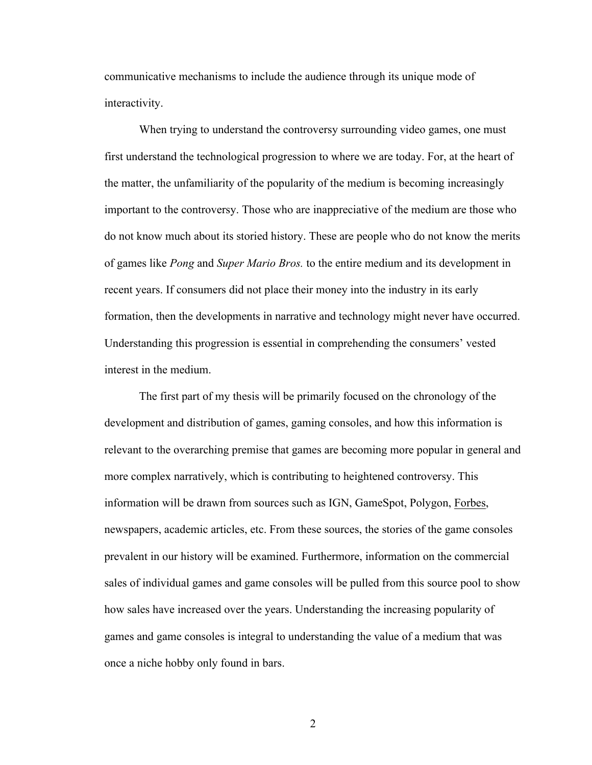communicative mechanisms to include the audience through its unique mode of interactivity.

When trying to understand the controversy surrounding video games, one must first understand the technological progression to where we are today. For, at the heart of the matter, the unfamiliarity of the popularity of the medium is becoming increasingly important to the controversy. Those who are inappreciative of the medium are those who do not know much about its storied history. These are people who do not know the merits of games like *Pong* and *Super Mario Bros.* to the entire medium and its development in recent years. If consumers did not place their money into the industry in its early formation, then the developments in narrative and technology might never have occurred. Understanding this progression is essential in comprehending the consumers' vested interest in the medium.

The first part of my thesis will be primarily focused on the chronology of the development and distribution of games, gaming consoles, and how this information is relevant to the overarching premise that games are becoming more popular in general and more complex narratively, which is contributing to heightened controversy. This information will be drawn from sources such as IGN, GameSpot, Polygon, <u>Forbes</u>, newspapers, academic articles, etc. From these sources, the stories of the game consoles prevalent in our history will be examined. Furthermore, information on the commercial sales of individual games and game consoles will be pulled from this source pool to show how sales have increased over the years. Understanding the increasing popularity of games and game consoles is integral to understanding the value of a medium that was once a niche hobby only found in bars.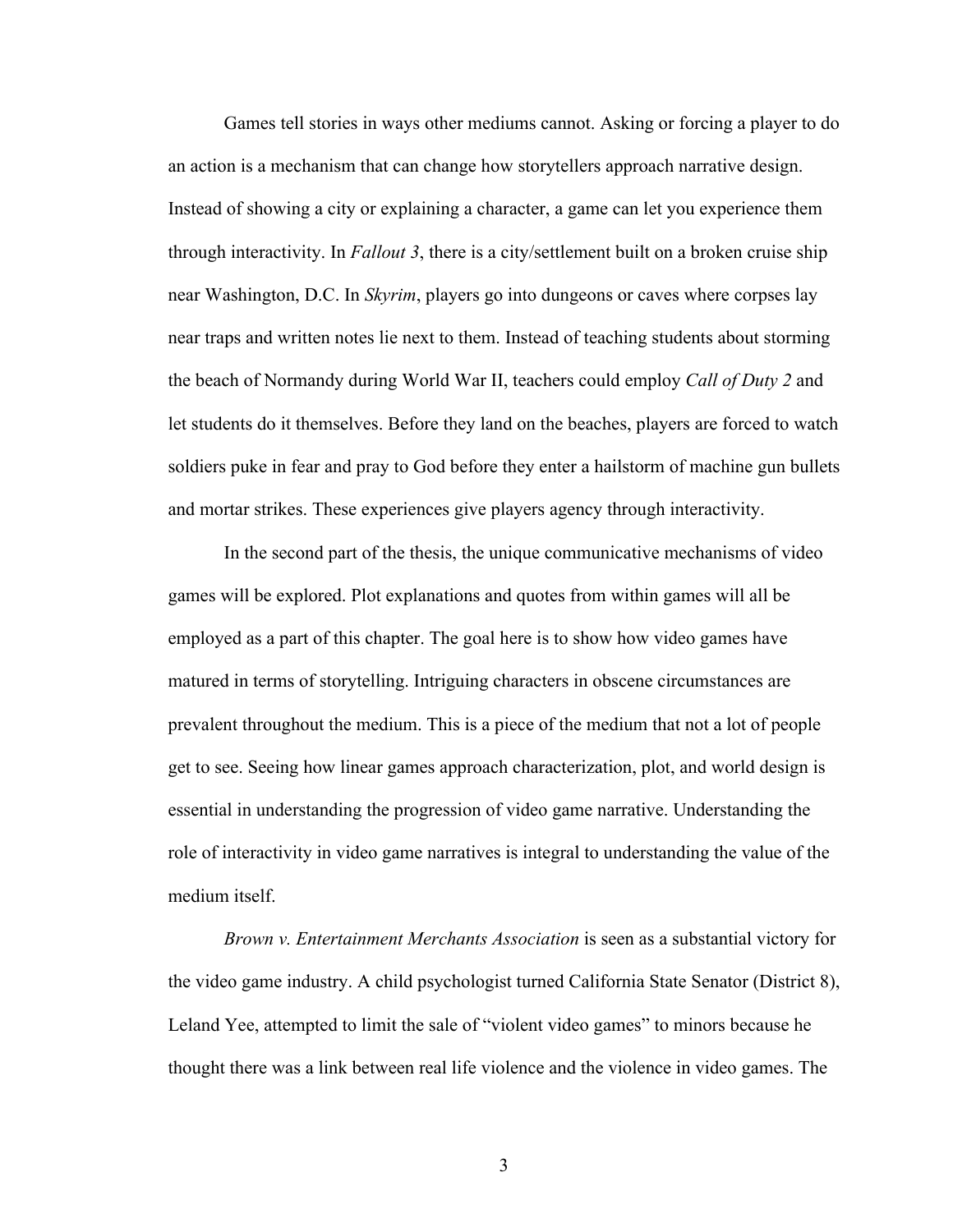Games tell stories in ways other mediums cannot. Asking or forcing a player to do an action is a mechanism that can change how storytellers approach narrative design. Instead of showing a city or explaining a character, a game can let you experience them through interactivity. In *Fallout 3*, there is a city/settlement built on a broken cruise ship near Washington, D.C. In *Skyrim*, players go into dungeons or caves where corpses lay near traps and written notes lie next to them. Instead of teaching students about storming the beach of Normandy during World War II, teachers could employ *Call of Duty 2* and let students do it themselves. Before they land on the beaches, players are forced to watch soldiers puke in fear and pray to God before they enter a hailstorm of machine gun bullets and mortar strikes. These experiences give players agency through interactivity.

In the second part of the thesis, the unique communicative mechanisms of video games will be explored. Plot explanations and quotes from within games will all be employed as a part of this chapter. The goal here is to show how video games have matured in terms of storytelling. Intriguing characters in obscene circumstances are prevalent throughout the medium. This is a piece of the medium that not a lot of people get to see. Seeing how linear games approach characterization, plot, and world design is essential in understanding the progression of video game narrative. Understanding the role of interactivity in video game narratives is integral to understanding the value of the medium itself.

*Brown v. Entertainment Merchants Association* is seen as a substantial victory for the video game industry. A child psychologist turned California State Senator (District 8), Leland Yee, attempted to limit the sale of "violent video games" to minors because he thought there was a link between real life violence and the violence in video games. The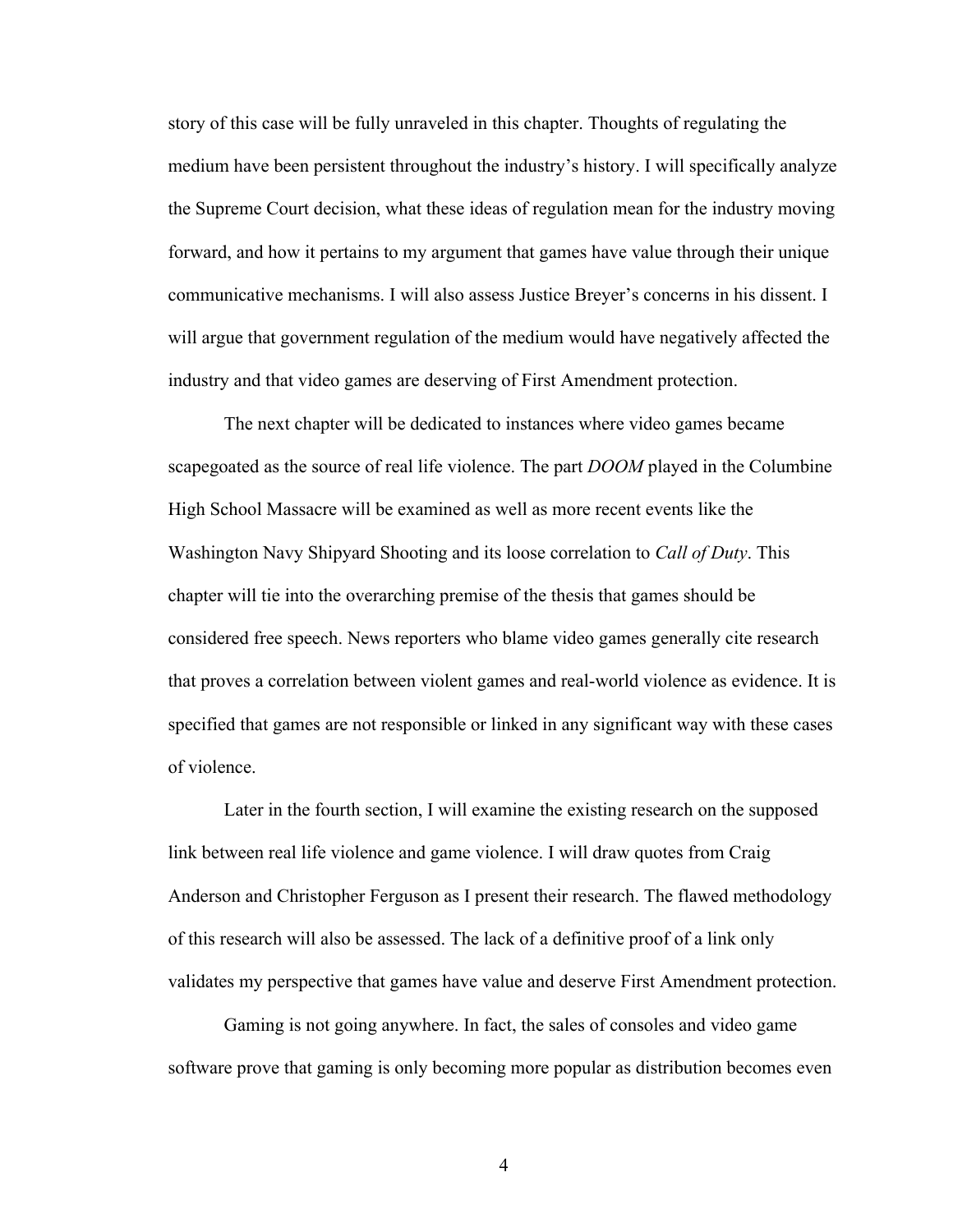story of this case will be fully unraveled in this chapter. Thoughts of regulating the medium have been persistent throughout the industry's history. I will specifically analyze the Supreme Court decision, what these ideas of regulation mean for the industry moving forward, and how it pertains to my argument that games have value through their unique communicative mechanisms. I will also assess Justice Breyer's concerns in his dissent. I will argue that government regulation of the medium would have negatively affected the industry and that video games are deserving of First Amendment protection.

The next chapter will be dedicated to instances where video games became scapegoated as the source of real life violence. The part *DOOM* played in the Columbine High School Massacre will be examined as well as more recent events like the Washington Navy Shipyard Shooting and its loose correlation to *Call of Duty*. This chapter will tie into the overarching premise of the thesis that games should be considered free speech. News reporters who blame video games generally cite research that proves a correlation between violent games and real-world violence as evidence. It is specified that games are not responsible or linked in any significant way with these cases of violence.

Later in the fourth section, I will examine the existing research on the supposed link between real life violence and game violence. I will draw quotes from Craig Anderson and Christopher Ferguson as I present their research. The flawed methodology of this research will also be assessed. The lack of a definitive proof of a link only validates my perspective that games have value and deserve First Amendment protection.

Gaming is not going anywhere. In fact, the sales of consoles and video game software prove that gaming is only becoming more popular as distribution becomes even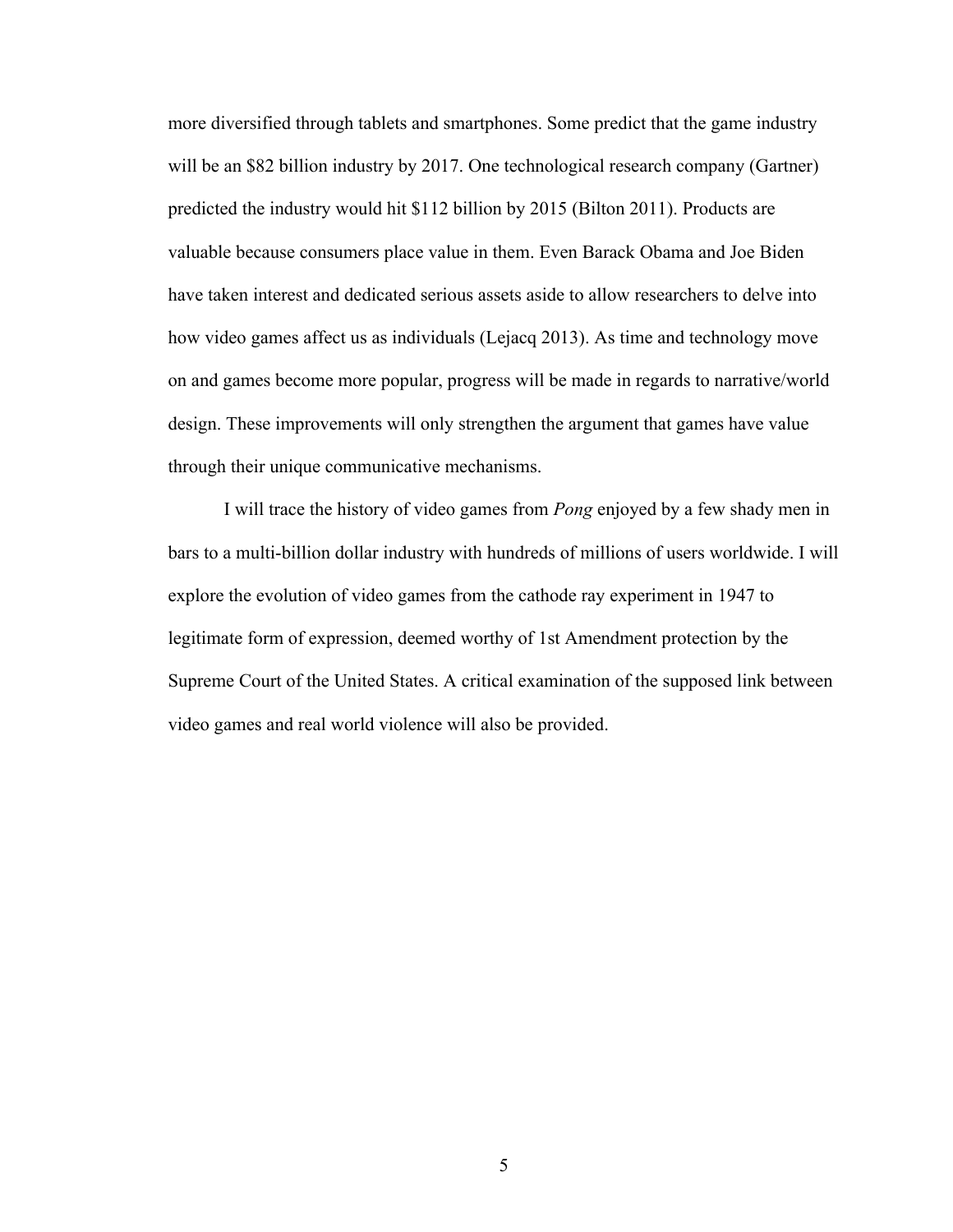more diversified through tablets and smartphones. Some predict that the game industry will be an $82 billion industry by 2017. One technological research company (Gartner) predicted the industry would hit $112 billion by 2015 (Bilton 2011). Products are valuable because consumers place value in them. Even Barack Obama and Joe Biden have taken interest and dedicated serious assets aside to allow researchers to delve into how video games affect us as individuals (Lejacq 2013). As time and technology move on and games become more popular, progress will be made in regards to narrative/world design. These improvements will only strengthen the argument that games have value through their unique communicative mechanisms.

I will trace the history of video games from *Pong* enjoyed by a few shady men in bars to a multi-billion dollar industry with hundreds of millions of users worldwide. I will explore the evolution of video games from the cathode ray experiment in 1947 to legitimate form of expression, deemed worthy of 1st Amendment protection by the Supreme Court of the United States. A critical examination of the supposed link between video games and real world violence will also be provided.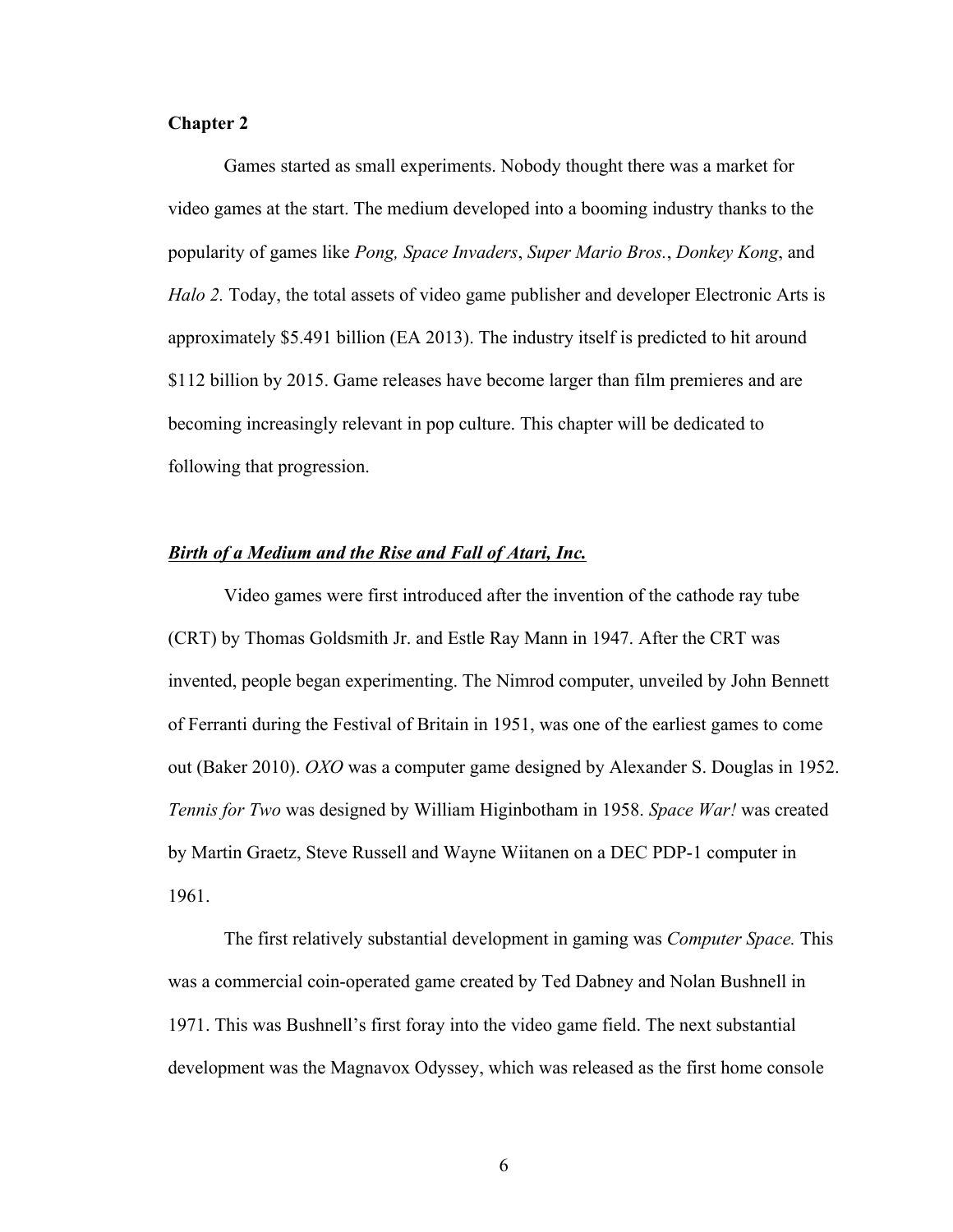## Chapter 2

Games started as small experiments. Nobody thought there was a market for video games at the start. The medium developed into a booming industry thanks to the popularity of games like *Pong, Space Invaders*, *Super Mario Bros.*, *Donkey Kong*, and *Halo 2.* Today, the total assets of video game publisher and developer Electronic Arts is approximately $5.491 billion (EA 2013). The industry itself is predicted to hit around $112 billion by 2015. Game releases have become larger than film premieres and are becoming increasingly relevant in pop culture. This chapter will be dedicated to following that progression.

### ***<u>Birth of a Medium and the Rise and Fall of Atari, Inc.</u>***

Video games were first introduced after the invention of the cathode ray tube (CRT) by Thomas Goldsmith Jr. and Estle Ray Mann in 1947. After the CRT was invented, people began experimenting. The Nimrod computer, unveiled by John Bennett of Ferranti during the Festival of Britain in 1951, was one of the earliest games to come out (Baker 2010). *OXO* was a computer game designed by Alexander S. Douglas in 1952. *Tennis for Two* was designed by William Higinbotham in 1958. *Space War!* was created by Martin Graetz, Steve Russell and Wayne Wiitanen on a DEC PDP-1 computer in 1961.

The first relatively substantial development in gaming was *Computer Space.* This was a commercial coin-operated game created by Ted Dabney and Nolan Bushnell in 1971. This was Bushnell's first foray into the video game field. The next substantial development was the Magnavox Odyssey, which was released as the first home console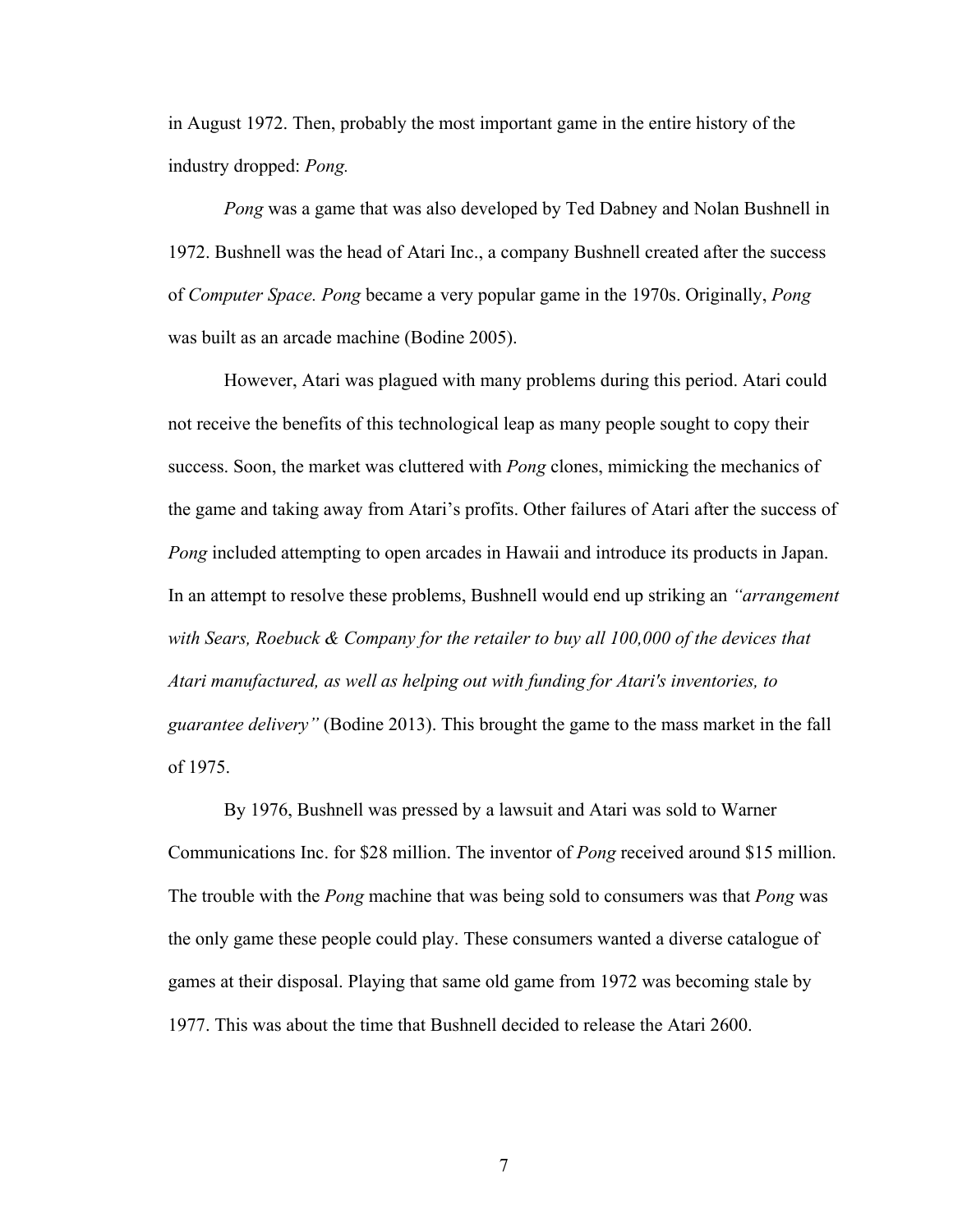in August 1972. Then, probably the most important game in the entire history of the industry dropped: *Pong.*

*Pong* was a game that was also developed by Ted Dabney and Nolan Bushnell in 1972. Bushnell was the head of Atari Inc., a company Bushnell created after the success of *Computer Space. Pong* became a very popular game in the 1970s. Originally, *Pong* was built as an arcade machine (Bodine 2005).

However, Atari was plagued with many problems during this period. Atari could not receive the benefits of this technological leap as many people sought to copy their success. Soon, the market was cluttered with *Pong* clones, mimicking the mechanics of the game and taking away from Atari's profits. Other failures of Atari after the success of *Pong* included attempting to open arcades in Hawaii and introduce its products in Japan. In an attempt to resolve these problems, Bushnell would end up striking an *"arrangement with Sears, Roebuck & Company for the retailer to buy all 100,000 of the devices that Atari manufactured, as well as helping out with funding for Atari's inventories, to guarantee delivery"* (Bodine 2013). This brought the game to the mass market in the fall of 1975.

By 1976, Bushnell was pressed by a lawsuit and Atari was sold to Warner Communications Inc. for $28 million. The inventor of *Pong* received around $15 million. The trouble with the *Pong* machine that was being sold to consumers was that *Pong* was the only game these people could play. These consumers wanted a diverse catalogue of games at their disposal. Playing that same old game from 1972 was becoming stale by 1977. This was about the time that Bushnell decided to release the Atari 2600.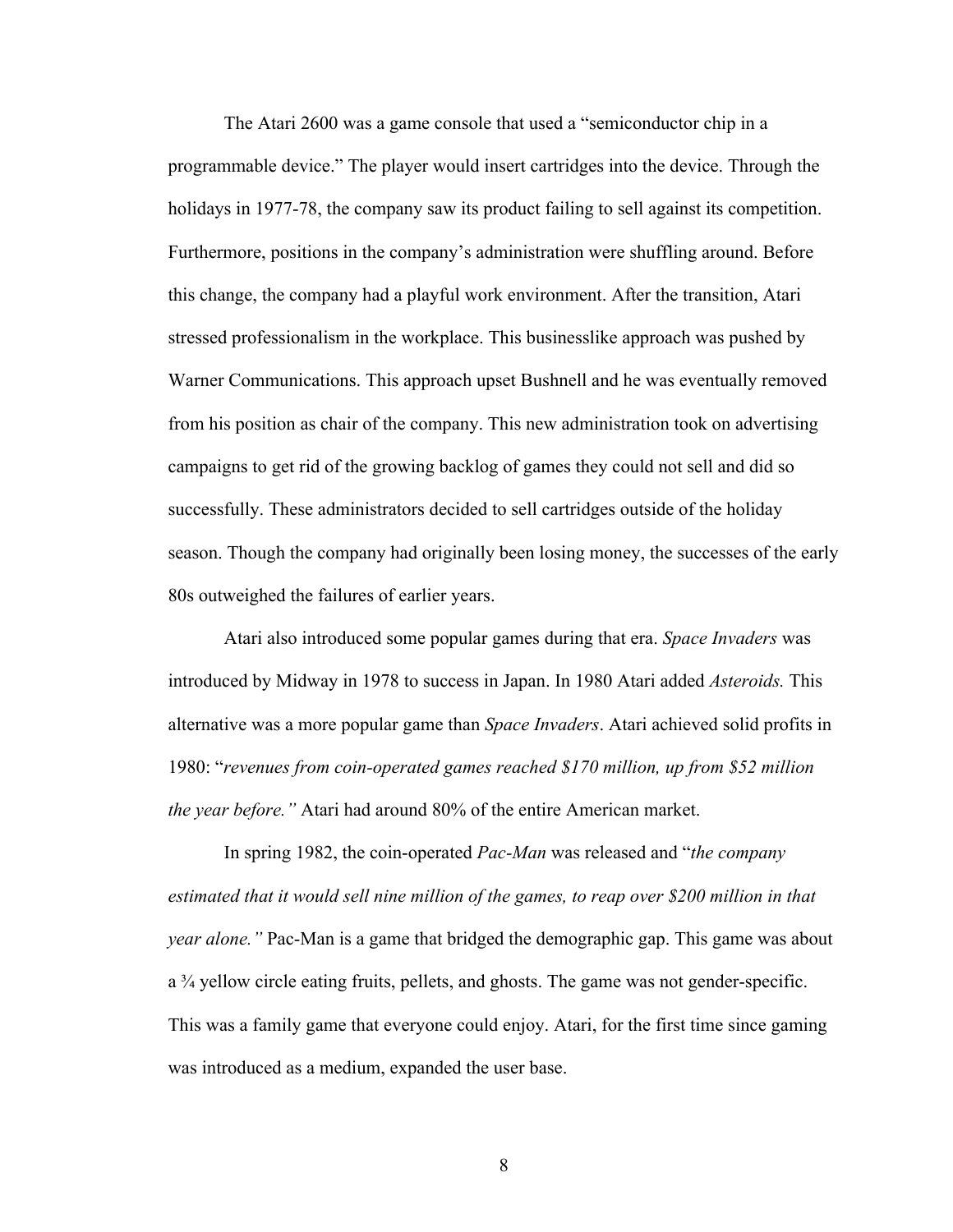The Atari 2600 was a game console that used a "semiconductor chip in a programmable device." The player would insert cartridges into the device. Through the holidays in 1977-78, the company saw its product failing to sell against its competition. Furthermore, positions in the company's administration were shuffling around. Before this change, the company had a playful work environment. After the transition, Atari stressed professionalism in the workplace. This businesslike approach was pushed by Warner Communications. This approach upset Bushnell and he was eventually removed from his position as chair of the company. This new administration took on advertising campaigns to get rid of the growing backlog of games they could not sell and did so successfully. These administrators decided to sell cartridges outside of the holiday season. Though the company had originally been losing money, the successes of the early 80s outweighed the failures of earlier years.

Atari also introduced some popular games during that era. *Space Invaders* was introduced by Midway in 1978 to success in Japan. In 1980 Atari added *Asteroids.* This alternative was a more popular game than *Space Invaders*. Atari achieved solid profits in 1980: "*revenues from coin-operated games reached $170 million, up from $52 million the year before."* Atari had around 80% of the entire American market.

In spring 1982, the coin-operated *Pac-Man* was released and "*the company estimated that it would sell nine million of the games, to reap over $200 million in that year alone."* Pac-Man is a game that bridged the demographic gap. This game was about a ¾ yellow circle eating fruits, pellets, and ghosts. The game was not gender-specific. This was a family game that everyone could enjoy. Atari, for the first time since gaming was introduced as a medium, expanded the user base.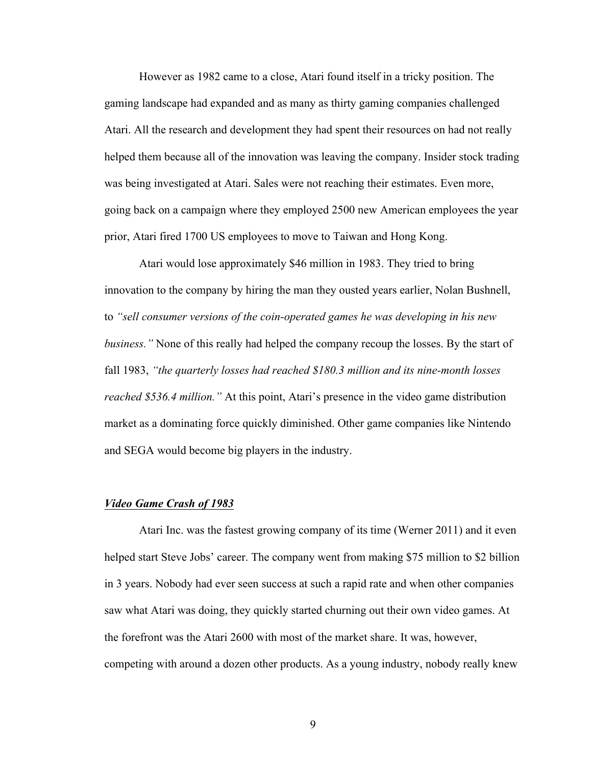However as 1982 came to a close, Atari found itself in a tricky position. The gaming landscape had expanded and as many as thirty gaming companies challenged Atari. All the research and development they had spent their resources on had not really helped them because all of the innovation was leaving the company. Insider stock trading was being investigated at Atari. Sales were not reaching their estimates. Even more, going back on a campaign where they employed 2500 new American employees the year prior, Atari fired 1700 US employees to move to Taiwan and Hong Kong.

Atari would lose approximately $46 million in 1983. They tried to bring innovation to the company by hiring the man they ousted years earlier, Nolan Bushnell, to *"sell consumer versions of the coin-operated games he was developing in his new business."* None of this really had helped the company recoup the losses. By the start of fall 1983, *"the quarterly losses had reached $180.3 million and its nine-month losses reached $536.4 million."* At this point, Atari's presence in the video game distribution market as a dominating force quickly diminished. Other game companies like Nintendo and SEGA would become big players in the industry.

### ***Video Game Crash of 1983***

Atari Inc. was the fastest growing company of its time (Werner 2011) and it even helped start Steve Jobs' career. The company went from making $75 million to $2 billion in 3 years. Nobody had ever seen success at such a rapid rate and when other companies saw what Atari was doing, they quickly started churning out their own video games. At the forefront was the Atari 2600 with most of the market share. It was, however, competing with around a dozen other products. As a young industry, nobody really knew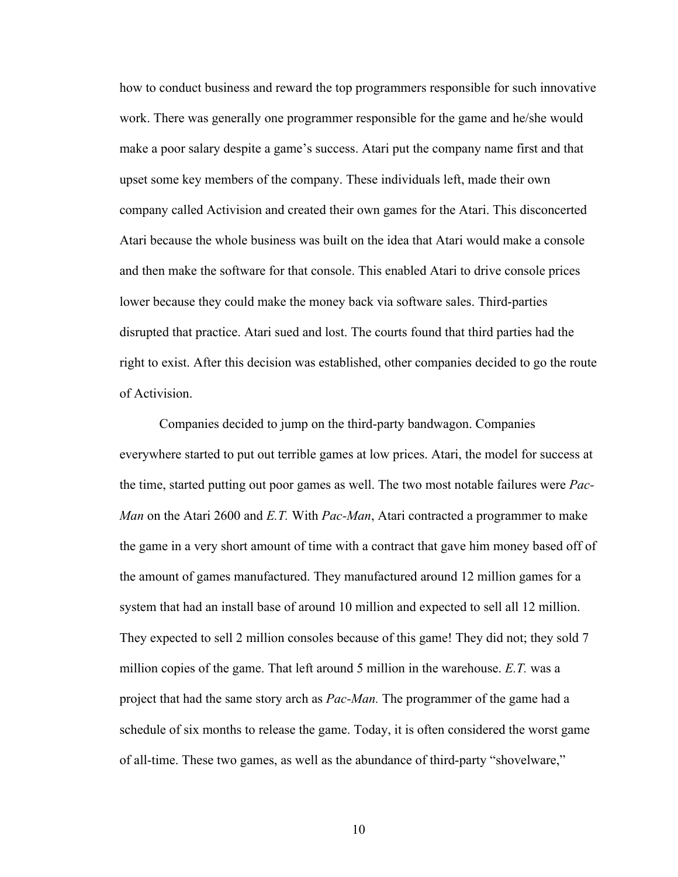how to conduct business and reward the top programmers responsible for such innovative work. There was generally one programmer responsible for the game and he/she would make a poor salary despite a game's success. Atari put the company name first and that upset some key members of the company. These individuals left, made their own company called Activision and created their own games for the Atari. This disconcerted Atari because the whole business was built on the idea that Atari would make a console and then make the software for that console. This enabled Atari to drive console prices lower because they could make the money back via software sales. Third-parties disrupted that practice. Atari sued and lost. The courts found that third parties had the right to exist. After this decision was established, other companies decided to go the route of Activision.

Companies decided to jump on the third-party bandwagon. Companies everywhere started to put out terrible games at low prices. Atari, the model for success at the time, started putting out poor games as well. The two most notable failures were *Pac-Man* on the Atari 2600 and *E.T.* With *Pac-Man*, Atari contracted a programmer to make the game in a very short amount of time with a contract that gave him money based off of the amount of games manufactured. They manufactured around 12 million games for a system that had an install base of around 10 million and expected to sell all 12 million. They expected to sell 2 million consoles because of this game! They did not; they sold 7 million copies of the game. That left around 5 million in the warehouse. *E.T.* was a project that had the same story arch as *Pac-Man.* The programmer of the game had a schedule of six months to release the game. Today, it is often considered the worst game of all-time. These two games, as well as the abundance of third-party "shovelware,"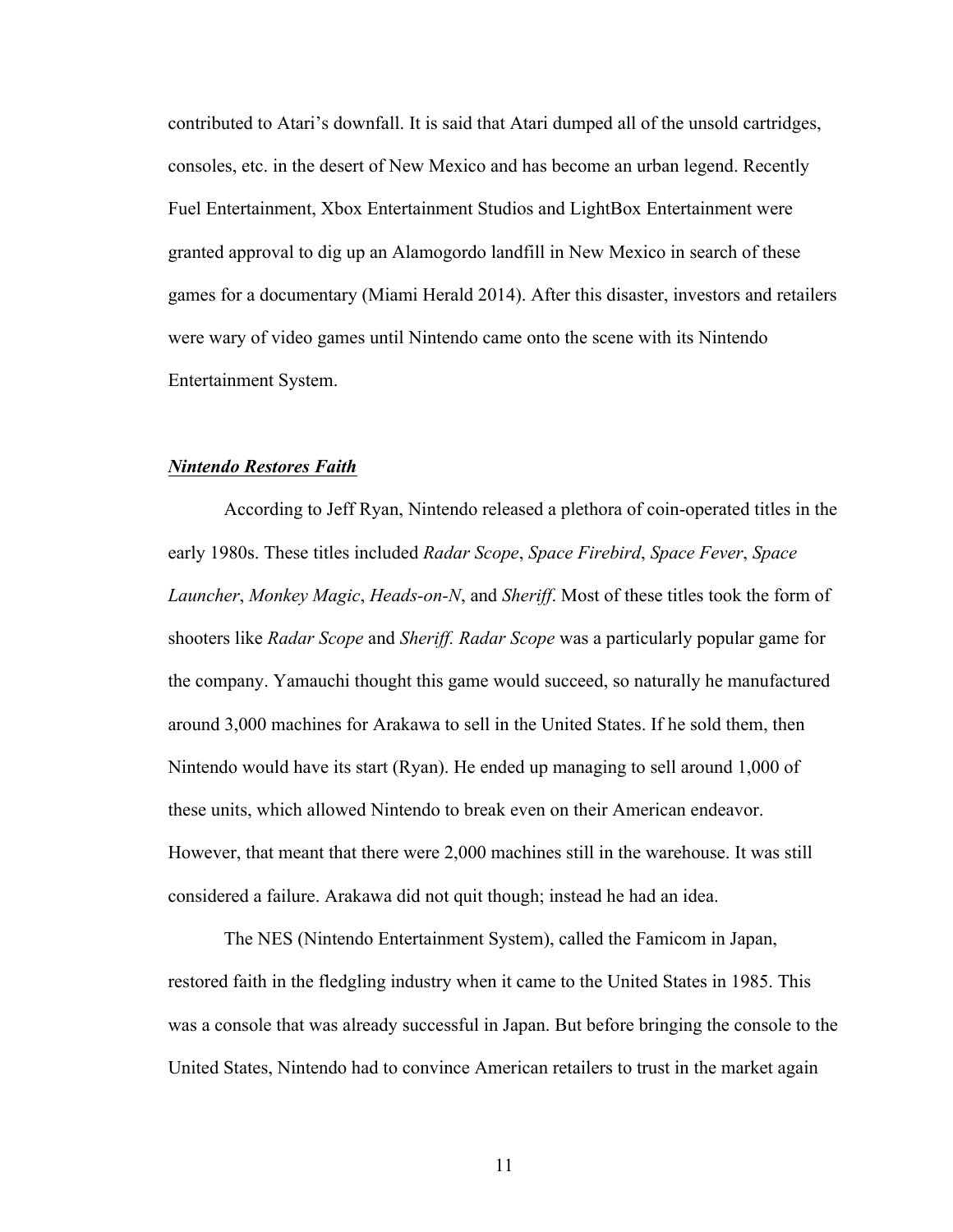contributed to Atari's downfall. It is said that Atari dumped all of the unsold cartridges, consoles, etc. in the desert of New Mexico and has become an urban legend. Recently Fuel Entertainment, Xbox Entertainment Studios and LightBox Entertainment were granted approval to dig up an Alamogordo landfill in New Mexico in search of these games for a documentary (Miami Herald 2014). After this disaster, investors and retailers were wary of video games until Nintendo came onto the scene with its Nintendo Entertainment System.

### ***Nintendo Restores Faith***

According to Jeff Ryan, Nintendo released a plethora of coin-operated titles in the early 1980s. These titles included *Radar Scope*, *Space Firebird*, *Space Fever*, *Space Launcher*, *Monkey Magic*, *Heads-on-N*, and *Sheriff*. Most of these titles took the form of shooters like *Radar Scope* and *Sheriff. Radar Scope* was a particularly popular game for the company. Yamauchi thought this game would succeed, so naturally he manufactured around 3,000 machines for Arakawa to sell in the United States. If he sold them, then Nintendo would have its start (Ryan). He ended up managing to sell around 1,000 of these units, which allowed Nintendo to break even on their American endeavor. However, that meant that there were 2,000 machines still in the warehouse. It was still considered a failure. Arakawa did not quit though; instead he had an idea.

The NES (Nintendo Entertainment System), called the Famicom in Japan, restored faith in the fledgling industry when it came to the United States in 1985. This was a console that was already successful in Japan. But before bringing the console to the United States, Nintendo had to convince American retailers to trust in the market again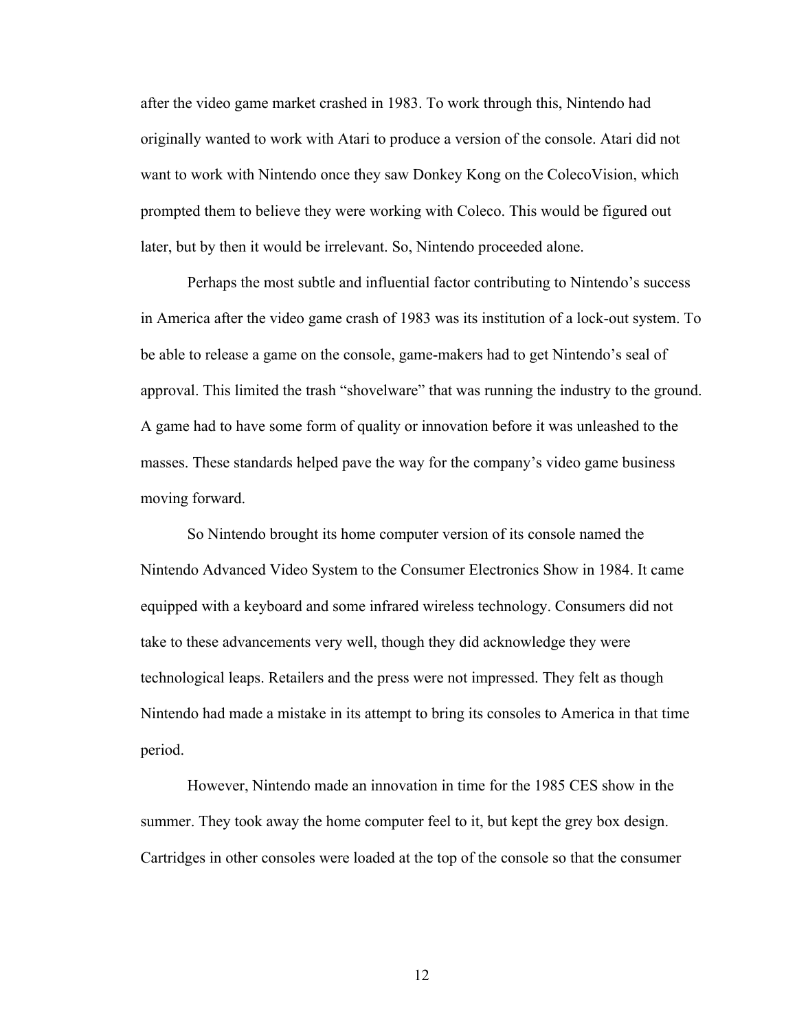after the video game market crashed in 1983. To work through this, Nintendo had originally wanted to work with Atari to produce a version of the console. Atari did not want to work with Nintendo once they saw Donkey Kong on the ColecoVision, which prompted them to believe they were working with Coleco. This would be figured out later, but by then it would be irrelevant. So, Nintendo proceeded alone.

Perhaps the most subtle and influential factor contributing to Nintendo's success in America after the video game crash of 1983 was its institution of a lock-out system. To be able to release a game on the console, game-makers had to get Nintendo's seal of approval. This limited the trash "shovelware" that was running the industry to the ground. A game had to have some form of quality or innovation before it was unleashed to the masses. These standards helped pave the way for the company's video game business moving forward.

So Nintendo brought its home computer version of its console named the Nintendo Advanced Video System to the Consumer Electronics Show in 1984. It came equipped with a keyboard and some infrared wireless technology. Consumers did not take to these advancements very well, though they did acknowledge they were technological leaps. Retailers and the press were not impressed. They felt as though Nintendo had made a mistake in its attempt to bring its consoles to America in that time period.

However, Nintendo made an innovation in time for the 1985 CES show in the summer. They took away the home computer feel to it, but kept the grey box design. Cartridges in other consoles were loaded at the top of the console so that the consumer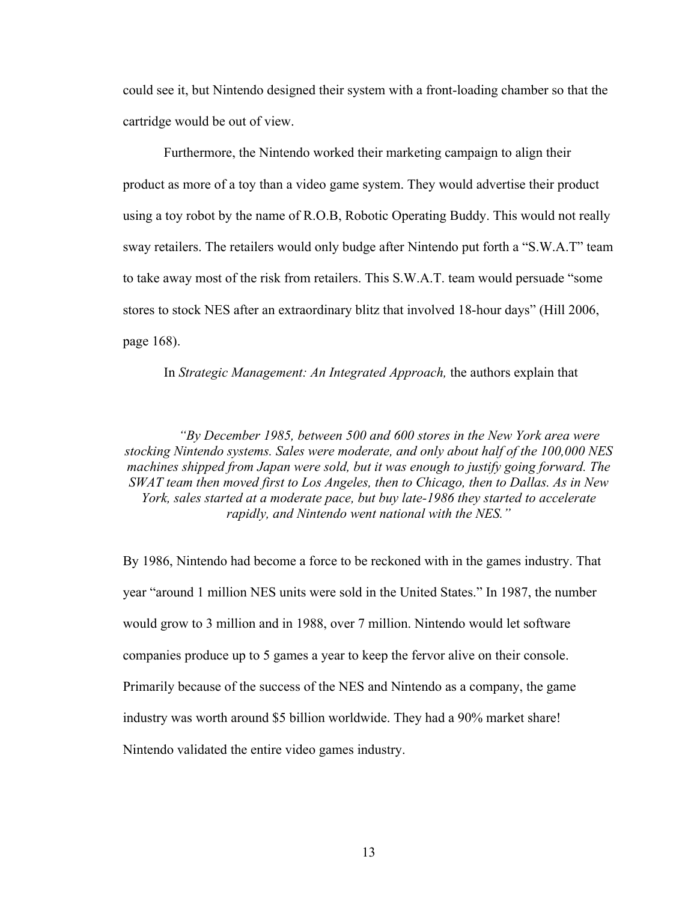could see it, but Nintendo designed their system with a front-loading chamber so that the cartridge would be out of view.

Furthermore, the Nintendo worked their marketing campaign to align their product as more of a toy than a video game system. They would advertise their product using a toy robot by the name of R.O.B, Robotic Operating Buddy. This would not really sway retailers. The retailers would only budge after Nintendo put forth a "S.W.A.T" team to take away most of the risk from retailers. This S.W.A.T. team would persuade "some stores to stock NES after an extraordinary blitz that involved 18-hour days" (Hill 2006, page 168).

In *Strategic Management: An Integrated Approach,* the authors explain that

> *"By December 1985, between 500 and 600 stores in the New York area were stocking Nintendo systems. Sales were moderate, and only about half of the 100,000 NES machines shipped from Japan were sold, but it was enough to justify going forward. The SWAT team then moved first to Los Angeles, then to Chicago, then to Dallas. As in New York, sales started at a moderate pace, but buy late-1986 they started to accelerate rapidly, and Nintendo went national with the NES."*

By 1986, Nintendo had become a force to be reckoned with in the games industry. That year "around 1 million NES units were sold in the United States." In 1987, the number would grow to 3 million and in 1988, over 7 million. Nintendo would let software companies produce up to 5 games a year to keep the fervor alive on their console. Primarily because of the success of the NES and Nintendo as a company, the game industry was worth around $5 billion worldwide. They had a 90% market share! Nintendo validated the entire video games industry.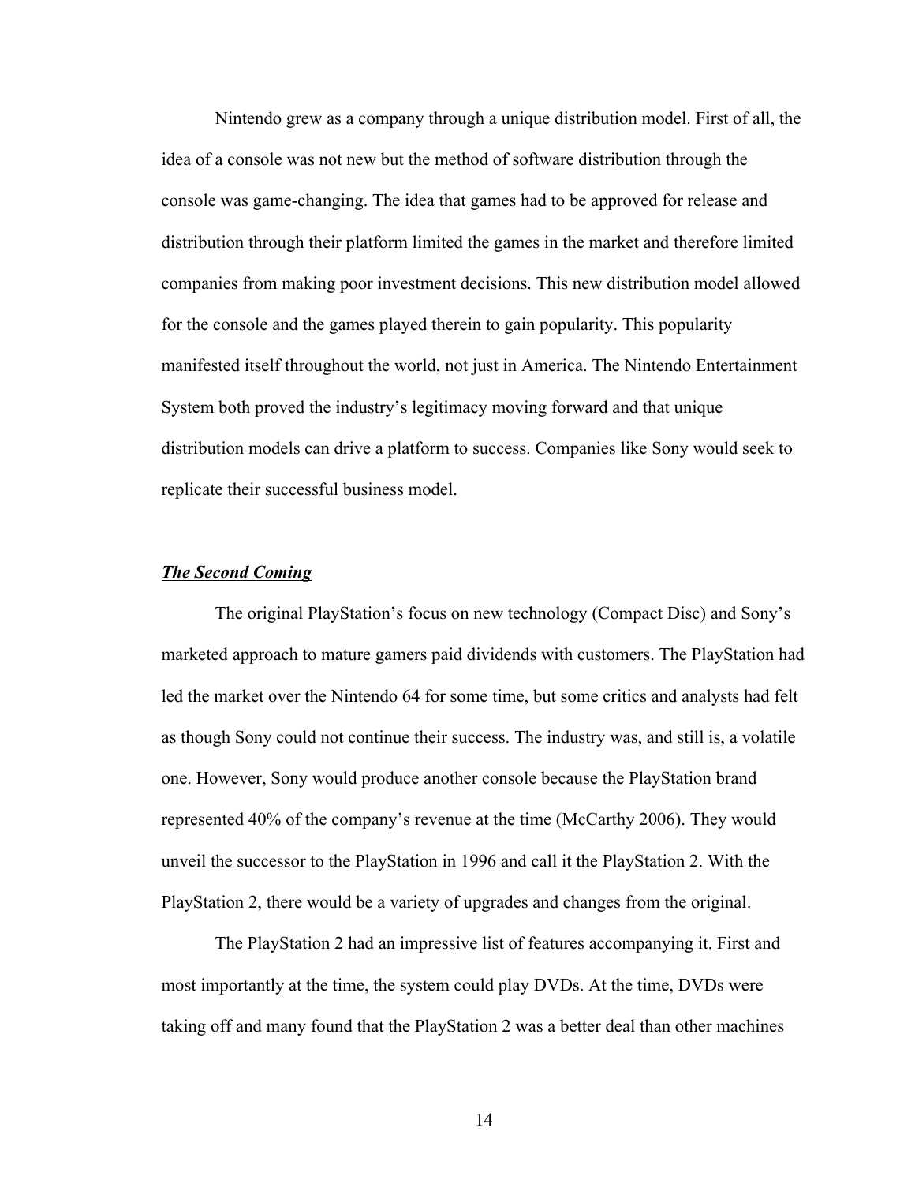Nintendo grew as a company through a unique distribution model. First of all, the idea of a console was not new but the method of software distribution through the console was game-changing. The idea that games had to be approved for release and distribution through their platform limited the games in the market and therefore limited companies from making poor investment decisions. This new distribution model allowed for the console and the games played therein to gain popularity. This popularity manifested itself throughout the world, not just in America. The Nintendo Entertainment System both proved the industry's legitimacy moving forward and that unique distribution models can drive a platform to success. Companies like Sony would seek to replicate their successful business model.

***The Second Coming***

The original PlayStation's focus on new technology (Compact Disc) and Sony's marketed approach to mature gamers paid dividends with customers. The PlayStation had led the market over the Nintendo 64 for some time, but some critics and analysts had felt as though Sony could not continue their success. The industry was, and still is, a volatile one. However, Sony would produce another console because the PlayStation brand represented 40% of the company's revenue at the time (McCarthy 2006). They would unveil the successor to the PlayStation in 1996 and call it the PlayStation 2. With the PlayStation 2, there would be a variety of upgrades and changes from the original.

The PlayStation 2 had an impressive list of features accompanying it. First and most importantly at the time, the system could play DVDs. At the time, DVDs were taking off and many found that the PlayStation 2 was a better deal than other machines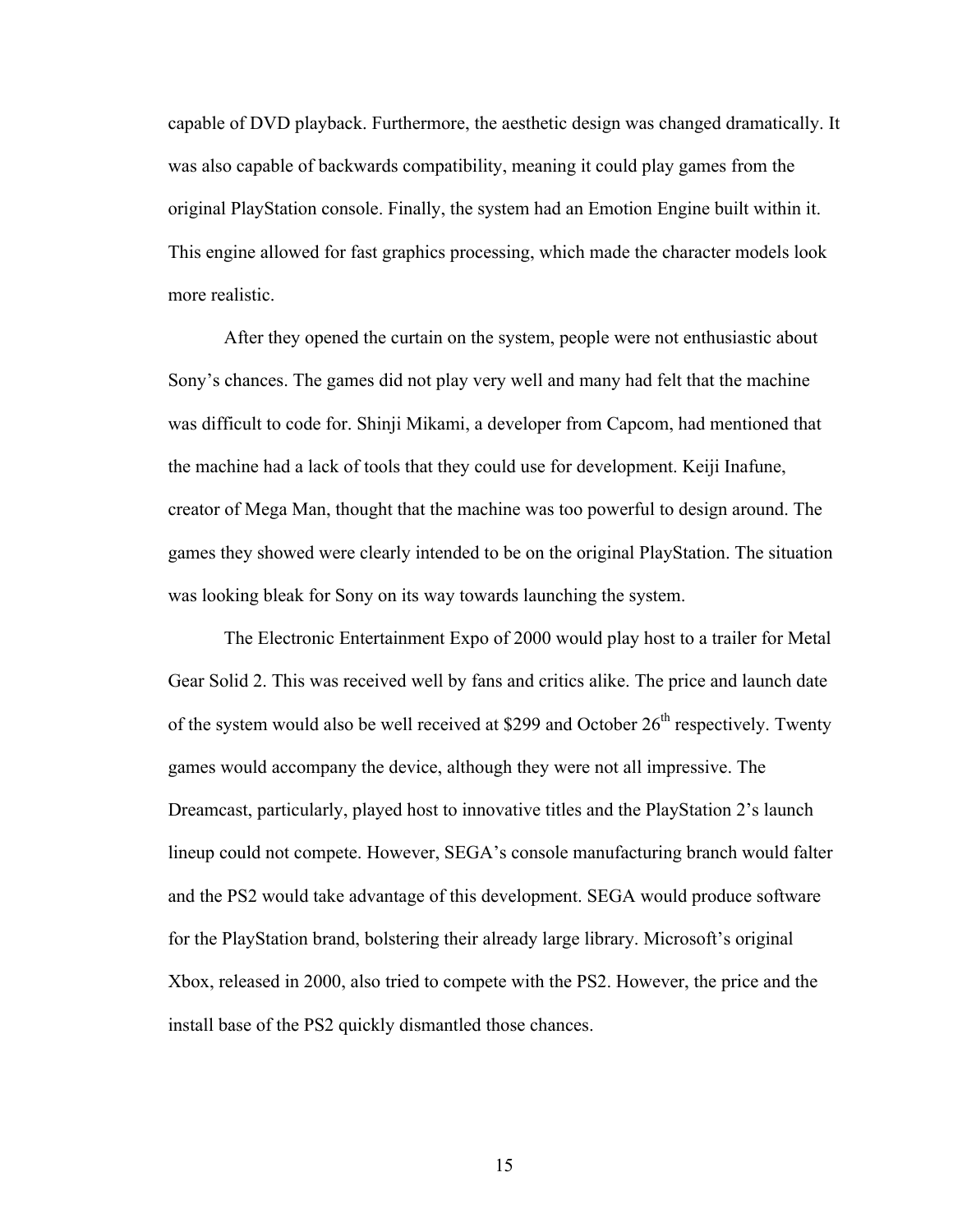capable of DVD playback. Furthermore, the aesthetic design was changed dramatically. It was also capable of backwards compatibility, meaning it could play games from the original PlayStation console. Finally, the system had an Emotion Engine built within it. This engine allowed for fast graphics processing, which made the character models look more realistic.

After they opened the curtain on the system, people were not enthusiastic about Sony's chances. The games did not play very well and many had felt that the machine was difficult to code for. Shinji Mikami, a developer from Capcom, had mentioned that the machine had a lack of tools that they could use for development. Keiji Inafune, creator of Mega Man, thought that the machine was too powerful to design around. The games they showed were clearly intended to be on the original PlayStation. The situation was looking bleak for Sony on its way towards launching the system.

The Electronic Entertainment Expo of 2000 would play host to a trailer for Metal Gear Solid 2. This was received well by fans and critics alike. The price and launch date of the system would also be well received at $299 and October 26th respectively. Twenty games would accompany the device, although they were not all impressive. The Dreamcast, particularly, played host to innovative titles and the PlayStation 2's launch lineup could not compete. However, SEGA's console manufacturing branch would falter and the PS2 would take advantage of this development. SEGA would produce software for the PlayStation brand, bolstering their already large library. Microsoft's original Xbox, released in 2000, also tried to compete with the PS2. However, the price and the install base of the PS2 quickly dismantled those chances.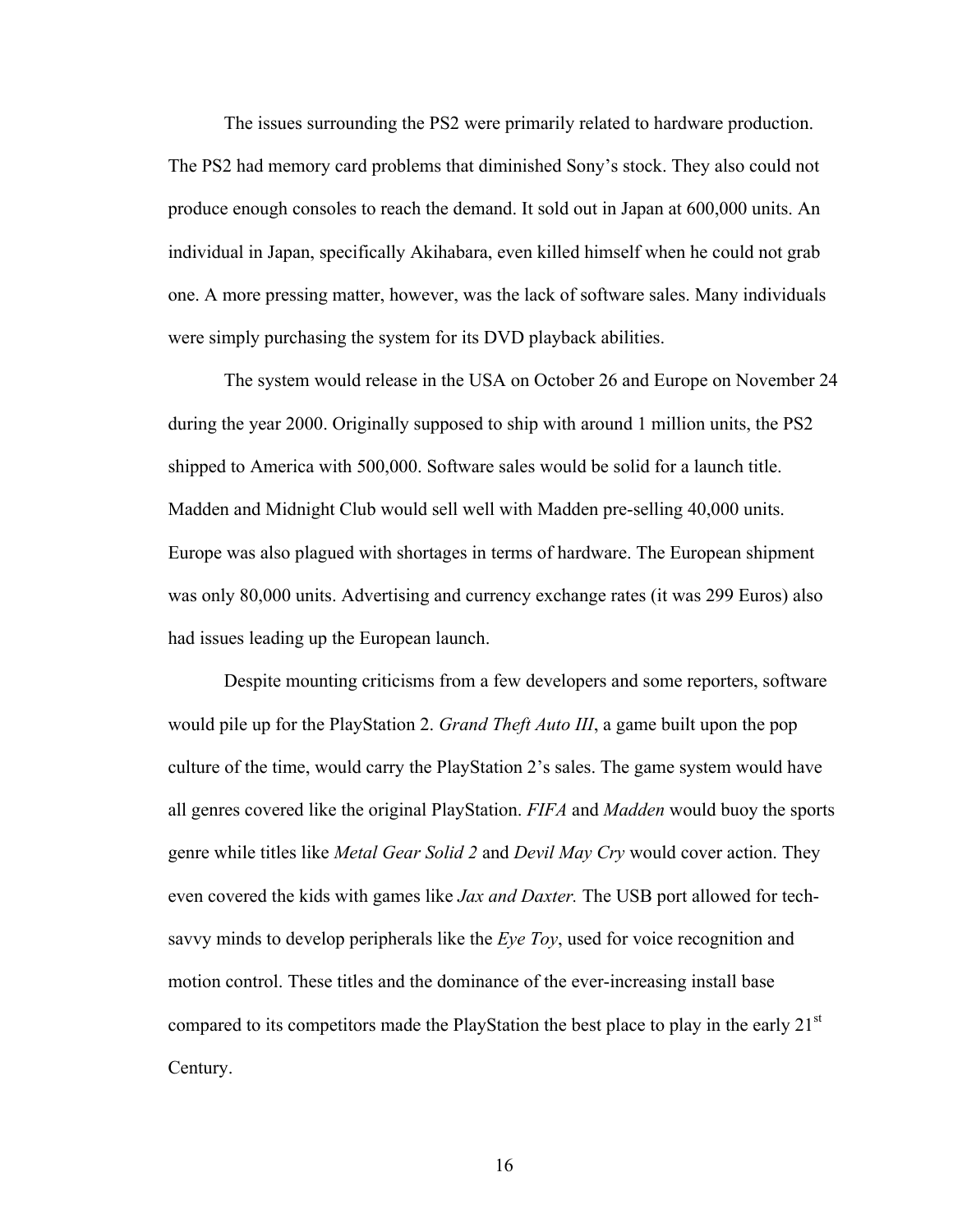The issues surrounding the PS2 were primarily related to hardware production. The PS2 had memory card problems that diminished Sony's stock. They also could not produce enough consoles to reach the demand. It sold out in Japan at 600,000 units. An individual in Japan, specifically Akihabara, even killed himself when he could not grab one. A more pressing matter, however, was the lack of software sales. Many individuals were simply purchasing the system for its DVD playback abilities.

The system would release in the USA on October 26 and Europe on November 24 during the year 2000. Originally supposed to ship with around 1 million units, the PS2 shipped to America with 500,000. Software sales would be solid for a launch title. Madden and Midnight Club would sell well with Madden pre-selling 40,000 units. Europe was also plagued with shortages in terms of hardware. The European shipment was only 80,000 units. Advertising and currency exchange rates (it was 299 Euros) also had issues leading up the European launch.

Despite mounting criticisms from a few developers and some reporters, software would pile up for the PlayStation 2. *Grand Theft Auto III*, a game built upon the pop culture of the time, would carry the PlayStation 2's sales. The game system would have all genres covered like the original PlayStation. *FIFA* and *Madden* would buoy the sports genre while titles like *Metal Gear Solid 2* and *Devil May Cry* would cover action. They even covered the kids with games like *Jax and Daxter.* The USB port allowed for tech-savvy minds to develop peripherals like the *Eye Toy*, used for voice recognition and motion control. These titles and the dominance of the ever-increasing install base compared to its competitors made the PlayStation the best place to play in the early 21st Century.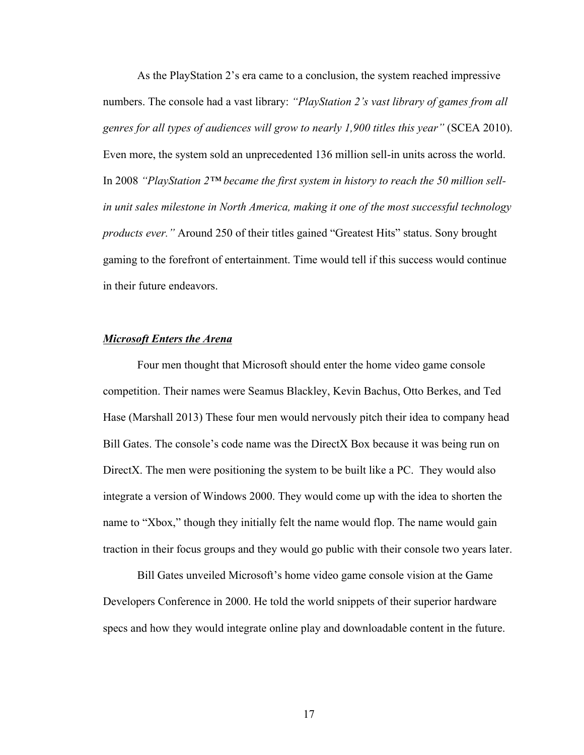As the PlayStation 2's era came to a conclusion, the system reached impressive numbers. The console had a vast library: *"PlayStation 2's vast library of games from all genres for all types of audiences will grow to nearly 1,900 titles this year"* (SCEA 2010). Even more, the system sold an unprecedented 136 million sell-in units across the world. In 2008 *"PlayStation 2™ became the first system in history to reach the 50 million sell-in unit sales milestone in North America, making it one of the most successful technology products ever."* Around 250 of their titles gained "Greatest Hits" status. Sony brought gaming to the forefront of entertainment. Time would tell if this success would continue in their future endeavors.

### ***Microsoft Enters the Arena***

Four men thought that Microsoft should enter the home video game console competition. Their names were Seamus Blackley, Kevin Bachus, Otto Berkes, and Ted Hase (Marshall 2013) These four men would nervously pitch their idea to company head Bill Gates. The console's code name was the DirectX Box because it was being run on DirectX. The men were positioning the system to be built like a PC. They would also integrate a version of Windows 2000. They would come up with the idea to shorten the name to "Xbox," though they initially felt the name would flop. The name would gain traction in their focus groups and they would go public with their console two years later.

Bill Gates unveiled Microsoft's home video game console vision at the Game Developers Conference in 2000. He told the world snippets of their superior hardware specs and how they would integrate online play and downloadable content in the future.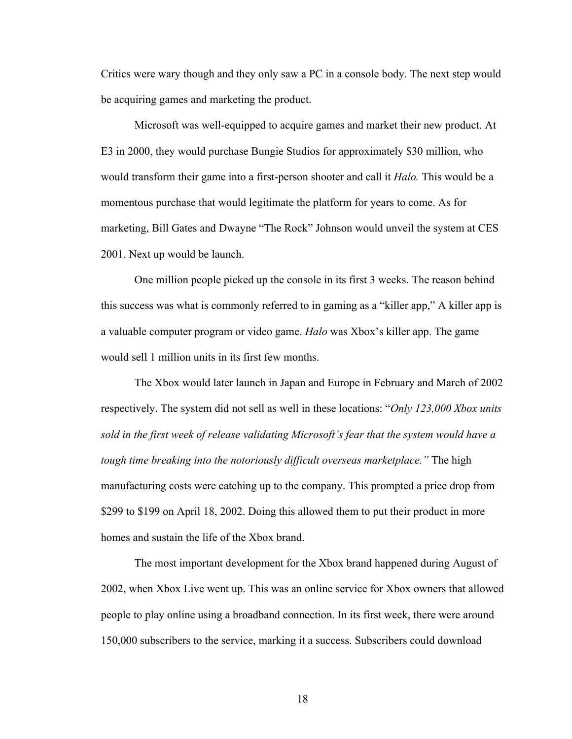Critics were wary though and they only saw a PC in a console body. The next step would be acquiring games and marketing the product.

Microsoft was well-equipped to acquire games and market their new product. At E3 in 2000, they would purchase Bungie Studios for approximately $30 million, who would transform their game into a first-person shooter and call it *Halo.* This would be a momentous purchase that would legitimate the platform for years to come. As for marketing, Bill Gates and Dwayne "The Rock" Johnson would unveil the system at CES 2001. Next up would be launch.

One million people picked up the console in its first 3 weeks. The reason behind this success was what is commonly referred to in gaming as a "killer app," A killer app is a valuable computer program or video game. *Halo* was Xbox's killer app. The game would sell 1 million units in its first few months.

The Xbox would later launch in Japan and Europe in February and March of 2002 respectively. The system did not sell as well in these locations: "*Only 123,000 Xbox units sold in the first week of release validating Microsoft's fear that the system would have a tough time breaking into the notoriously difficult overseas marketplace."* The high manufacturing costs were catching up to the company. This prompted a price drop from $299 to $199 on April 18, 2002. Doing this allowed them to put their product in more homes and sustain the life of the Xbox brand.

The most important development for the Xbox brand happened during August of 2002, when Xbox Live went up. This was an online service for Xbox owners that allowed people to play online using a broadband connection. In its first week, there were around 150,000 subscribers to the service, marking it a success. Subscribers could download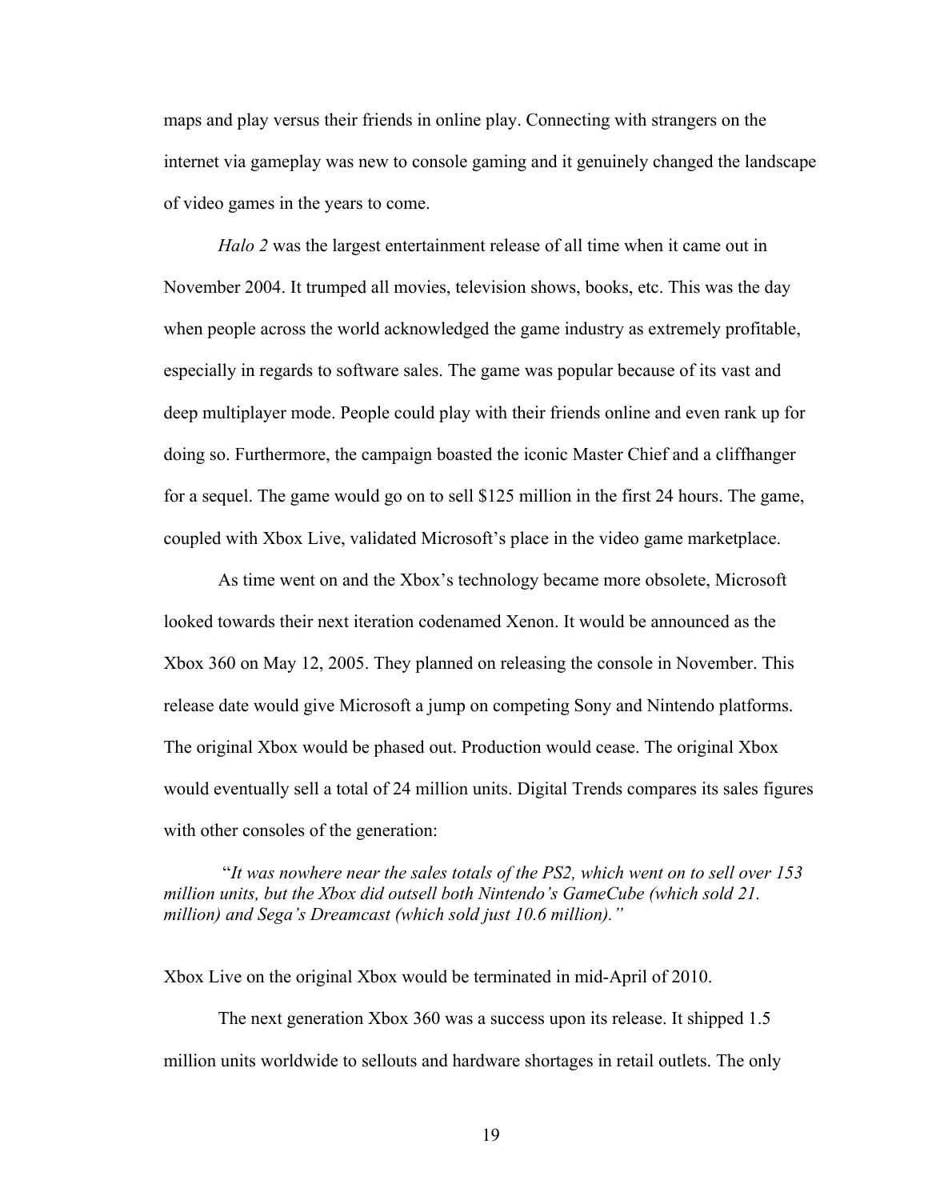maps and play versus their friends in online play. Connecting with strangers on the internet via gameplay was new to console gaming and it genuinely changed the landscape of video games in the years to come.

*Halo 2* was the largest entertainment release of all time when it came out in November 2004. It trumped all movies, television shows, books, etc. This was the day when people across the world acknowledged the game industry as extremely profitable, especially in regards to software sales. The game was popular because of its vast and deep multiplayer mode. People could play with their friends online and even rank up for doing so. Furthermore, the campaign boasted the iconic Master Chief and a cliffhanger for a sequel. The game would go on to sell $125 million in the first 24 hours. The game, coupled with Xbox Live, validated Microsoft's place in the video game marketplace.

As time went on and the Xbox's technology became more obsolete, Microsoft looked towards their next iteration codenamed Xenon. It would be announced as the Xbox 360 on May 12, 2005. They planned on releasing the console in November. This release date would give Microsoft a jump on competing Sony and Nintendo platforms. The original Xbox would be phased out. Production would cease. The original Xbox would eventually sell a total of 24 million units. Digital Trends compares its sales figures with other consoles of the generation:

> "*It was nowhere near the sales totals of the PS2, which went on to sell over 153 million units, but the Xbox did outsell both Nintendo's GameCube (which sold 21. million) and Sega's Dreamcast (which sold just 10.6 million).*"

Xbox Live on the original Xbox would be terminated in mid-April of 2010.

The next generation Xbox 360 was a success upon its release. It shipped 1.5 million units worldwide to sellouts and hardware shortages in retail outlets. The only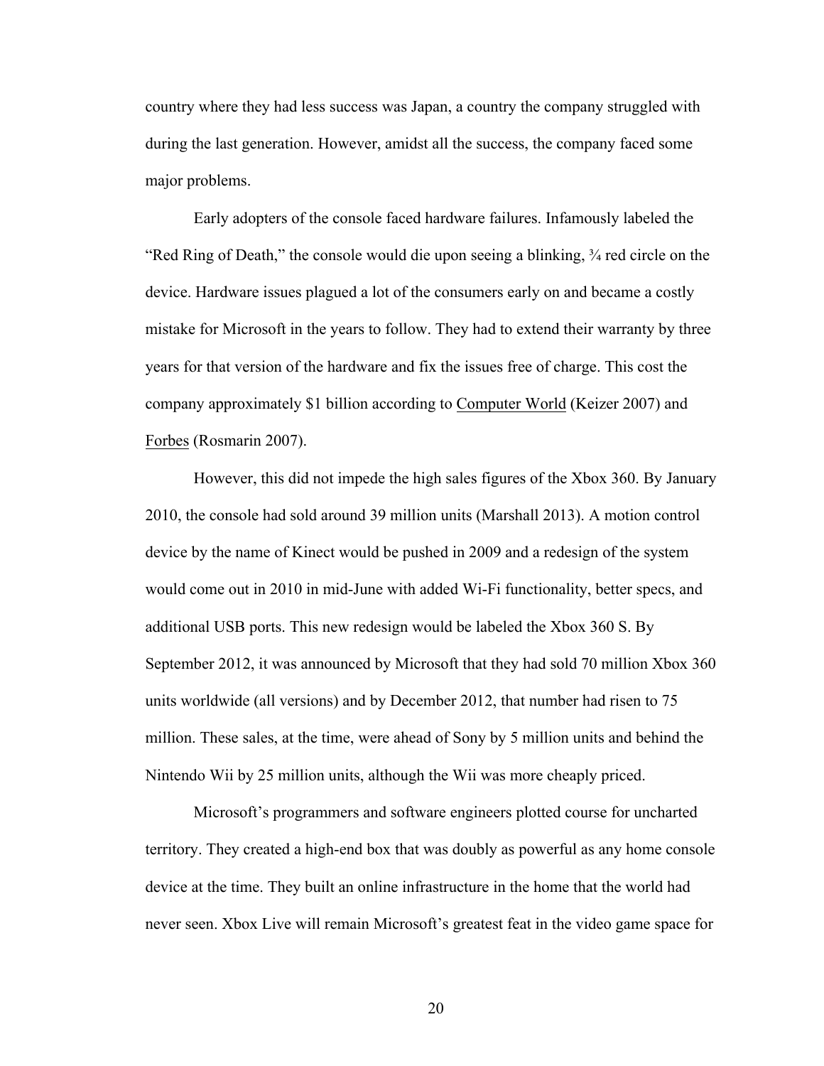country where they had less success was Japan, a country the company struggled with during the last generation. However, amidst all the success, the company faced some major problems.

Early adopters of the console faced hardware failures. Infamously labeled the "Red Ring of Death," the console would die upon seeing a blinking, ¾ red circle on the device. Hardware issues plagued a lot of the consumers early on and became a costly mistake for Microsoft in the years to follow. They had to extend their warranty by three years for that version of the hardware and fix the issues free of charge. This cost the company approximately $1 billion according to Computer World (Keizer 2007) and Forbes (Rosmarin 2007).

However, this did not impede the high sales figures of the Xbox 360. By January 2010, the console had sold around 39 million units (Marshall 2013). A motion control device by the name of Kinect would be pushed in 2009 and a redesign of the system would come out in 2010 in mid-June with added Wi-Fi functionality, better specs, and additional USB ports. This new redesign would be labeled the Xbox 360 S. By September 2012, it was announced by Microsoft that they had sold 70 million Xbox 360 units worldwide (all versions) and by December 2012, that number had risen to 75 million. These sales, at the time, were ahead of Sony by 5 million units and behind the Nintendo Wii by 25 million units, although the Wii was more cheaply priced.

Microsoft's programmers and software engineers plotted course for uncharted territory. They created a high-end box that was doubly as powerful as any home console device at the time. They built an online infrastructure in the home that the world had never seen. Xbox Live will remain Microsoft's greatest feat in the video game space for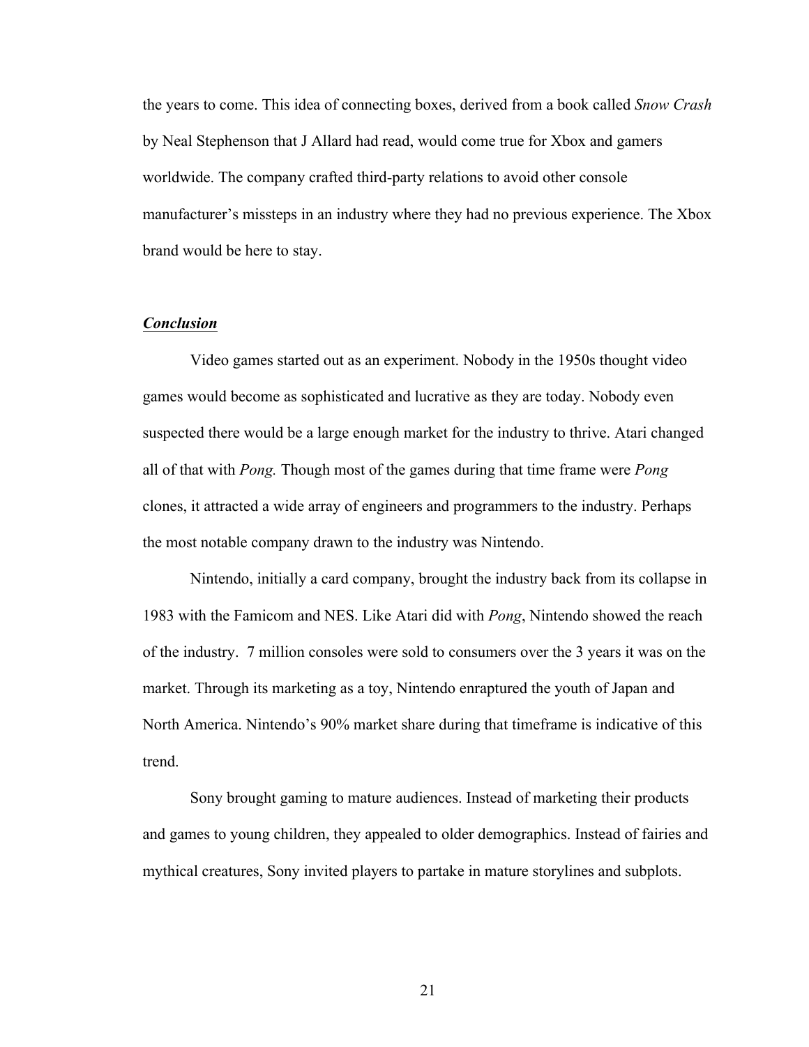the years to come. This idea of connecting boxes, derived from a book called *Snow Crash* by Neal Stephenson that J Allard had read, would come true for Xbox and gamers worldwide. The company crafted third-party relations to avoid other console manufacturer's missteps in an industry where they had no previous experience. The Xbox brand would be here to stay.

### ***Conclusion***

Video games started out as an experiment. Nobody in the 1950s thought video games would become as sophisticated and lucrative as they are today. Nobody even suspected there would be a large enough market for the industry to thrive. Atari changed all of that with *Pong.* Though most of the games during that time frame were *Pong* clones, it attracted a wide array of engineers and programmers to the industry. Perhaps the most notable company drawn to the industry was Nintendo.

Nintendo, initially a card company, brought the industry back from its collapse in 1983 with the Famicom and NES. Like Atari did with *Pong*, Nintendo showed the reach of the industry. 7 million consoles were sold to consumers over the 3 years it was on the market. Through its marketing as a toy, Nintendo enraptured the youth of Japan and North America. Nintendo's 90% market share during that timeframe is indicative of this trend.

Sony brought gaming to mature audiences. Instead of marketing their products and games to young children, they appealed to older demographics. Instead of fairies and mythical creatures, Sony invited players to partake in mature storylines and subplots.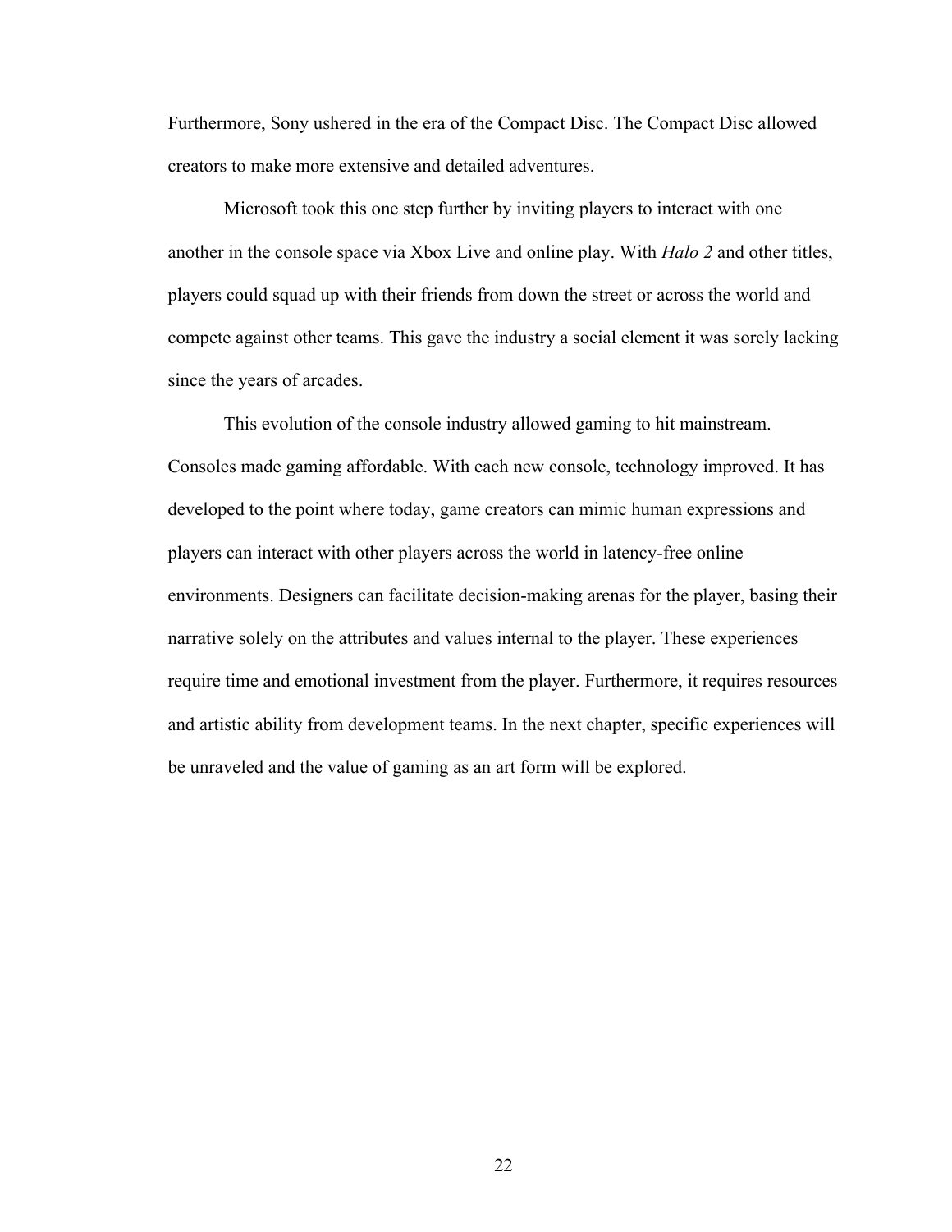Furthermore, Sony ushered in the era of the Compact Disc. The Compact Disc allowed creators to make more extensive and detailed adventures.

Microsoft took this one step further by inviting players to interact with one another in the console space via Xbox Live and online play. With *Halo 2* and other titles, players could squad up with their friends from down the street or across the world and compete against other teams. This gave the industry a social element it was sorely lacking since the years of arcades.

This evolution of the console industry allowed gaming to hit mainstream. Consoles made gaming affordable. With each new console, technology improved. It has developed to the point where today, game creators can mimic human expressions and players can interact with other players across the world in latency-free online environments. Designers can facilitate decision-making arenas for the player, basing their narrative solely on the attributes and values internal to the player. These experiences require time and emotional investment from the player. Furthermore, it requires resources and artistic ability from development teams. In the next chapter, specific experiences will be unraveled and the value of gaming as an art form will be explored.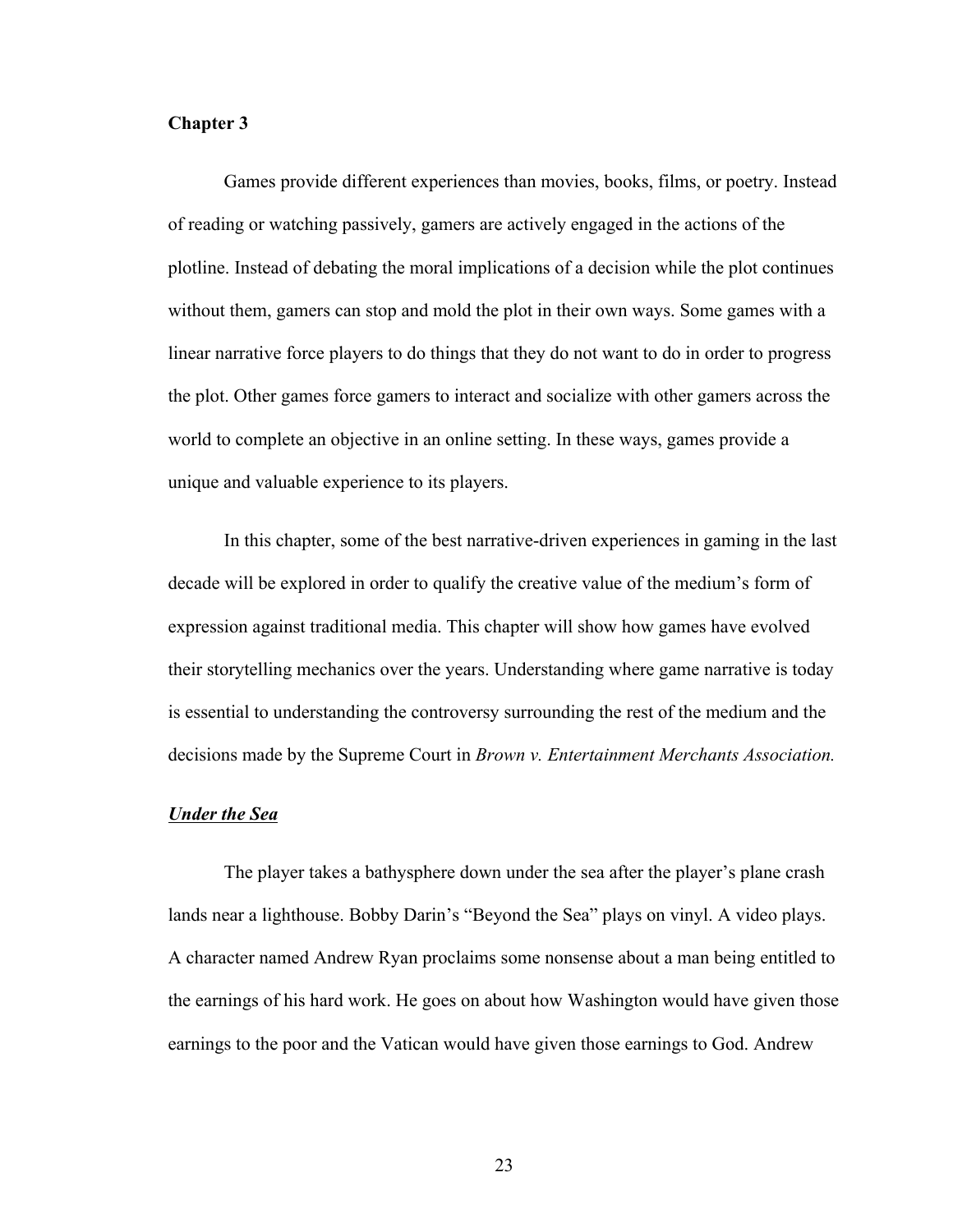## Chapter 3

Games provide different experiences than movies, books, films, or poetry. Instead of reading or watching passively, gamers are actively engaged in the actions of the plotline. Instead of debating the moral implications of a decision while the plot continues without them, gamers can stop and mold the plot in their own ways. Some games with a linear narrative force players to do things that they do not want to do in order to progress the plot. Other games force gamers to interact and socialize with other gamers across the world to complete an objective in an online setting. In these ways, games provide a unique and valuable experience to its players.

In this chapter, some of the best narrative-driven experiences in gaming in the last decade will be explored in order to qualify the creative value of the medium's form of expression against traditional media. This chapter will show how games have evolved their storytelling mechanics over the years. Understanding where game narrative is today is essential to understanding the controversy surrounding the rest of the medium and the decisions made by the Supreme Court in *Brown v. Entertainment Merchants Association.*

### ***Under the Sea***

The player takes a bathysphere down under the sea after the player's plane crash lands near a lighthouse. Bobby Darin's "Beyond the Sea" plays on vinyl. A video plays. A character named Andrew Ryan proclaims some nonsense about a man being entitled to the earnings of his hard work. He goes on about how Washington would have given those earnings to the poor and the Vatican would have given those earnings to God. Andrew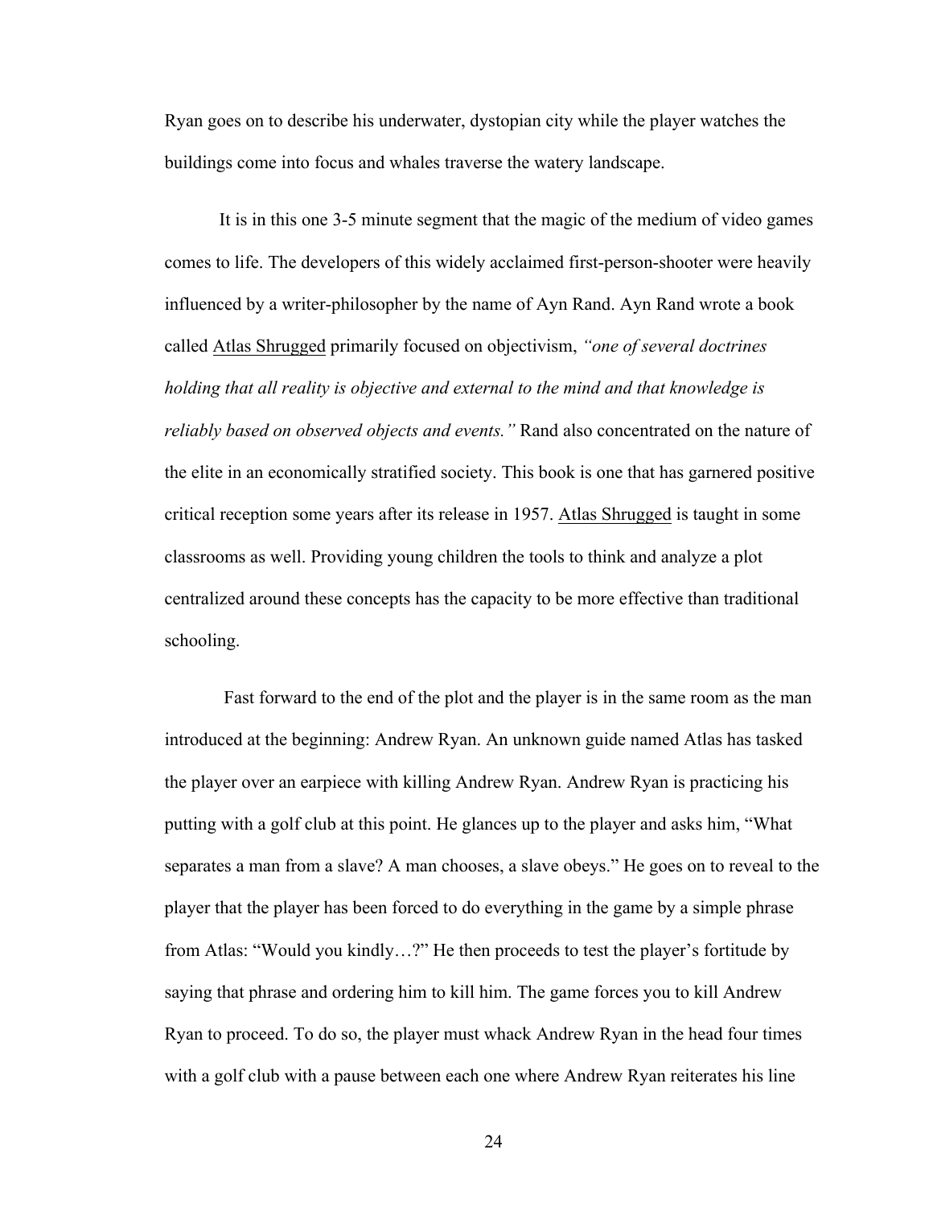Ryan goes on to describe his underwater, dystopian city while the player watches the buildings come into focus and whales traverse the watery landscape.

It is in this one 3-5 minute segment that the magic of the medium of video games comes to life. The developers of this widely acclaimed first-person-shooter were heavily influenced by a writer-philosopher by the name of Ayn Rand. Ayn Rand wrote a book called Atlas Shrugged primarily focused on objectivism, *"one of several doctrines holding that all reality is objective and external to the mind and that knowledge is reliably based on observed objects and events."* Rand also concentrated on the nature of the elite in an economically stratified society. This book is one that has garnered positive critical reception some years after its release in 1957. Atlas Shrugged is taught in some classrooms as well. Providing young children the tools to think and analyze a plot centralized around these concepts has the capacity to be more effective than traditional schooling.

Fast forward to the end of the plot and the player is in the same room as the man introduced at the beginning: Andrew Ryan. An unknown guide named Atlas has tasked the player over an earpiece with killing Andrew Ryan. Andrew Ryan is practicing his putting with a golf club at this point. He glances up to the player and asks him, "What separates a man from a slave? A man chooses, a slave obeys." He goes on to reveal to the player that the player has been forced to do everything in the game by a simple phrase from Atlas: "Would you kindly…?" He then proceeds to test the player's fortitude by saying that phrase and ordering him to kill him. The game forces you to kill Andrew Ryan to proceed. To do so, the player must whack Andrew Ryan in the head four times with a golf club with a pause between each one where Andrew Ryan reiterates his line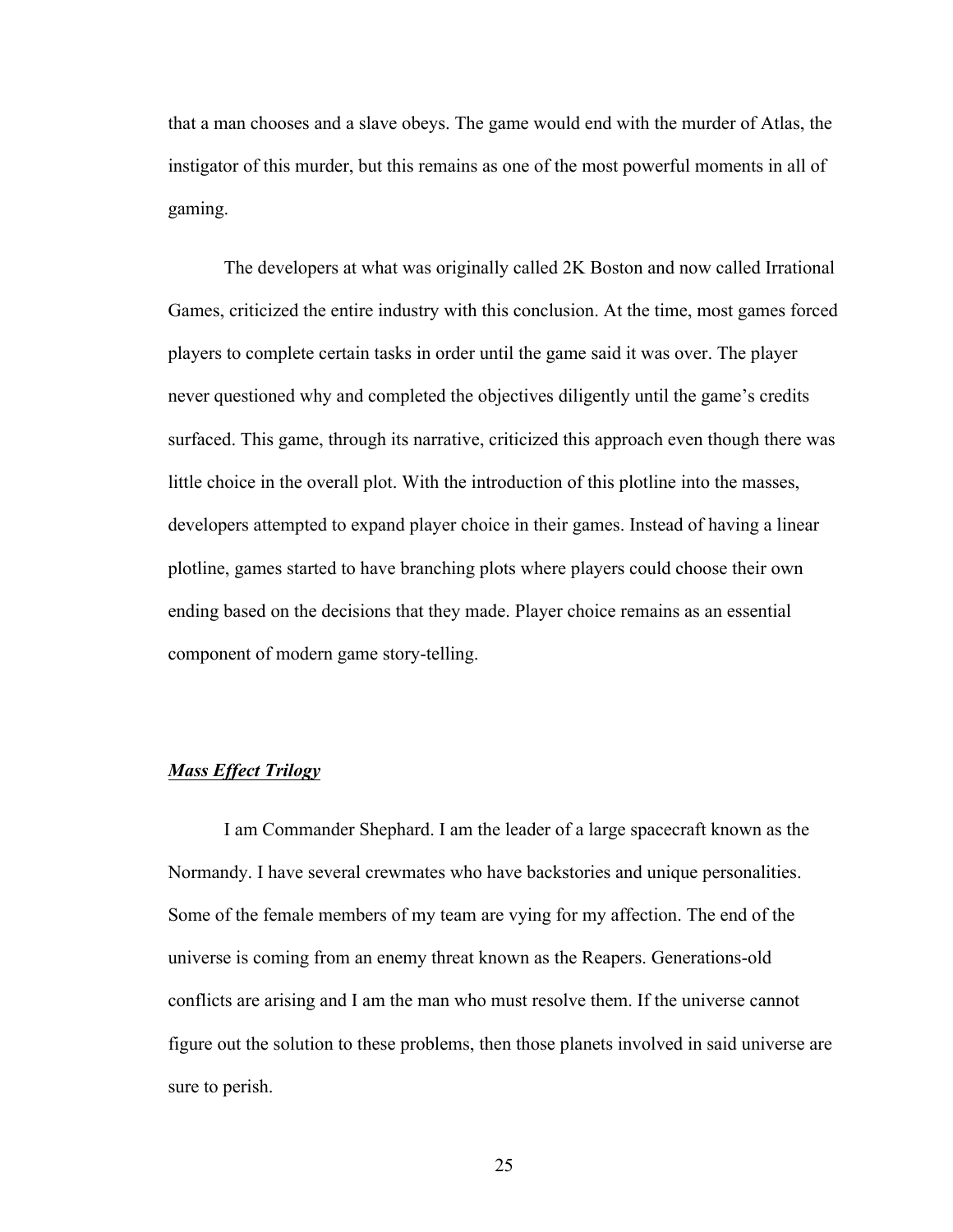that a man chooses and a slave obeys. The game would end with the murder of Atlas, the instigator of this murder, but this remains as one of the most powerful moments in all of gaming.

The developers at what was originally called 2K Boston and now called Irrational Games, criticized the entire industry with this conclusion. At the time, most games forced players to complete certain tasks in order until the game said it was over. The player never questioned why and completed the objectives diligently until the game's credits surfaced. This game, through its narrative, criticized this approach even though there was little choice in the overall plot. With the introduction of this plotline into the masses, developers attempted to expand player choice in their games. Instead of having a linear plotline, games started to have branching plots where players could choose their own ending based on the decisions that they made. Player choice remains as an essential component of modern game story-telling.

### ***Mass Effect Trilogy***

I am Commander Shephard. I am the leader of a large spacecraft known as the Normandy. I have several crewmates who have backstories and unique personalities. Some of the female members of my team are vying for my affection. The end of the universe is coming from an enemy threat known as the Reapers. Generations-old conflicts are arising and I am the man who must resolve them. If the universe cannot figure out the solution to these problems, then those planets involved in said universe are sure to perish.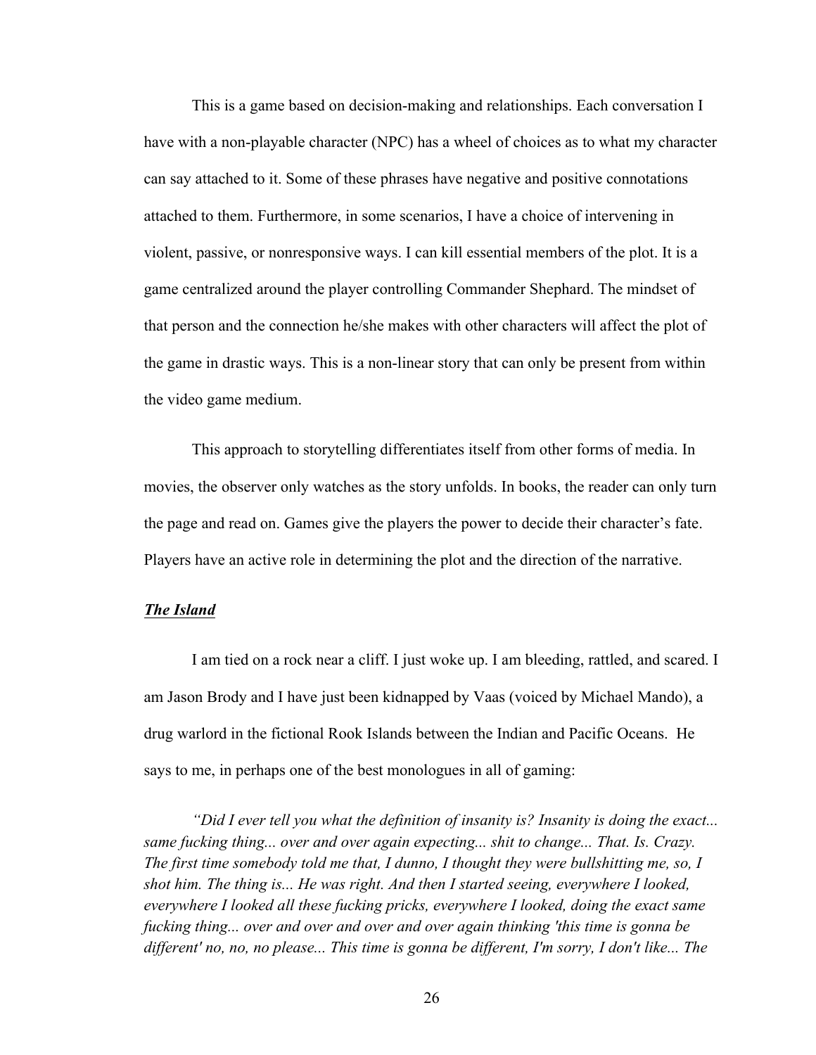This is a game based on decision-making and relationships. Each conversation I have with a non-playable character (NPC) has a wheel of choices as to what my character can say attached to it. Some of these phrases have negative and positive connotations attached to them. Furthermore, in some scenarios, I have a choice of intervening in violent, passive, or nonresponsive ways. I can kill essential members of the plot. It is a game centralized around the player controlling Commander Shephard. The mindset of that person and the connection he/she makes with other characters will affect the plot of the game in drastic ways. This is a non-linear story that can only be present from within the video game medium.

This approach to storytelling differentiates itself from other forms of media. In movies, the observer only watches as the story unfolds. In books, the reader can only turn the page and read on. Games give the players the power to decide their character's fate. Players have an active role in determining the plot and the direction of the narrative.

***<u>The Island</u>***

I am tied on a rock near a cliff. I just woke up. I am bleeding, rattled, and scared. I am Jason Brody and I have just been kidnapped by Vaas (voiced by Michael Mando), a drug warlord in the fictional Rook Islands between the Indian and Pacific Oceans. He says to me, in perhaps one of the best monologues in all of gaming:

*"Did I ever tell you what the definition of insanity is? Insanity is doing the exact... same fucking thing... over and over again expecting... shit to change... That. Is. Crazy. The first time somebody told me that, I dunno, I thought they were bullshitting me, so, I shot him. The thing is... He was right. And then I started seeing, everywhere I looked, everywhere I looked all these fucking pricks, everywhere I looked, doing the exact same fucking thing... over and over and over and over again thinking 'this time is gonna be different' no, no, no please... This time is gonna be different, I'm sorry, I don't like... The*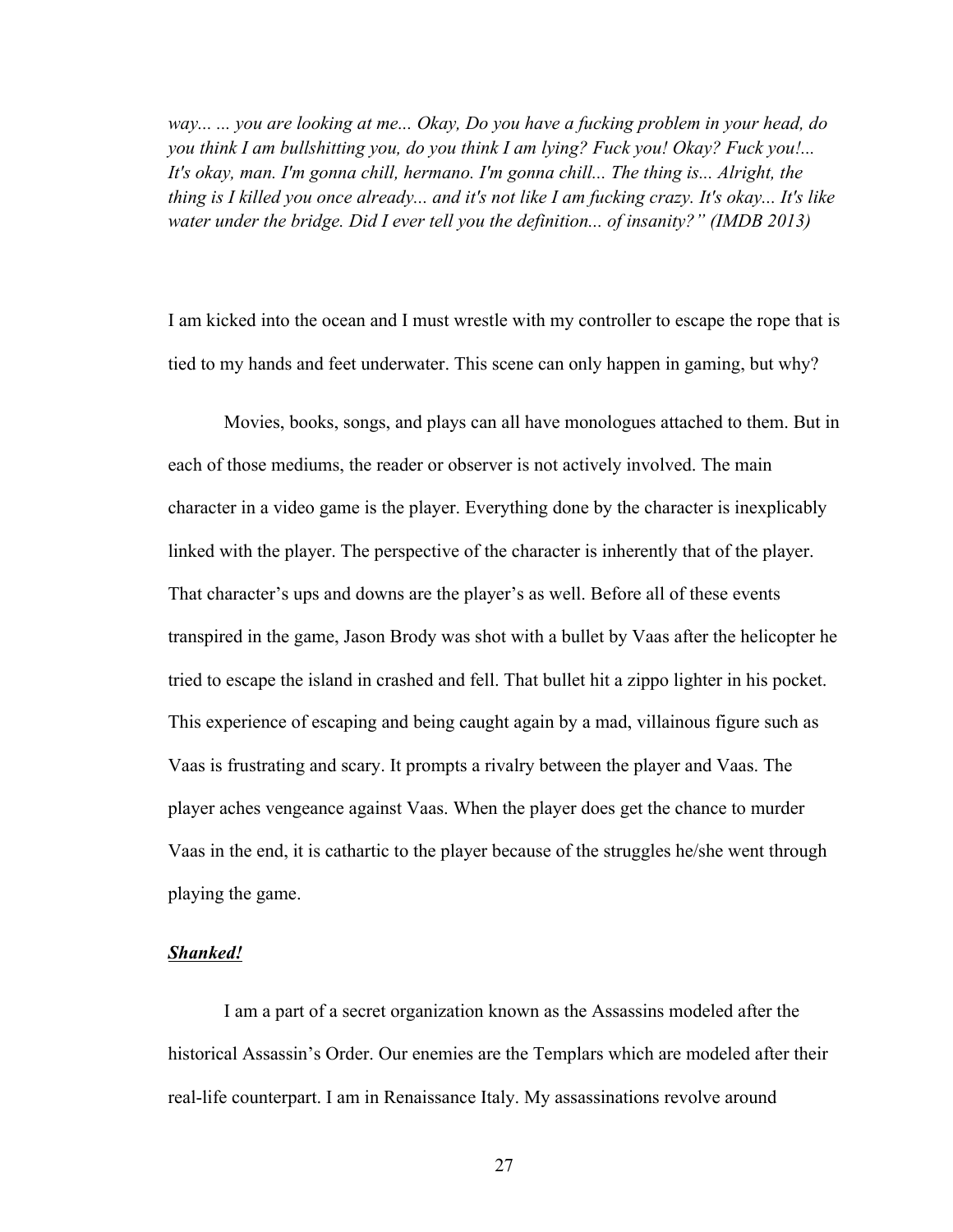*way... ... you are looking at me... Okay, Do you have a fucking problem in your head, do you think I am bullshitting you, do you think I am lying? Fuck you! Okay? Fuck you!... It's okay, man. I'm gonna chill, hermano. I'm gonna chill... The thing is... Alright, the thing is I killed you once already... and it's not like I am fucking crazy. It's okay... It's like water under the bridge. Did I ever tell you the definition... of insanity?" (IMDB 2013)*

I am kicked into the ocean and I must wrestle with my controller to escape the rope that is tied to my hands and feet underwater. This scene can only happen in gaming, but why?

Movies, books, songs, and plays can all have monologues attached to them. But in each of those mediums, the reader or observer is not actively involved. The main character in a video game is the player. Everything done by the character is inexplicably linked with the player. The perspective of the character is inherently that of the player. That character's ups and downs are the player's as well. Before all of these events transpired in the game, Jason Brody was shot with a bullet by Vaas after the helicopter he tried to escape the island in crashed and fell. That bullet hit a zippo lighter in his pocket. This experience of escaping and being caught again by a mad, villainous figure such as Vaas is frustrating and scary. It prompts a rivalry between the player and Vaas. The player aches vengeance against Vaas. When the player does get the chance to murder Vaas in the end, it is cathartic to the player because of the struggles he/she went through playing the game.

### ***Shanked!***

I am a part of a secret organization known as the Assassins modeled after the historical Assassin's Order. Our enemies are the Templars which are modeled after their real-life counterpart. I am in Renaissance Italy. My assassinations revolve around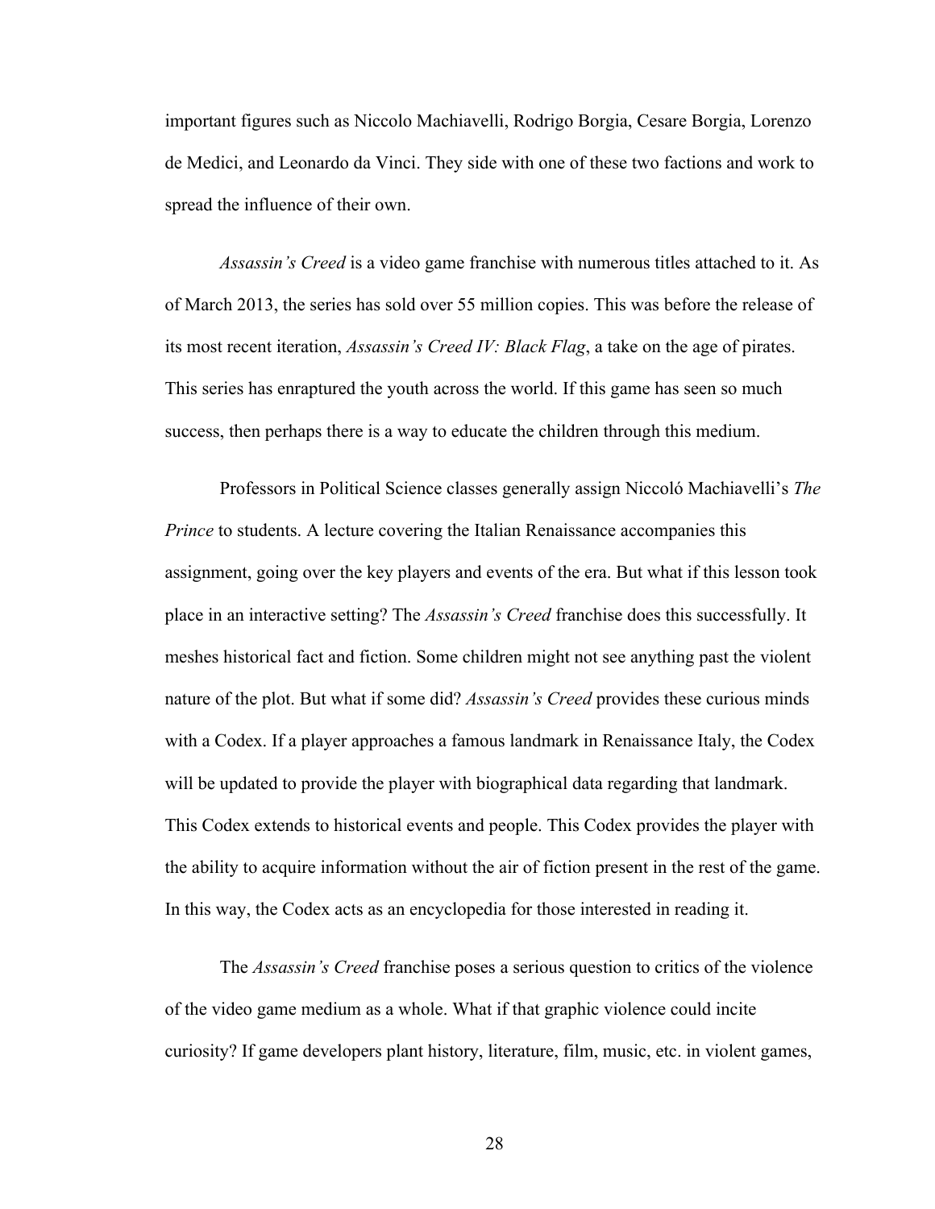important figures such as Niccolo Machiavelli, Rodrigo Borgia, Cesare Borgia, Lorenzo de Medici, and Leonardo da Vinci. They side with one of these two factions and work to spread the influence of their own.

*Assassin's Creed* is a video game franchise with numerous titles attached to it. As of March 2013, the series has sold over 55 million copies. This was before the release of its most recent iteration, *Assassin's Creed IV: Black Flag*, a take on the age of pirates. This series has enraptured the youth across the world. If this game has seen so much success, then perhaps there is a way to educate the children through this medium.

Professors in Political Science classes generally assign Niccoló Machiavelli's *The Prince* to students. A lecture covering the Italian Renaissance accompanies this assignment, going over the key players and events of the era. But what if this lesson took place in an interactive setting? The *Assassin's Creed* franchise does this successfully. It meshes historical fact and fiction. Some children might not see anything past the violent nature of the plot. But what if some did? *Assassin's Creed* provides these curious minds with a Codex. If a player approaches a famous landmark in Renaissance Italy, the Codex will be updated to provide the player with biographical data regarding that landmark. This Codex extends to historical events and people. This Codex provides the player with the ability to acquire information without the air of fiction present in the rest of the game. In this way, the Codex acts as an encyclopedia for those interested in reading it.

The *Assassin's Creed* franchise poses a serious question to critics of the violence of the video game medium as a whole. What if that graphic violence could incite curiosity? If game developers plant history, literature, film, music, etc. in violent games,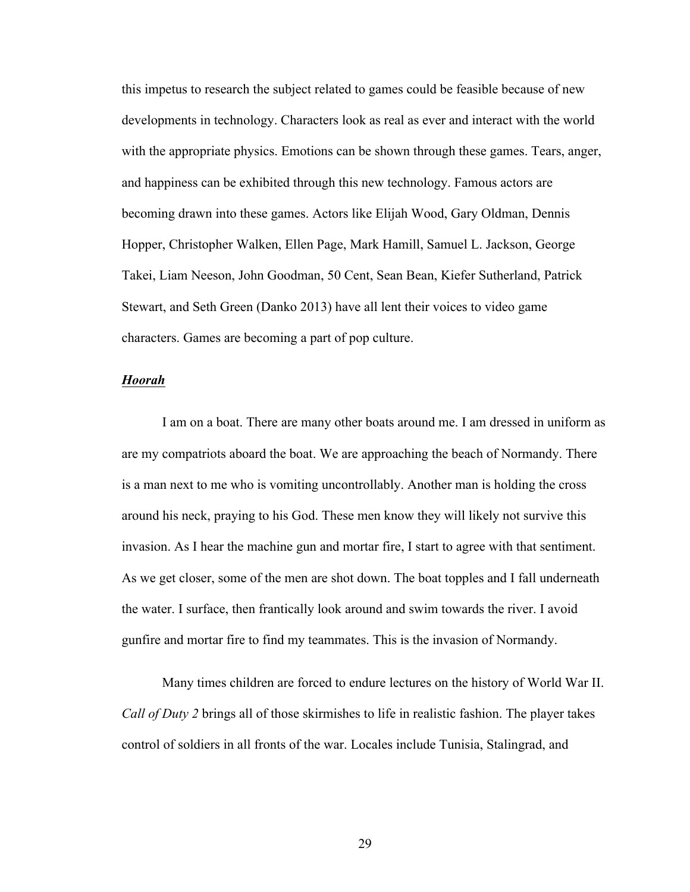this impetus to research the subject related to games could be feasible because of new developments in technology. Characters look as real as ever and interact with the world with the appropriate physics. Emotions can be shown through these games. Tears, anger, and happiness can be exhibited through this new technology. Famous actors are becoming drawn into these games. Actors like Elijah Wood, Gary Oldman, Dennis Hopper, Christopher Walken, Ellen Page, Mark Hamill, Samuel L. Jackson, George Takei, Liam Neeson, John Goodman, 50 Cent, Sean Bean, Kiefer Sutherland, Patrick Stewart, and Seth Green (Danko 2013) have all lent their voices to video game characters. Games are becoming a part of pop culture.

### ***Hoorah***

I am on a boat. There are many other boats around me. I am dressed in uniform as are my compatriots aboard the boat. We are approaching the beach of Normandy. There is a man next to me who is vomiting uncontrollably. Another man is holding the cross around his neck, praying to his God. These men know they will likely not survive this invasion. As I hear the machine gun and mortar fire, I start to agree with that sentiment. As we get closer, some of the men are shot down. The boat topples and I fall underneath the water. I surface, then frantically look around and swim towards the river. I avoid gunfire and mortar fire to find my teammates. This is the invasion of Normandy.

Many times children are forced to endure lectures on the history of World War II. *Call of Duty 2* brings all of those skirmishes to life in realistic fashion. The player takes control of soldiers in all fronts of the war. Locales include Tunisia, Stalingrad, and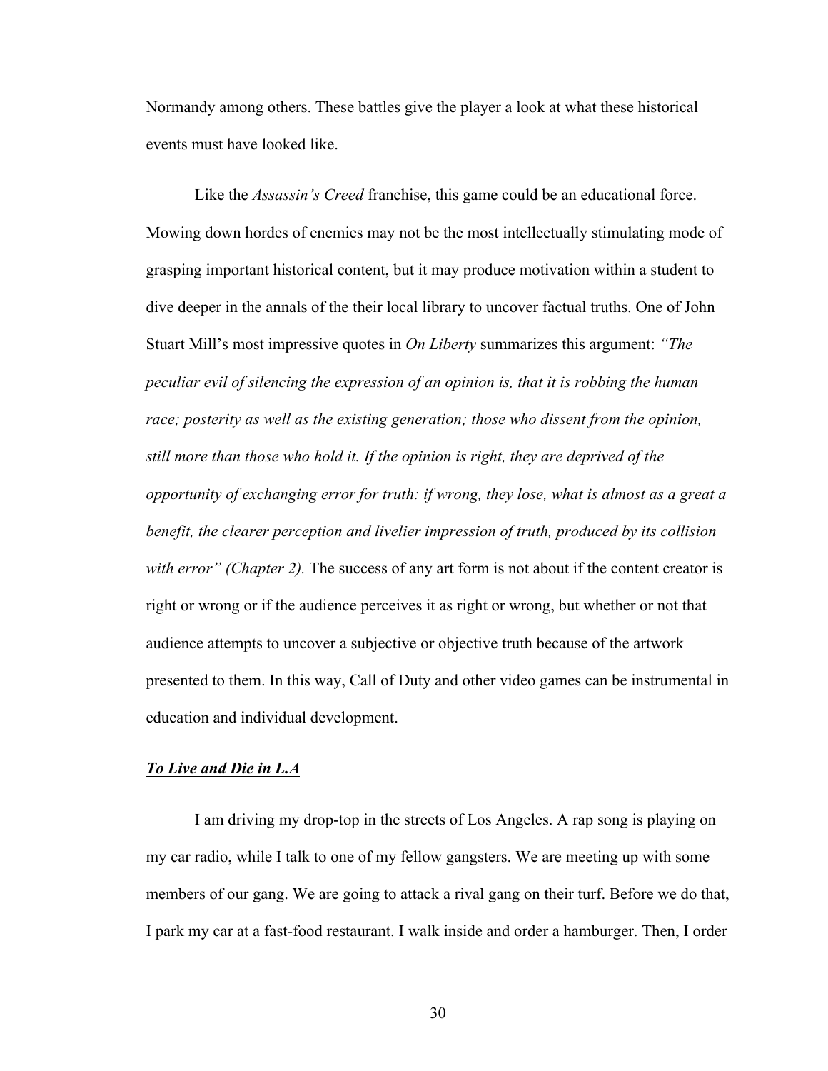Normandy among others. These battles give the player a look at what these historical events must have looked like.

Like the *Assassin's Creed* franchise, this game could be an educational force. Mowing down hordes of enemies may not be the most intellectually stimulating mode of grasping important historical content, but it may produce motivation within a student to dive deeper in the annals of the their local library to uncover factual truths. One of John Stuart Mill's most impressive quotes in *On Liberty* summarizes this argument: *"The peculiar evil of silencing the expression of an opinion is, that it is robbing the human race; posterity as well as the existing generation; those who dissent from the opinion, still more than those who hold it. If the opinion is right, they are deprived of the opportunity of exchanging error for truth: if wrong, they lose, what is almost as a great a benefit, the clearer perception and livelier impression of truth, produced by its collision with error" (Chapter 2).* The success of any art form is not about if the content creator is right or wrong or if the audience perceives it as right or wrong, but whether or not that audience attempts to uncover a subjective or objective truth because of the artwork presented to them. In this way, Call of Duty and other video games can be instrumental in education and individual development.

***To Live and Die in L.A***

I am driving my drop-top in the streets of Los Angeles. A rap song is playing on my car radio, while I talk to one of my fellow gangsters. We are meeting up with some members of our gang. We are going to attack a rival gang on their turf. Before we do that, I park my car at a fast-food restaurant. I walk inside and order a hamburger. Then, I order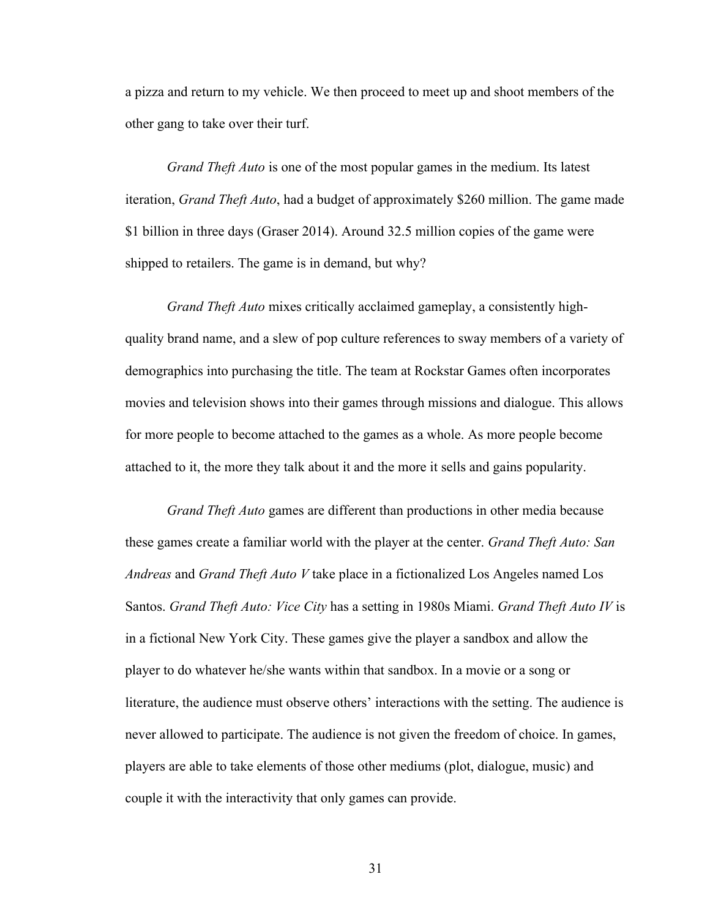a pizza and return to my vehicle. We then proceed to meet up and shoot members of the other gang to take over their turf.

*Grand Theft Auto* is one of the most popular games in the medium. Its latest iteration, *Grand Theft Auto*, had a budget of approximately $260 million. The game made $1 billion in three days (Graser 2014). Around 32.5 million copies of the game were shipped to retailers. The game is in demand, but why?

*Grand Theft Auto* mixes critically acclaimed gameplay, a consistently high-quality brand name, and a slew of pop culture references to sway members of a variety of demographics into purchasing the title. The team at Rockstar Games often incorporates movies and television shows into their games through missions and dialogue. This allows for more people to become attached to the games as a whole. As more people become attached to it, the more they talk about it and the more it sells and gains popularity.

*Grand Theft Auto* games are different than productions in other media because these games create a familiar world with the player at the center. *Grand Theft Auto: San Andreas* and *Grand Theft Auto V* take place in a fictionalized Los Angeles named Los Santos. *Grand Theft Auto: Vice City* has a setting in 1980s Miami. *Grand Theft Auto IV* is in a fictional New York City. These games give the player a sandbox and allow the player to do whatever he/she wants within that sandbox. In a movie or a song or literature, the audience must observe others' interactions with the setting. The audience is never allowed to participate. The audience is not given the freedom of choice. In games, players are able to take elements of those other mediums (plot, dialogue, music) and couple it with the interactivity that only games can provide.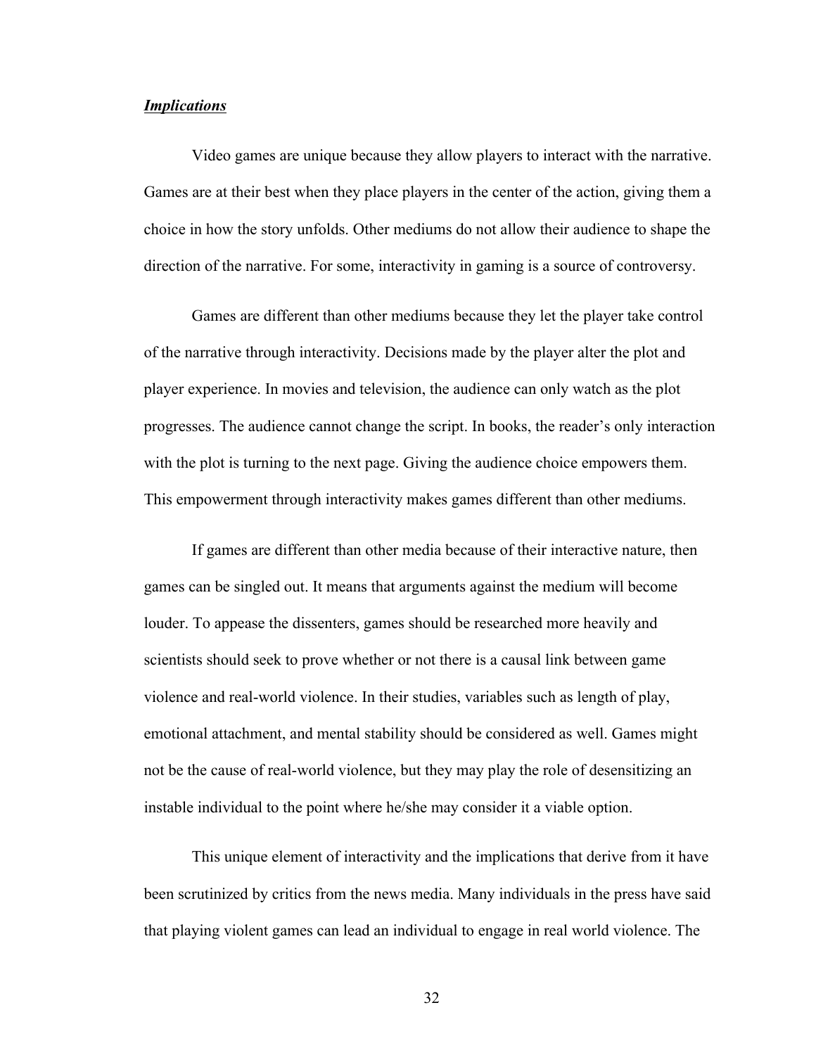***Implications***

Video games are unique because they allow players to interact with the narrative. Games are at their best when they place players in the center of the action, giving them a choice in how the story unfolds. Other mediums do not allow their audience to shape the direction of the narrative. For some, interactivity in gaming is a source of controversy.

Games are different than other mediums because they let the player take control of the narrative through interactivity. Decisions made by the player alter the plot and player experience. In movies and television, the audience can only watch as the plot progresses. The audience cannot change the script. In books, the reader's only interaction with the plot is turning to the next page. Giving the audience choice empowers them. This empowerment through interactivity makes games different than other mediums.

If games are different than other media because of their interactive nature, then games can be singled out. It means that arguments against the medium will become louder. To appease the dissenters, games should be researched more heavily and scientists should seek to prove whether or not there is a causal link between game violence and real-world violence. In their studies, variables such as length of play, emotional attachment, and mental stability should be considered as well. Games might not be the cause of real-world violence, but they may play the role of desensitizing an instable individual to the point where he/she may consider it a viable option.

This unique element of interactivity and the implications that derive from it have been scrutinized by critics from the news media. Many individuals in the press have said that playing violent games can lead an individual to engage in real world violence. The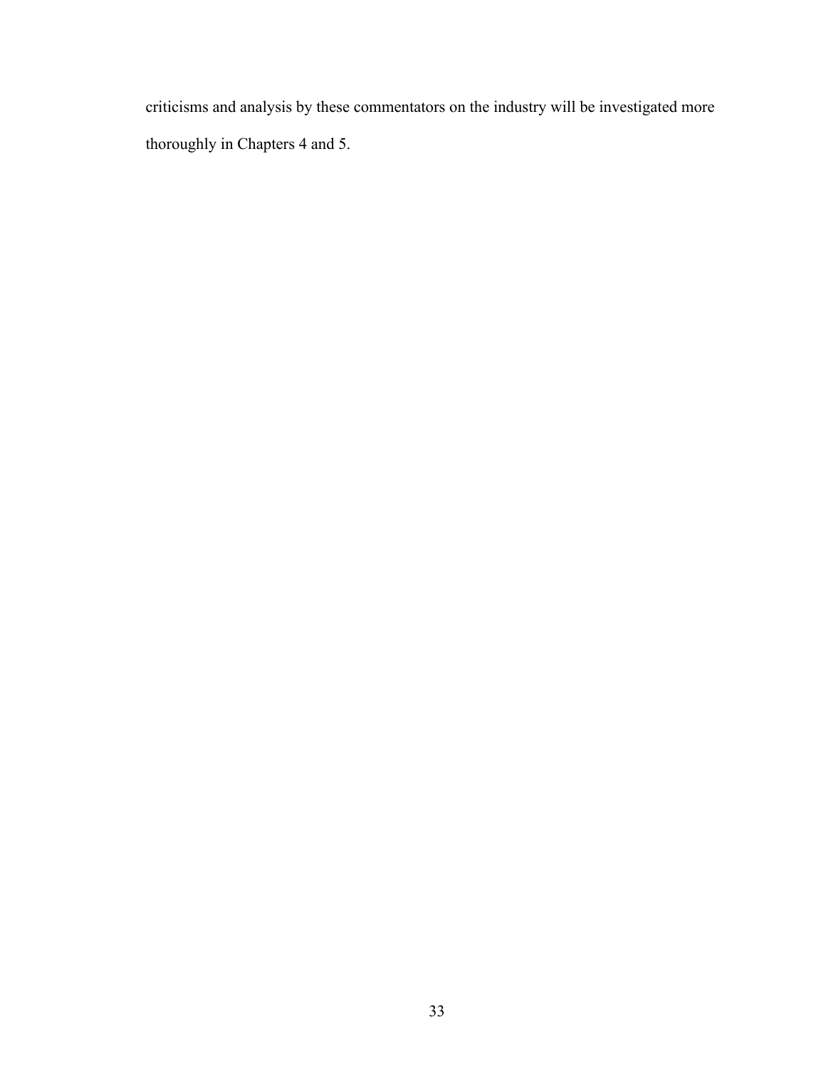criticisms and analysis by these commentators on the industry will be investigated more thoroughly in Chapters 4 and 5.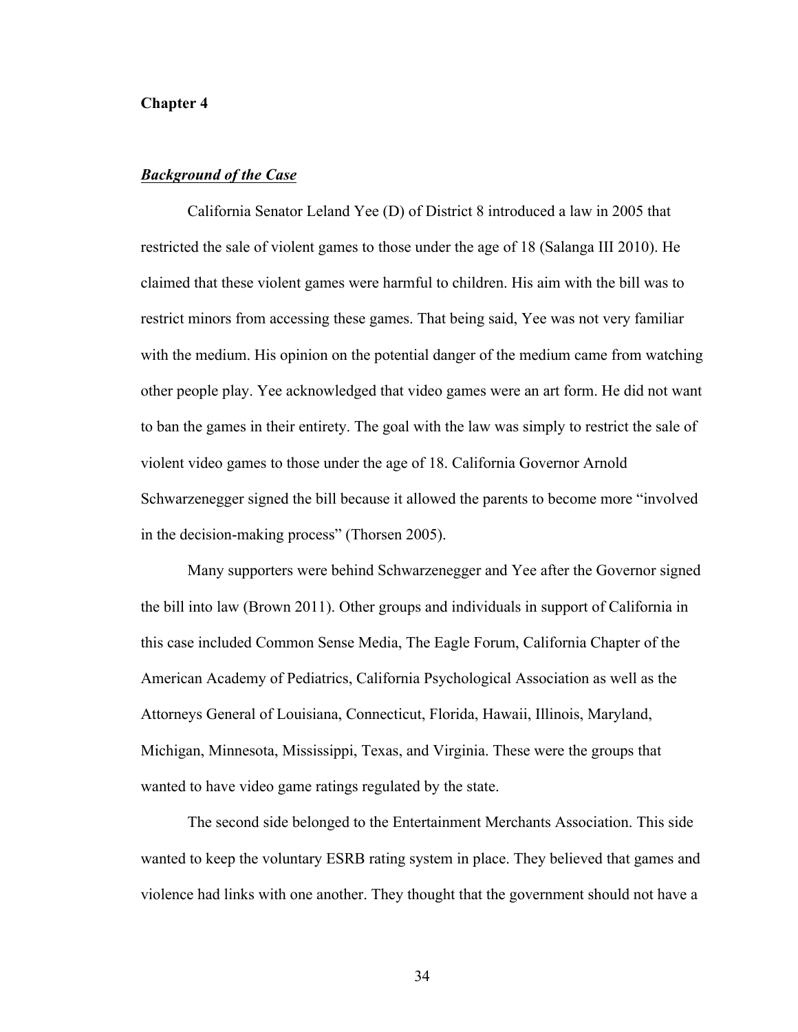**Chapter 4**

***Background of the Case***

California Senator Leland Yee (D) of District 8 introduced a law in 2005 that restricted the sale of violent games to those under the age of 18 (Salanga III 2010). He claimed that these violent games were harmful to children. His aim with the bill was to restrict minors from accessing these games. That being said, Yee was not very familiar with the medium. His opinion on the potential danger of the medium came from watching other people play. Yee acknowledged that video games were an art form. He did not want to ban the games in their entirety. The goal with the law was simply to restrict the sale of violent video games to those under the age of 18. California Governor Arnold Schwarzenegger signed the bill because it allowed the parents to become more "involved in the decision-making process" (Thorsen 2005).

Many supporters were behind Schwarzenegger and Yee after the Governor signed the bill into law (Brown 2011). Other groups and individuals in support of California in this case included Common Sense Media, The Eagle Forum, California Chapter of the American Academy of Pediatrics, California Psychological Association as well as the Attorneys General of Louisiana, Connecticut, Florida, Hawaii, Illinois, Maryland, Michigan, Minnesota, Mississippi, Texas, and Virginia. These were the groups that wanted to have video game ratings regulated by the state.

The second side belonged to the Entertainment Merchants Association. This side wanted to keep the voluntary ESRB rating system in place. They believed that games and violence had links with one another. They thought that the government should not have a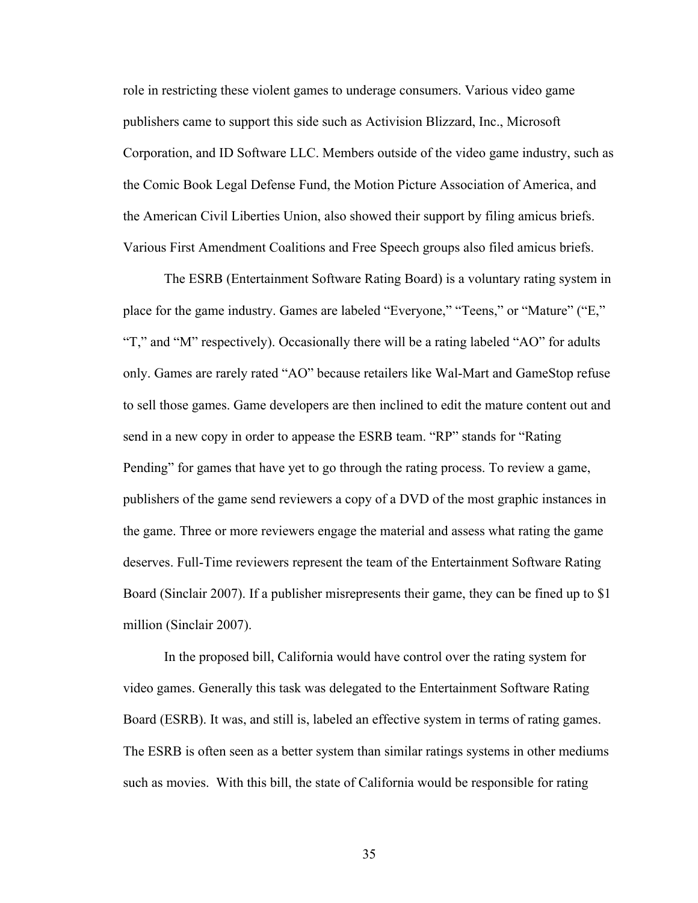role in restricting these violent games to underage consumers. Various video game publishers came to support this side such as Activision Blizzard, Inc., Microsoft Corporation, and ID Software LLC. Members outside of the video game industry, such as the Comic Book Legal Defense Fund, the Motion Picture Association of America, and the American Civil Liberties Union, also showed their support by filing amicus briefs. Various First Amendment Coalitions and Free Speech groups also filed amicus briefs.

The ESRB (Entertainment Software Rating Board) is a voluntary rating system in place for the game industry. Games are labeled "Everyone," "Teens," or "Mature" ("E," "T," and "M" respectively). Occasionally there will be a rating labeled "AO" for adults only. Games are rarely rated "AO" because retailers like Wal-Mart and GameStop refuse to sell those games. Game developers are then inclined to edit the mature content out and send in a new copy in order to appease the ESRB team. "RP" stands for "Rating Pending" for games that have yet to go through the rating process. To review a game, publishers of the game send reviewers a copy of a DVD of the most graphic instances in the game. Three or more reviewers engage the material and assess what rating the game deserves. Full-Time reviewers represent the team of the Entertainment Software Rating Board (Sinclair 2007). If a publisher misrepresents their game, they can be fined up to $1 million (Sinclair 2007).

In the proposed bill, California would have control over the rating system for video games. Generally this task was delegated to the Entertainment Software Rating Board (ESRB). It was, and still is, labeled an effective system in terms of rating games. The ESRB is often seen as a better system than similar ratings systems in other mediums such as movies. With this bill, the state of California would be responsible for rating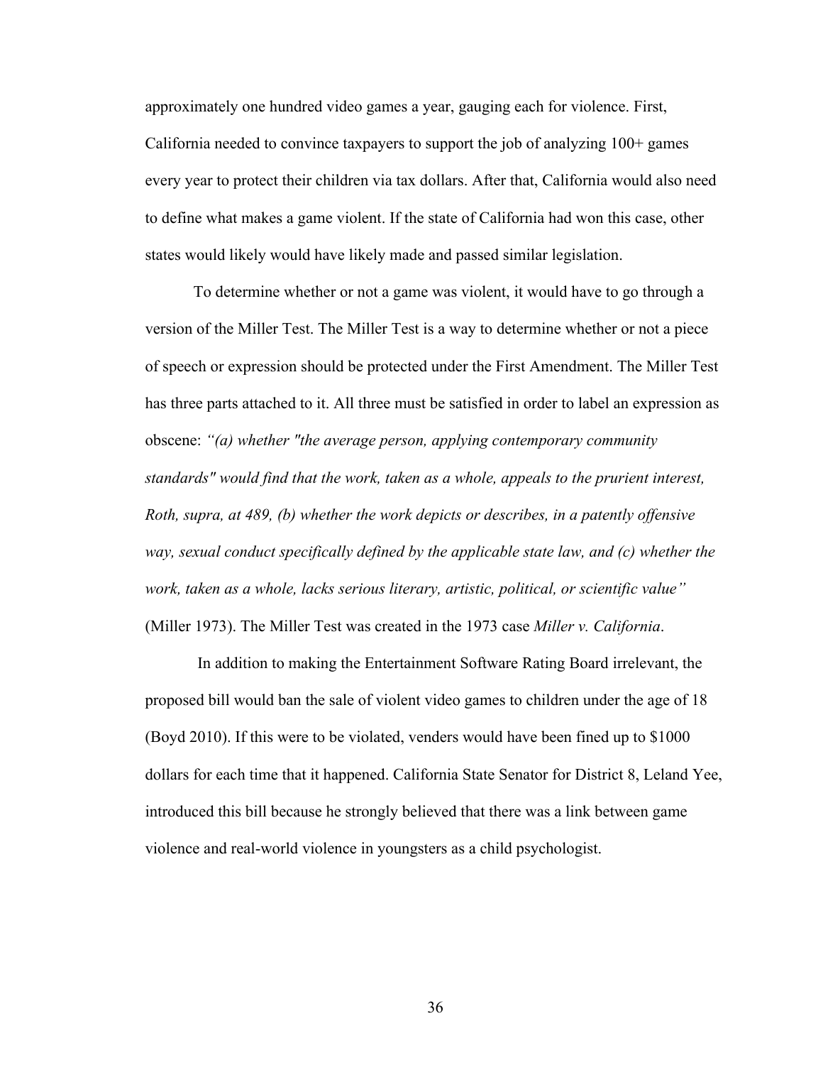approximately one hundred video games a year, gauging each for violence. First, California needed to convince taxpayers to support the job of analyzing 100+ games every year to protect their children via tax dollars. After that, California would also need to define what makes a game violent. If the state of California had won this case, other states would likely would have likely made and passed similar legislation.

To determine whether or not a game was violent, it would have to go through a version of the Miller Test. The Miller Test is a way to determine whether or not a piece of speech or expression should be protected under the First Amendment. The Miller Test has three parts attached to it. All three must be satisfied in order to label an expression as obscene: *"(a) whether "the average person, applying contemporary community standards" would find that the work, taken as a whole, appeals to the prurient interest, Roth, supra, at 489, (b) whether the work depicts or describes, in a patently offensive way, sexual conduct specifically defined by the applicable state law, and (c) whether the work, taken as a whole, lacks serious literary, artistic, political, or scientific value"* (Miller 1973). The Miller Test was created in the 1973 case *Miller v. California*.

In addition to making the Entertainment Software Rating Board irrelevant, the proposed bill would ban the sale of violent video games to children under the age of 18 (Boyd 2010). If this were to be violated, venders would have been fined up to $1000 dollars for each time that it happened. California State Senator for District 8, Leland Yee, introduced this bill because he strongly believed that there was a link between game violence and real-world violence in youngsters as a child psychologist.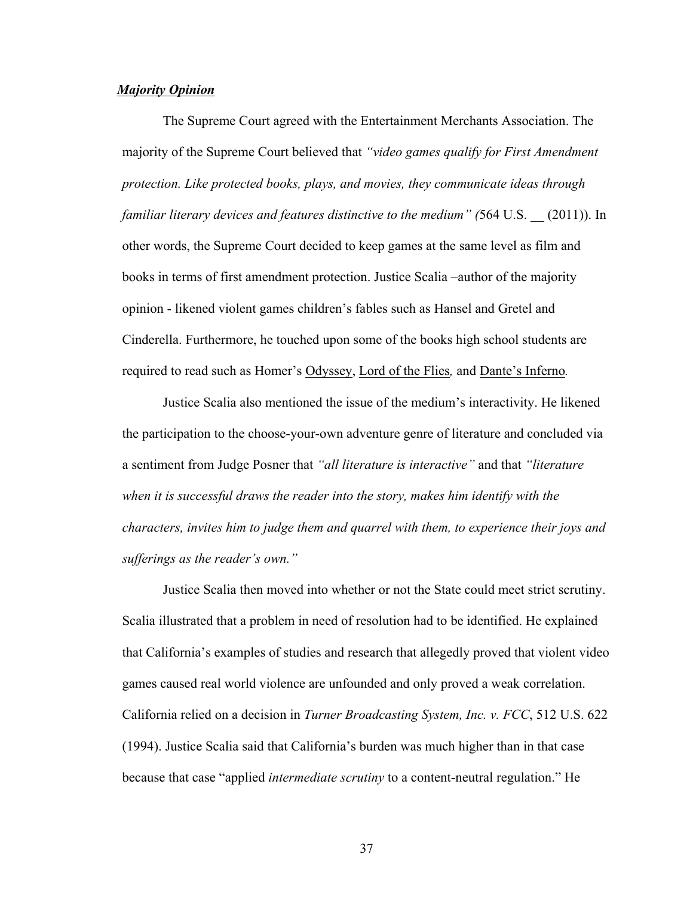***Majority Opinion***

The Supreme Court agreed with the Entertainment Merchants Association. The majority of the Supreme Court believed that *"video games qualify for First Amendment protection. Like protected books, plays, and movies, they communicate ideas through familiar literary devices and features distinctive to the medium" (*564 U.S. __ (2011)). In other words, the Supreme Court decided to keep games at the same level as film and books in terms of first amendment protection. Justice Scalia –author of the majority opinion - likened violent games children's fables such as Hansel and Gretel and Cinderella. Furthermore, he touched upon some of the books high school students are required to read such as Homer's <u>Odyssey</u>, <u>Lord of the Flies</u>*,* and <u>Dante's Inferno</u>*.*

Justice Scalia also mentioned the issue of the medium's interactivity. He likened the participation to the choose-your-own adventure genre of literature and concluded via a sentiment from Judge Posner that *"all literature is interactive"* and that *"literature when it is successful draws the reader into the story, makes him identify with the characters, invites him to judge them and quarrel with them, to experience their joys and sufferings as the reader's own."*

Justice Scalia then moved into whether or not the State could meet strict scrutiny. Scalia illustrated that a problem in need of resolution had to be identified. He explained that California's examples of studies and research that allegedly proved that violent video games caused real world violence are unfounded and only proved a weak correlation. California relied on a decision in *Turner Broadcasting System, Inc. v. FCC*, 512 U.S. 622 (1994). Justice Scalia said that California's burden was much higher than in that case because that case "applied *intermediate scrutiny* to a content-neutral regulation." He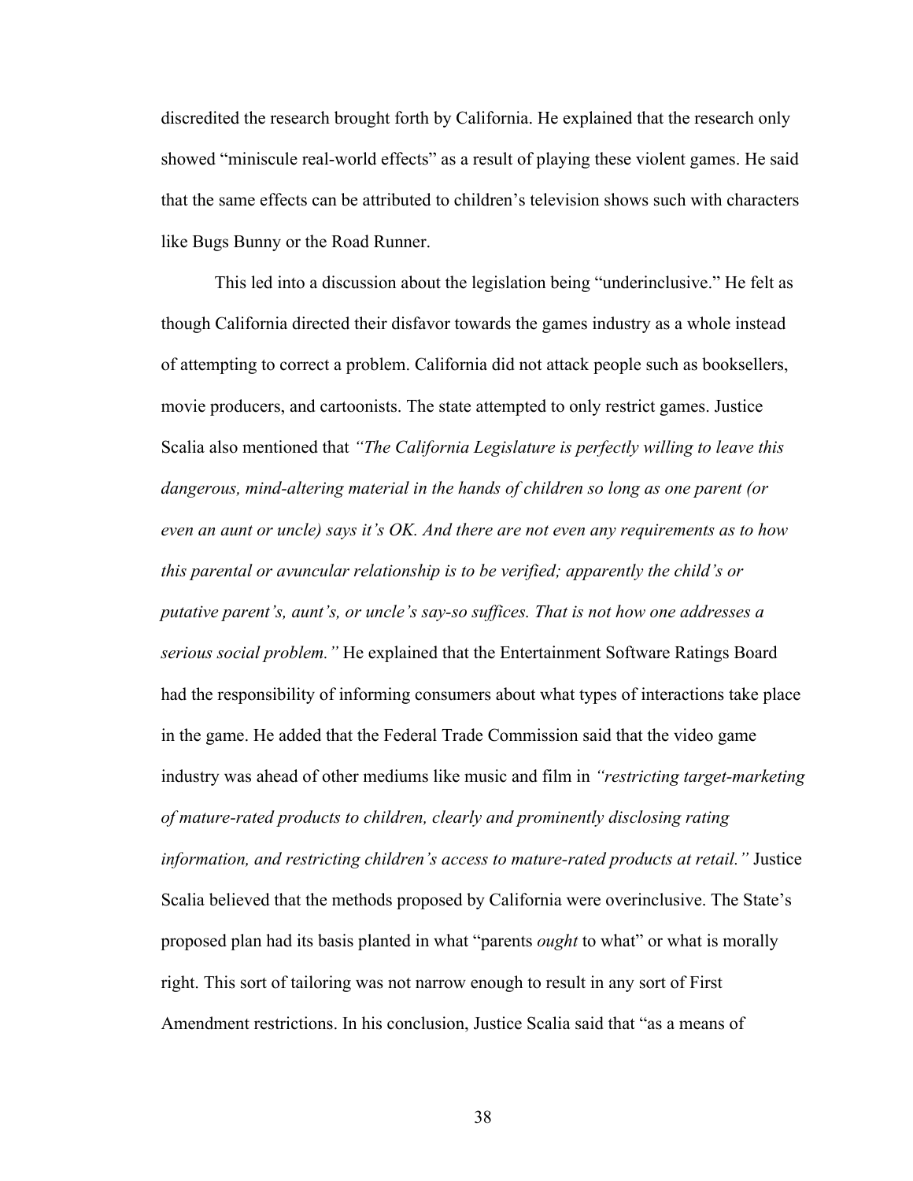discredited the research brought forth by California. He explained that the research only showed "miniscule real-world effects" as a result of playing these violent games. He said that the same effects can be attributed to children's television shows such with characters like Bugs Bunny or the Road Runner.

This led into a discussion about the legislation being "underinclusive." He felt as though California directed their disfavor towards the games industry as a whole instead of attempting to correct a problem. California did not attack people such as booksellers, movie producers, and cartoonists. The state attempted to only restrict games. Justice Scalia also mentioned that *"The California Legislature is perfectly willing to leave this dangerous, mind-altering material in the hands of children so long as one parent (or even an aunt or uncle) says it's OK. And there are not even any requirements as to how this parental or avuncular relationship is to be verified; apparently the child's or putative parent's, aunt's, or uncle's say-so suffices. That is not how one addresses a serious social problem."* He explained that the Entertainment Software Ratings Board had the responsibility of informing consumers about what types of interactions take place in the game. He added that the Federal Trade Commission said that the video game industry was ahead of other mediums like music and film in *"restricting target-marketing of mature-rated products to children, clearly and prominently disclosing rating information, and restricting children's access to mature-rated products at retail."* Justice Scalia believed that the methods proposed by California were overinclusive. The State's proposed plan had its basis planted in what "parents *ought* to what" or what is morally right. This sort of tailoring was not narrow enough to result in any sort of First Amendment restrictions. In his conclusion, Justice Scalia said that "as a means of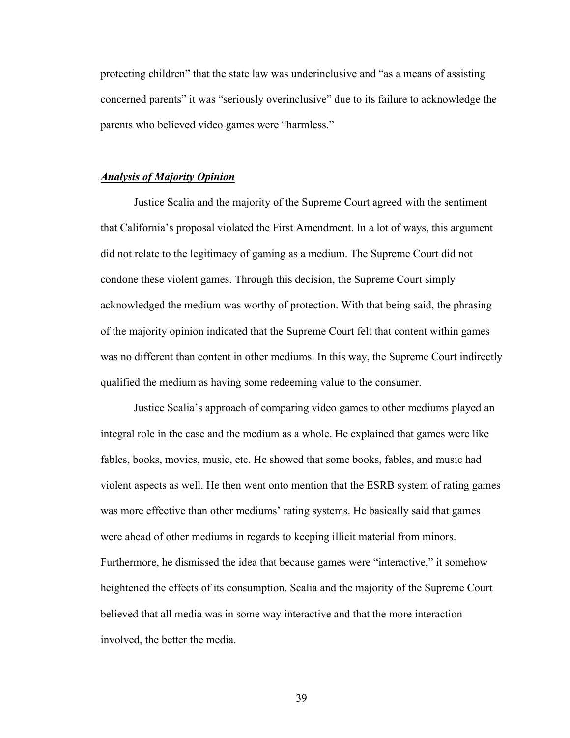protecting children" that the state law was underinclusive and "as a means of assisting concerned parents" it was "seriously overinclusive" due to its failure to acknowledge the parents who believed video games were "harmless."

### ***Analysis of Majority Opinion***

Justice Scalia and the majority of the Supreme Court agreed with the sentiment that California's proposal violated the First Amendment. In a lot of ways, this argument did not relate to the legitimacy of gaming as a medium. The Supreme Court did not condone these violent games. Through this decision, the Supreme Court simply acknowledged the medium was worthy of protection. With that being said, the phrasing of the majority opinion indicated that the Supreme Court felt that content within games was no different than content in other mediums. In this way, the Supreme Court indirectly qualified the medium as having some redeeming value to the consumer.

Justice Scalia's approach of comparing video games to other mediums played an integral role in the case and the medium as a whole. He explained that games were like fables, books, movies, music, etc. He showed that some books, fables, and music had violent aspects as well. He then went onto mention that the ESRB system of rating games was more effective than other mediums' rating systems. He basically said that games were ahead of other mediums in regards to keeping illicit material from minors. Furthermore, he dismissed the idea that because games were "interactive," it somehow heightened the effects of its consumption. Scalia and the majority of the Supreme Court believed that all media was in some way interactive and that the more interaction involved, the better the media.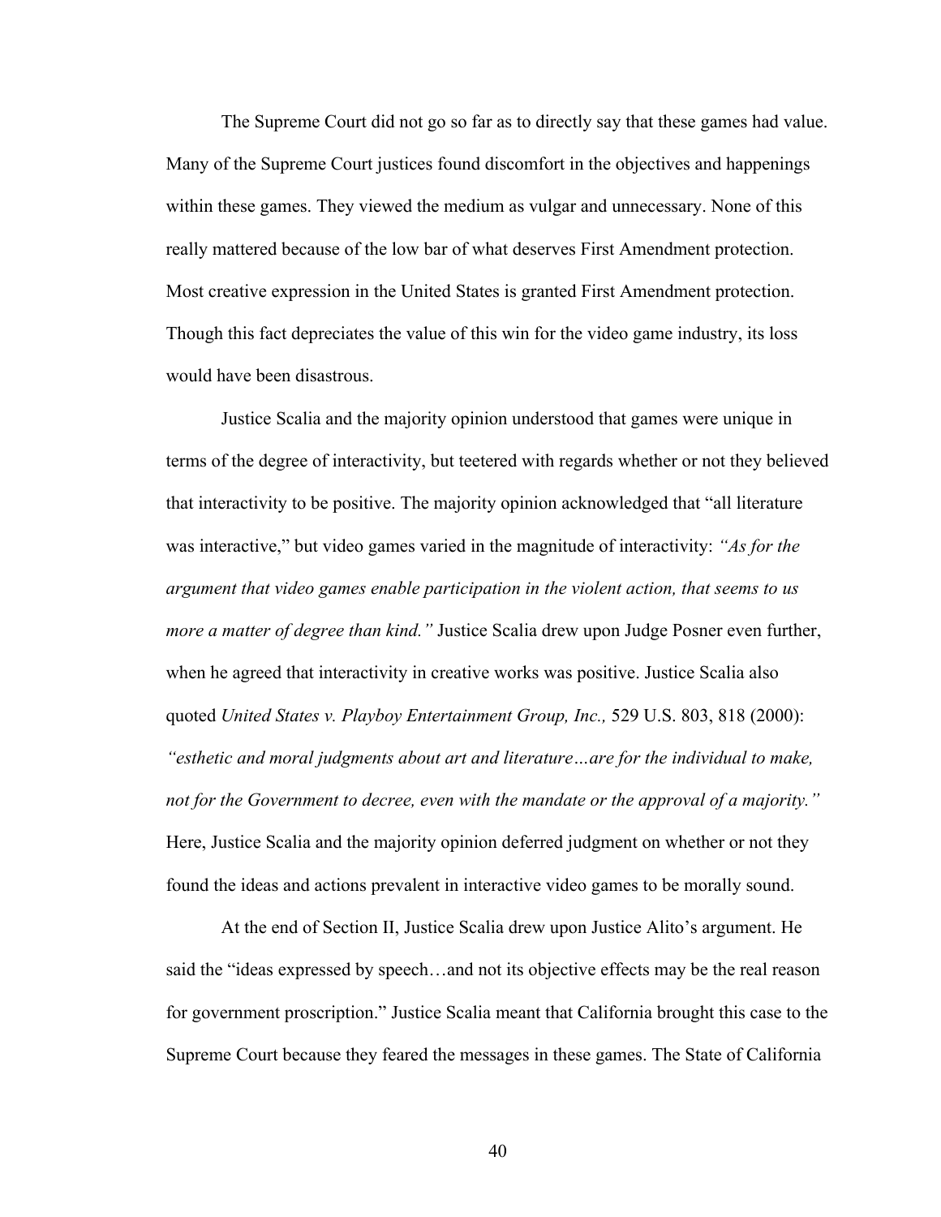The Supreme Court did not go so far as to directly say that these games had value. Many of the Supreme Court justices found discomfort in the objectives and happenings within these games. They viewed the medium as vulgar and unnecessary. None of this really mattered because of the low bar of what deserves First Amendment protection. Most creative expression in the United States is granted First Amendment protection. Though this fact depreciates the value of this win for the video game industry, its loss would have been disastrous.

Justice Scalia and the majority opinion understood that games were unique in terms of the degree of interactivity, but teetered with regards whether or not they believed that interactivity to be positive. The majority opinion acknowledged that "all literature was interactive," but video games varied in the magnitude of interactivity: *"As for the argument that video games enable participation in the violent action, that seems to us more a matter of degree than kind."* Justice Scalia drew upon Judge Posner even further, when he agreed that interactivity in creative works was positive. Justice Scalia also quoted *United States v. Playboy Entertainment Group, Inc.,* 529 U.S. 803, 818 (2000): *"esthetic and moral judgments about art and literature…are for the individual to make, not for the Government to decree, even with the mandate or the approval of a majority."* Here, Justice Scalia and the majority opinion deferred judgment on whether or not they found the ideas and actions prevalent in interactive video games to be morally sound.

At the end of Section II, Justice Scalia drew upon Justice Alito's argument. He said the "ideas expressed by speech…and not its objective effects may be the real reason for government proscription." Justice Scalia meant that California brought this case to the Supreme Court because they feared the messages in these games. The State of California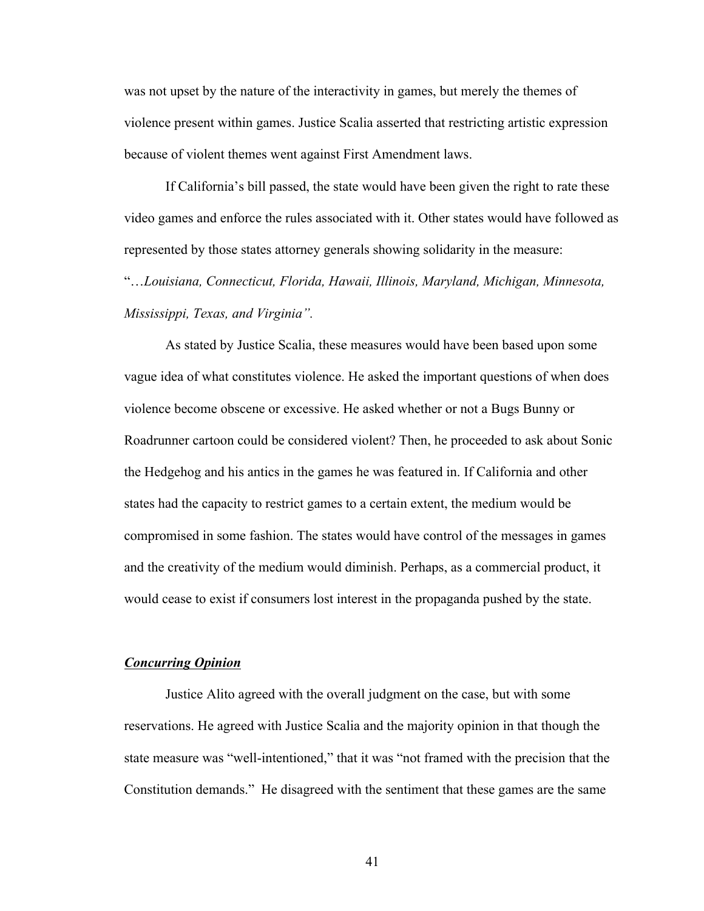was not upset by the nature of the interactivity in games, but merely the themes of violence present within games. Justice Scalia asserted that restricting artistic expression because of violent themes went against First Amendment laws.

If California's bill passed, the state would have been given the right to rate these video games and enforce the rules associated with it. Other states would have followed as represented by those states attorney generals showing solidarity in the measure: "…*Louisiana, Connecticut, Florida, Hawaii, Illinois, Maryland, Michigan, Minnesota, Mississippi, Texas, and Virginia".*

As stated by Justice Scalia, these measures would have been based upon some vague idea of what constitutes violence. He asked the important questions of when does violence become obscene or excessive. He asked whether or not a Bugs Bunny or Roadrunner cartoon could be considered violent? Then, he proceeded to ask about Sonic the Hedgehog and his antics in the games he was featured in. If California and other states had the capacity to restrict games to a certain extent, the medium would be compromised in some fashion. The states would have control of the messages in games and the creativity of the medium would diminish. Perhaps, as a commercial product, it would cease to exist if consumers lost interest in the propaganda pushed by the state.

***Concurring Opinion***

Justice Alito agreed with the overall judgment on the case, but with some reservations. He agreed with Justice Scalia and the majority opinion in that though the state measure was "well-intentioned," that it was "not framed with the precision that the Constitution demands." He disagreed with the sentiment that these games are the same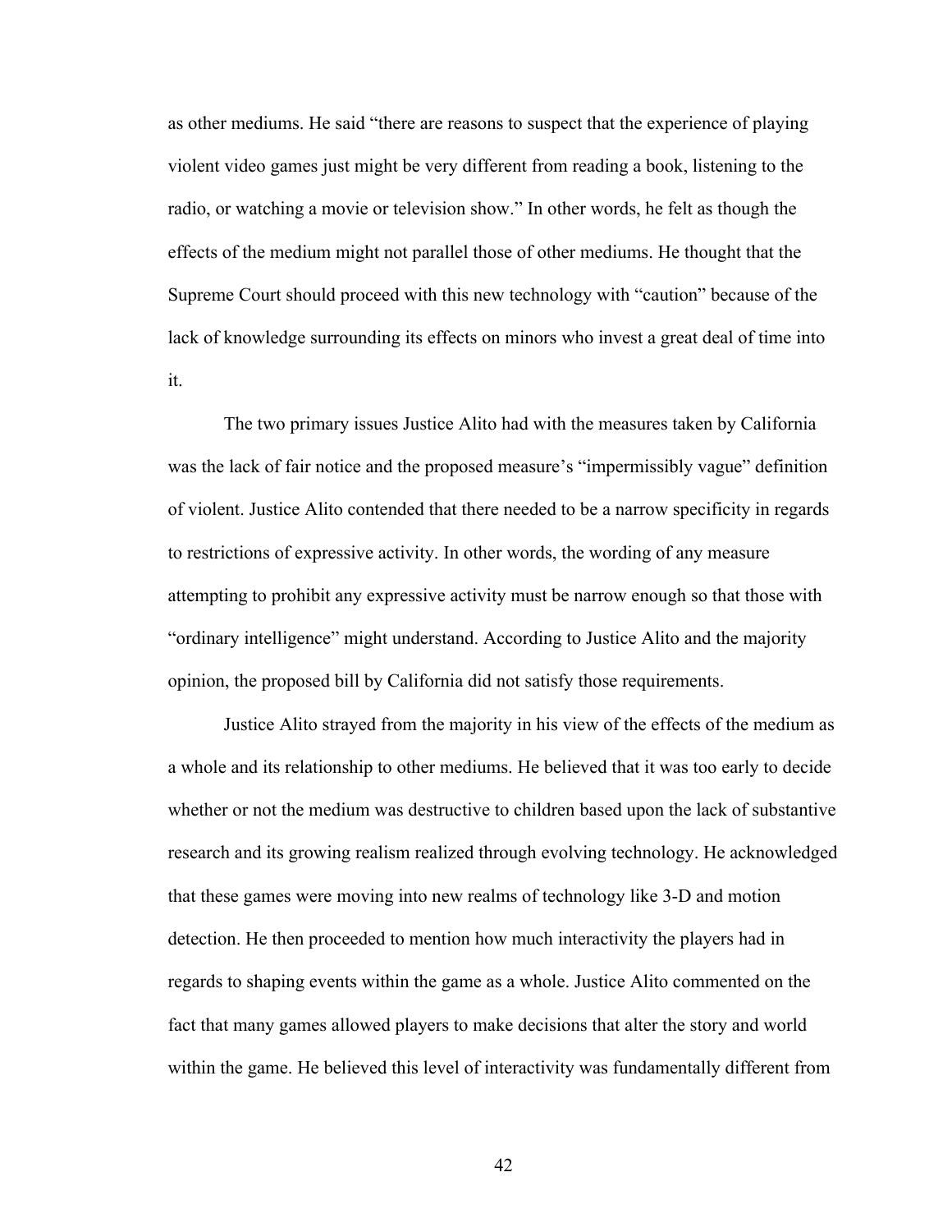as other mediums. He said "there are reasons to suspect that the experience of playing violent video games just might be very different from reading a book, listening to the radio, or watching a movie or television show." In other words, he felt as though the effects of the medium might not parallel those of other mediums. He thought that the Supreme Court should proceed with this new technology with "caution" because of the lack of knowledge surrounding its effects on minors who invest a great deal of time into it.

The two primary issues Justice Alito had with the measures taken by California was the lack of fair notice and the proposed measure's "impermissibly vague" definition of violent. Justice Alito contended that there needed to be a narrow specificity in regards to restrictions of expressive activity. In other words, the wording of any measure attempting to prohibit any expressive activity must be narrow enough so that those with "ordinary intelligence" might understand. According to Justice Alito and the majority opinion, the proposed bill by California did not satisfy those requirements.

Justice Alito strayed from the majority in his view of the effects of the medium as a whole and its relationship to other mediums. He believed that it was too early to decide whether or not the medium was destructive to children based upon the lack of substantive research and its growing realism realized through evolving technology. He acknowledged that these games were moving into new realms of technology like 3-D and motion detection. He then proceeded to mention how much interactivity the players had in regards to shaping events within the game as a whole. Justice Alito commented on the fact that many games allowed players to make decisions that alter the story and world within the game. He believed this level of interactivity was fundamentally different from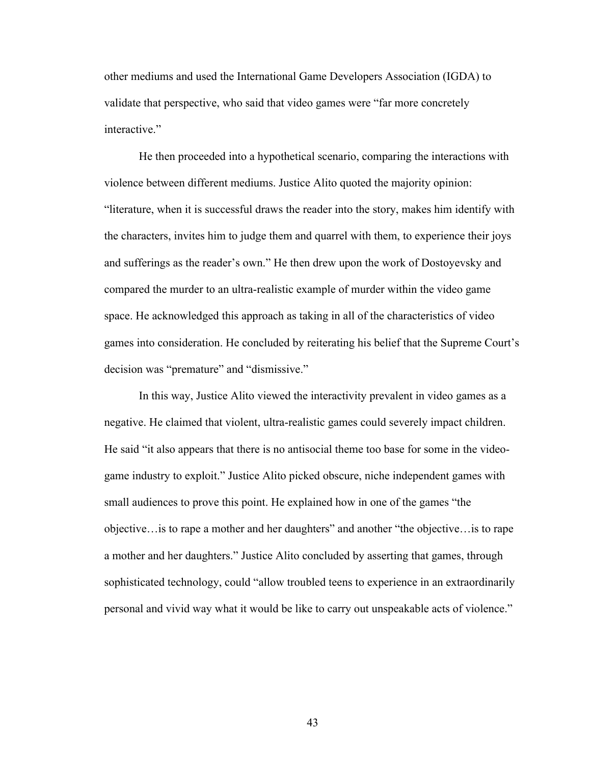other mediums and used the International Game Developers Association (IGDA) to validate that perspective, who said that video games were "far more concretely interactive."

He then proceeded into a hypothetical scenario, comparing the interactions with violence between different mediums. Justice Alito quoted the majority opinion: "literature, when it is successful draws the reader into the story, makes him identify with the characters, invites him to judge them and quarrel with them, to experience their joys and sufferings as the reader's own." He then drew upon the work of Dostoyevsky and compared the murder to an ultra-realistic example of murder within the video game space. He acknowledged this approach as taking in all of the characteristics of video games into consideration. He concluded by reiterating his belief that the Supreme Court's decision was "premature" and "dismissive."

In this way, Justice Alito viewed the interactivity prevalent in video games as a negative. He claimed that violent, ultra-realistic games could severely impact children. He said "it also appears that there is no antisocial theme too base for some in the video-game industry to exploit." Justice Alito picked obscure, niche independent games with small audiences to prove this point. He explained how in one of the games "the objective…is to rape a mother and her daughters" and another "the objective…is to rape a mother and her daughters." Justice Alito concluded by asserting that games, through sophisticated technology, could "allow troubled teens to experience in an extraordinarily personal and vivid way what it would be like to carry out unspeakable acts of violence."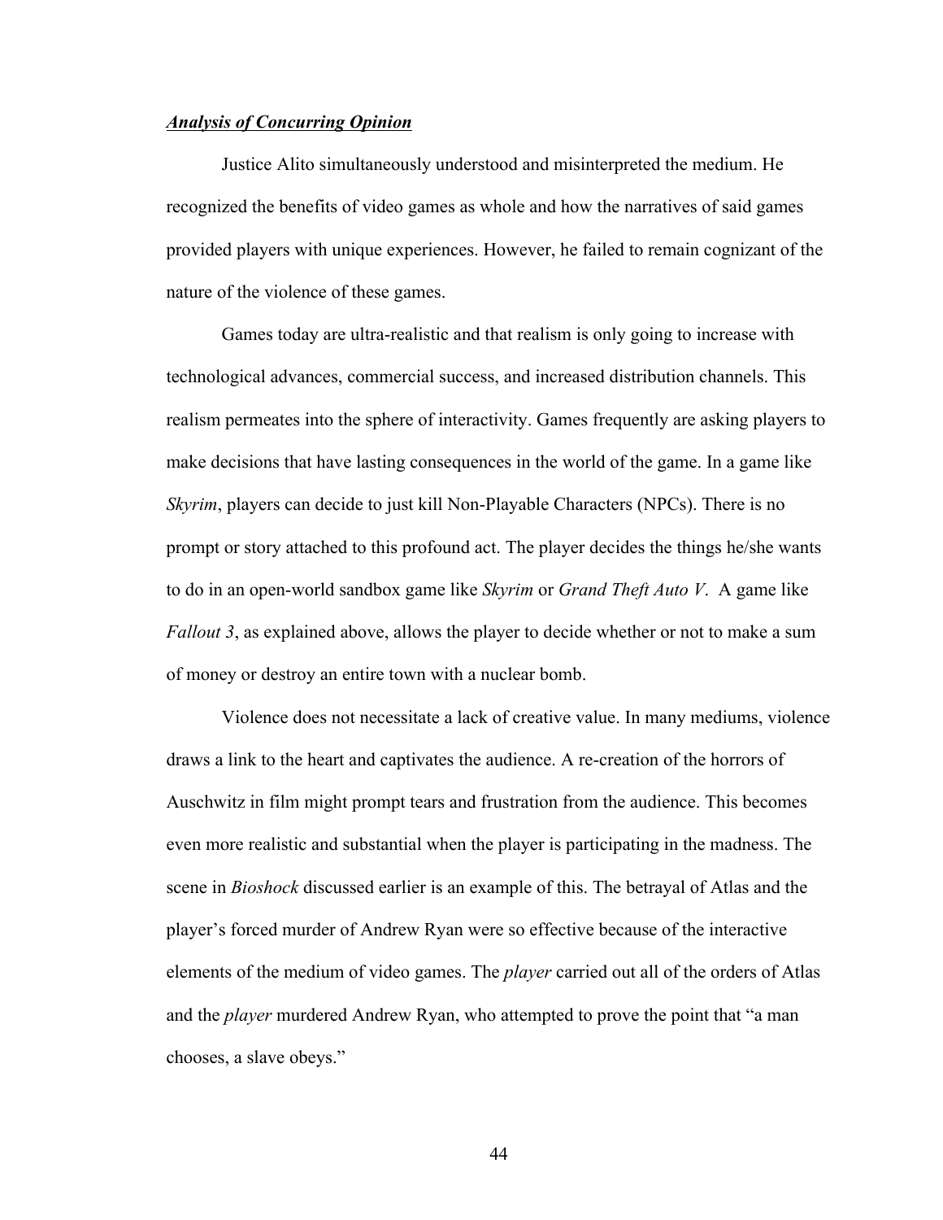***Analysis of Concurring Opinion***

Justice Alito simultaneously understood and misinterpreted the medium. He recognized the benefits of video games as whole and how the narratives of said games provided players with unique experiences. However, he failed to remain cognizant of the nature of the violence of these games.

Games today are ultra-realistic and that realism is only going to increase with technological advances, commercial success, and increased distribution channels. This realism permeates into the sphere of interactivity. Games frequently are asking players to make decisions that have lasting consequences in the world of the game. In a game like *Skyrim*, players can decide to just kill Non-Playable Characters (NPCs). There is no prompt or story attached to this profound act. The player decides the things he/she wants to do in an open-world sandbox game like *Skyrim* or *Grand Theft Auto V*. A game like *Fallout 3*, as explained above, allows the player to decide whether or not to make a sum of money or destroy an entire town with a nuclear bomb.

Violence does not necessitate a lack of creative value. In many mediums, violence draws a link to the heart and captivates the audience. A re-creation of the horrors of Auschwitz in film might prompt tears and frustration from the audience. This becomes even more realistic and substantial when the player is participating in the madness. The scene in *Bioshock* discussed earlier is an example of this. The betrayal of Atlas and the player's forced murder of Andrew Ryan were so effective because of the interactive elements of the medium of video games. The *player* carried out all of the orders of Atlas and the *player* murdered Andrew Ryan, who attempted to prove the point that "a man chooses, a slave obeys."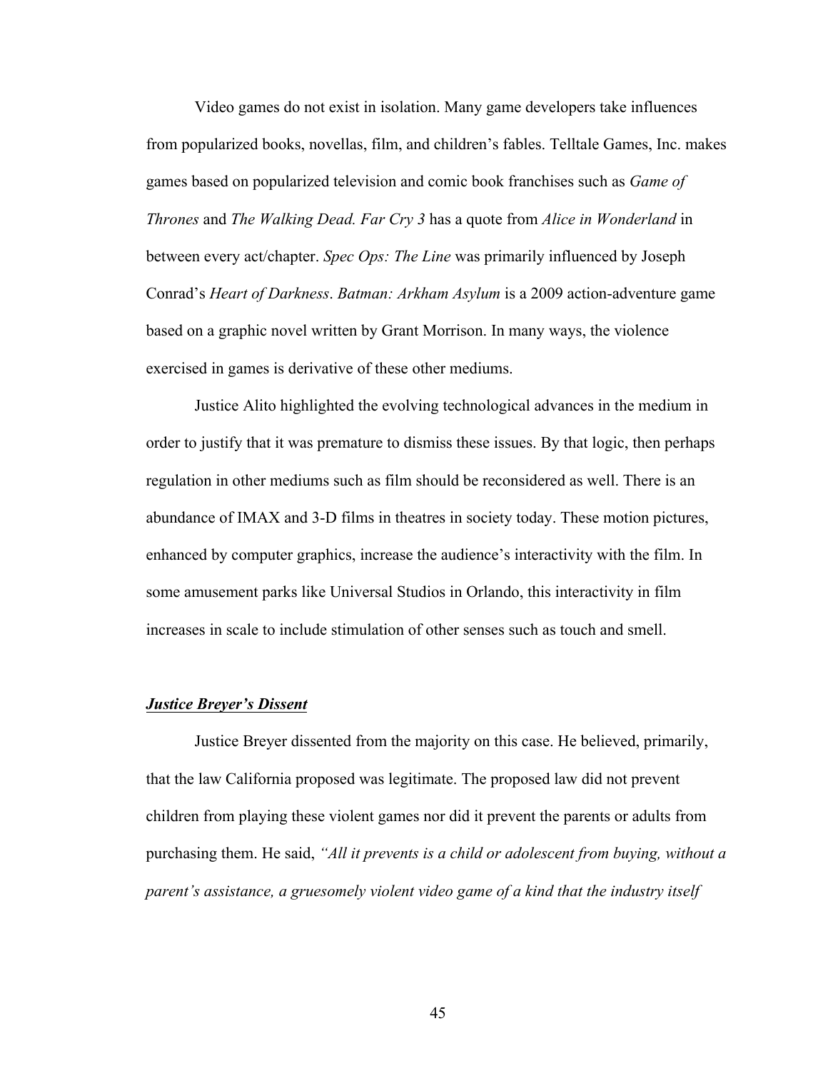Video games do not exist in isolation. Many game developers take influences from popularized books, novellas, film, and children's fables. Telltale Games, Inc. makes games based on popularized television and comic book franchises such as *Game of Thrones* and *The Walking Dead. Far Cry 3* has a quote from *Alice in Wonderland* in between every act/chapter. *Spec Ops: The Line* was primarily influenced by Joseph Conrad's *Heart of Darkness*. *Batman: Arkham Asylum* is a 2009 action-adventure game based on a graphic novel written by Grant Morrison. In many ways, the violence exercised in games is derivative of these other mediums.

Justice Alito highlighted the evolving technological advances in the medium in order to justify that it was premature to dismiss these issues. By that logic, then perhaps regulation in other mediums such as film should be reconsidered as well. There is an abundance of IMAX and 3-D films in theatres in society today. These motion pictures, enhanced by computer graphics, increase the audience's interactivity with the film. In some amusement parks like Universal Studios in Orlando, this interactivity in film increases in scale to include stimulation of other senses such as touch and smell.

***Justice Breyer's Dissent***

Justice Breyer dissented from the majority on this case. He believed, primarily, that the law California proposed was legitimate. The proposed law did not prevent children from playing these violent games nor did it prevent the parents or adults from purchasing them. He said, *"All it prevents is a child or adolescent from buying, without a parent's assistance, a gruesomely violent video game of a kind that the industry itself*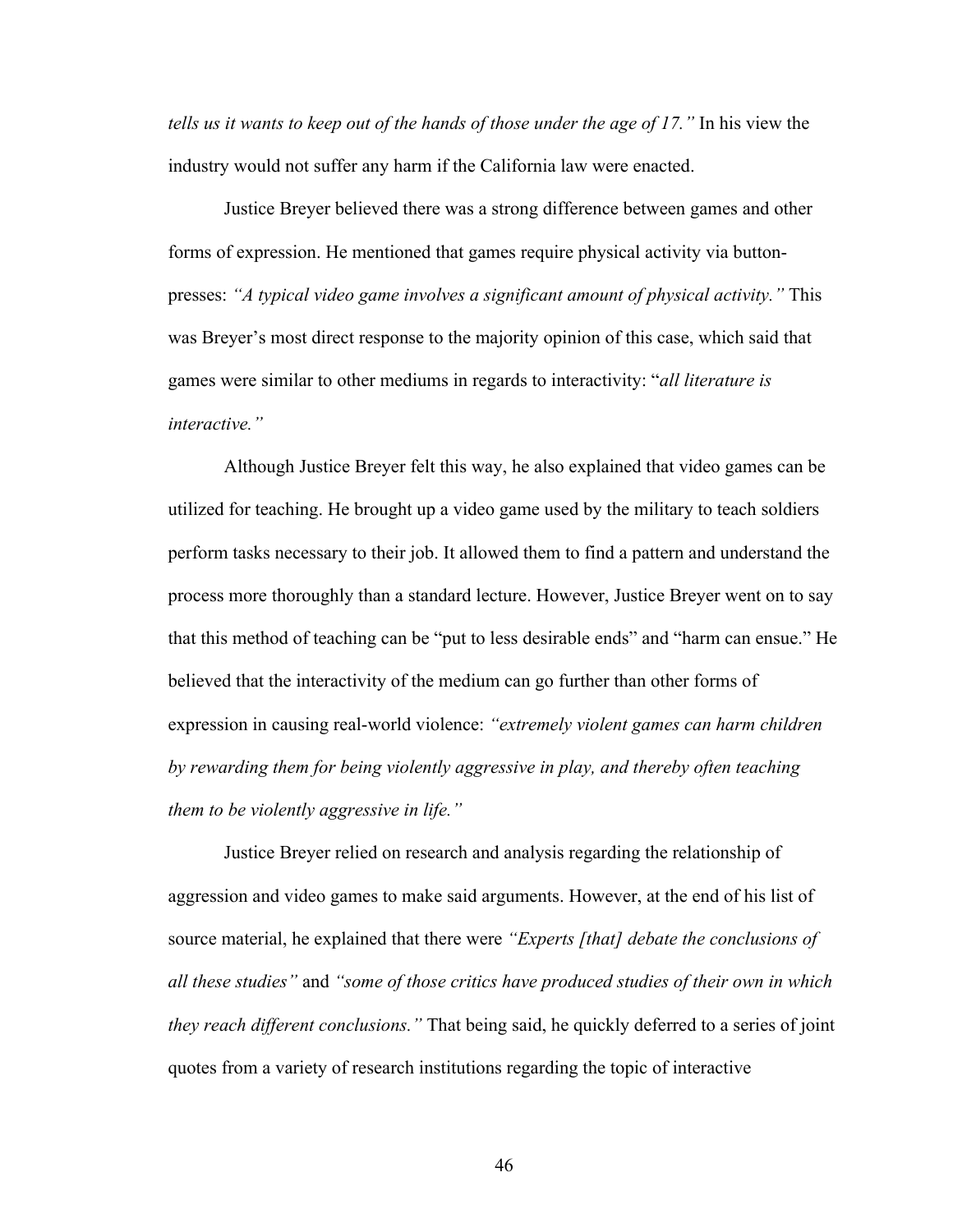*tells us it wants to keep out of the hands of those under the age of 17."* In his view the industry would not suffer any harm if the California law were enacted.

Justice Breyer believed there was a strong difference between games and other forms of expression. He mentioned that games require physical activity via button-presses: *"A typical video game involves a significant amount of physical activity."* This was Breyer's most direct response to the majority opinion of this case, which said that games were similar to other mediums in regards to interactivity: "*all literature is interactive."*

Although Justice Breyer felt this way, he also explained that video games can be utilized for teaching. He brought up a video game used by the military to teach soldiers perform tasks necessary to their job. It allowed them to find a pattern and understand the process more thoroughly than a standard lecture. However, Justice Breyer went on to say that this method of teaching can be "put to less desirable ends" and "harm can ensue." He believed that the interactivity of the medium can go further than other forms of expression in causing real-world violence: *"extremely violent games can harm children by rewarding them for being violently aggressive in play, and thereby often teaching them to be violently aggressive in life."*

Justice Breyer relied on research and analysis regarding the relationship of aggression and video games to make said arguments. However, at the end of his list of source material, he explained that there were *"Experts [that] debate the conclusions of all these studies"* and *"some of those critics have produced studies of their own in which they reach different conclusions."* That being said, he quickly deferred to a series of joint quotes from a variety of research institutions regarding the topic of interactive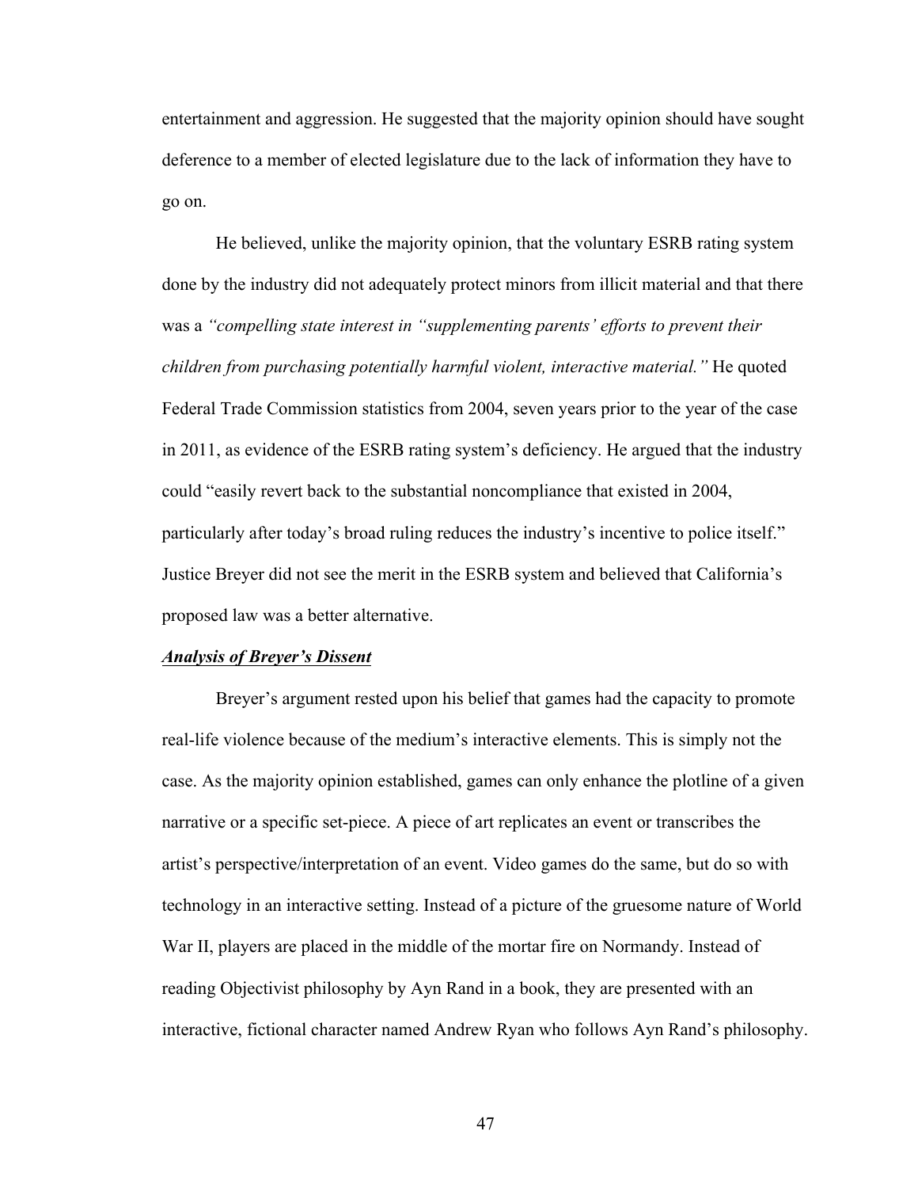entertainment and aggression. He suggested that the majority opinion should have sought deference to a member of elected legislature due to the lack of information they have to go on.

He believed, unlike the majority opinion, that the voluntary ESRB rating system done by the industry did not adequately protect minors from illicit material and that there was a *"compelling state interest in "supplementing parents' efforts to prevent their children from purchasing potentially harmful violent, interactive material."* He quoted Federal Trade Commission statistics from 2004, seven years prior to the year of the case in 2011, as evidence of the ESRB rating system's deficiency. He argued that the industry could "easily revert back to the substantial noncompliance that existed in 2004, particularly after today's broad ruling reduces the industry's incentive to police itself." Justice Breyer did not see the merit in the ESRB system and believed that California's proposed law was a better alternative.

***Analysis of Breyer's Dissent***

Breyer's argument rested upon his belief that games had the capacity to promote real-life violence because of the medium's interactive elements. This is simply not the case. As the majority opinion established, games can only enhance the plotline of a given narrative or a specific set-piece. A piece of art replicates an event or transcribes the artist's perspective/interpretation of an event. Video games do the same, but do so with technology in an interactive setting. Instead of a picture of the gruesome nature of World War II, players are placed in the middle of the mortar fire on Normandy. Instead of reading Objectivist philosophy by Ayn Rand in a book, they are presented with an interactive, fictional character named Andrew Ryan who follows Ayn Rand's philosophy.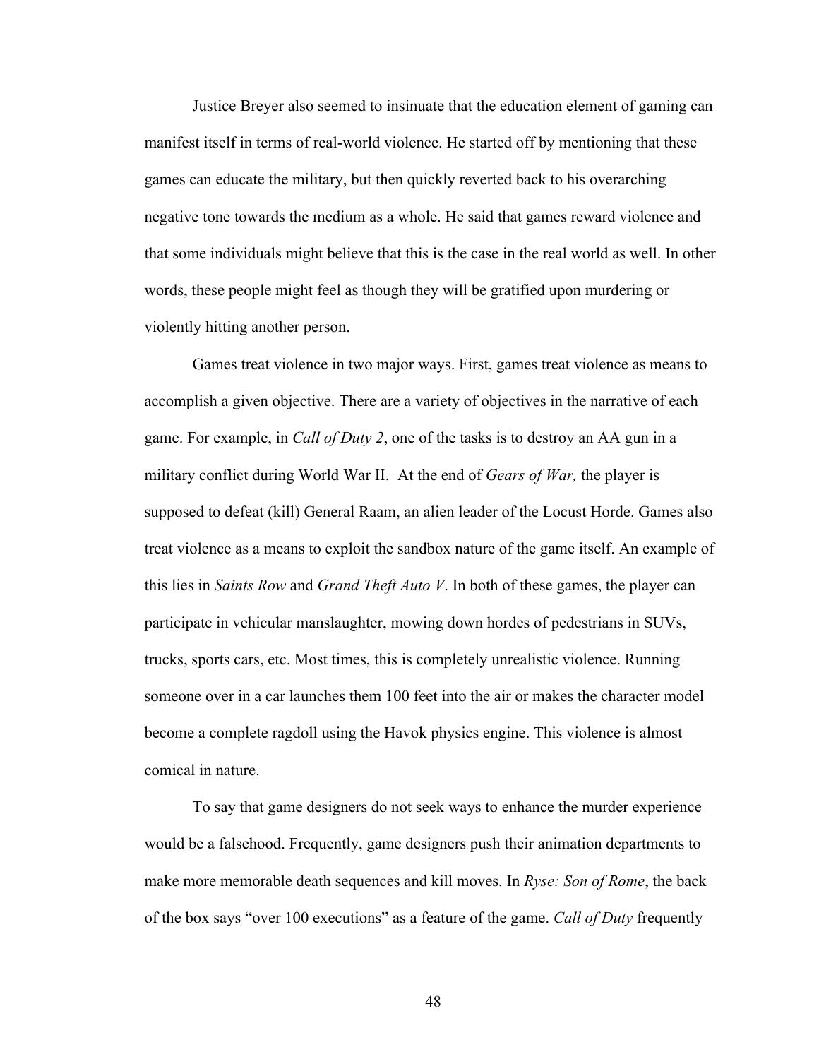Justice Breyer also seemed to insinuate that the education element of gaming can manifest itself in terms of real-world violence. He started off by mentioning that these games can educate the military, but then quickly reverted back to his overarching negative tone towards the medium as a whole. He said that games reward violence and that some individuals might believe that this is the case in the real world as well. In other words, these people might feel as though they will be gratified upon murdering or violently hitting another person.

Games treat violence in two major ways. First, games treat violence as means to accomplish a given objective. There are a variety of objectives in the narrative of each game. For example, in *Call of Duty 2*, one of the tasks is to destroy an AA gun in a military conflict during World War II. At the end of *Gears of War,* the player is supposed to defeat (kill) General Raam, an alien leader of the Locust Horde. Games also treat violence as a means to exploit the sandbox nature of the game itself. An example of this lies in *Saints Row* and *Grand Theft Auto V*. In both of these games, the player can participate in vehicular manslaughter, mowing down hordes of pedestrians in SUVs, trucks, sports cars, etc. Most times, this is completely unrealistic violence. Running someone over in a car launches them 100 feet into the air or makes the character model become a complete ragdoll using the Havok physics engine. This violence is almost comical in nature.

To say that game designers do not seek ways to enhance the murder experience would be a falsehood. Frequently, game designers push their animation departments to make more memorable death sequences and kill moves. In *Ryse: Son of Rome*, the back of the box says "over 100 executions" as a feature of the game. *Call of Duty* frequently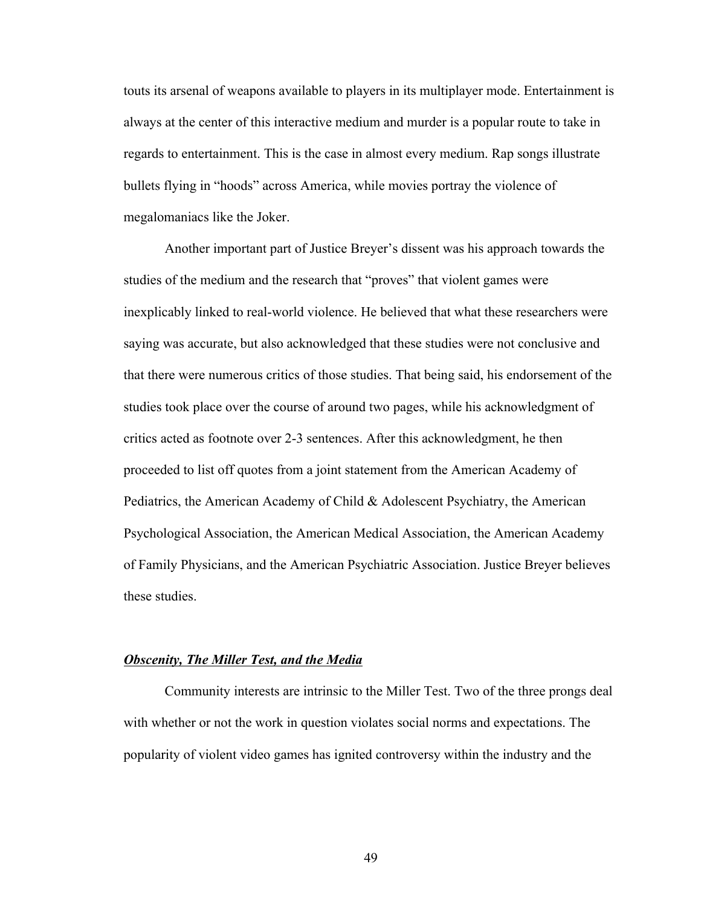touts its arsenal of weapons available to players in its multiplayer mode. Entertainment is always at the center of this interactive medium and murder is a popular route to take in regards to entertainment. This is the case in almost every medium. Rap songs illustrate bullets flying in "hoods" across America, while movies portray the violence of megalomaniacs like the Joker.

Another important part of Justice Breyer's dissent was his approach towards the studies of the medium and the research that "proves" that violent games were inexplicably linked to real-world violence. He believed that what these researchers were saying was accurate, but also acknowledged that these studies were not conclusive and that there were numerous critics of those studies. That being said, his endorsement of the studies took place over the course of around two pages, while his acknowledgment of critics acted as footnote over 2-3 sentences. After this acknowledgment, he then proceeded to list off quotes from a joint statement from the American Academy of Pediatrics, the American Academy of Child & Adolescent Psychiatry, the American Psychological Association, the American Medical Association, the American Academy of Family Physicians, and the American Psychiatric Association. Justice Breyer believes these studies.

### ***Obscenity, The Miller Test, and the Media***

Community interests are intrinsic to the Miller Test. Two of the three prongs deal with whether or not the work in question violates social norms and expectations. The popularity of violent video games has ignited controversy within the industry and the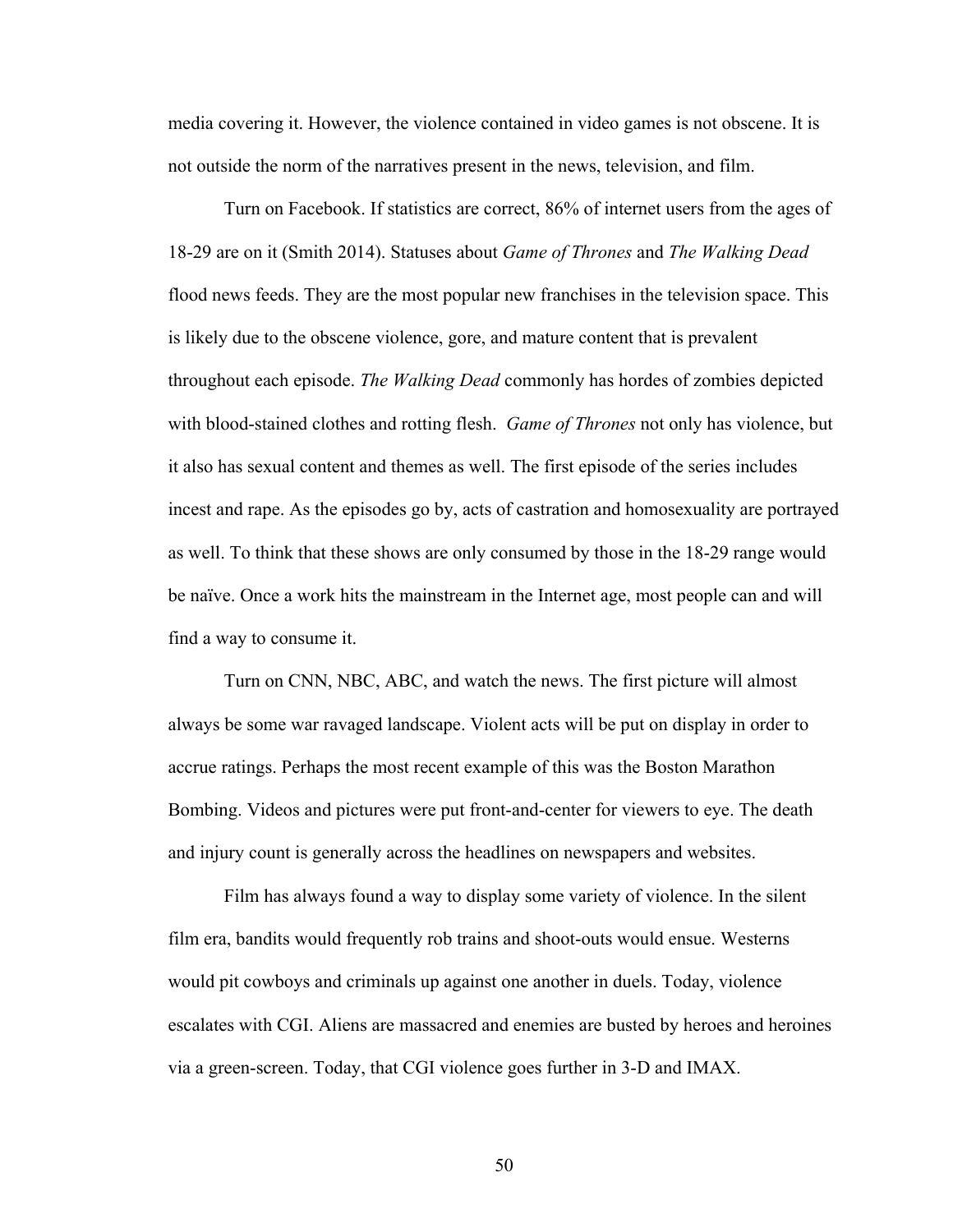media covering it. However, the violence contained in video games is not obscene. It is not outside the norm of the narratives present in the news, television, and film.

Turn on Facebook. If statistics are correct, 86% of internet users from the ages of 18-29 are on it (Smith 2014). Statuses about *Game of Thrones* and *The Walking Dead* flood news feeds. They are the most popular new franchises in the television space. This is likely due to the obscene violence, gore, and mature content that is prevalent throughout each episode. *The Walking Dead* commonly has hordes of zombies depicted with blood-stained clothes and rotting flesh. *Game of Thrones* not only has violence, but it also has sexual content and themes as well. The first episode of the series includes incest and rape. As the episodes go by, acts of castration and homosexuality are portrayed as well. To think that these shows are only consumed by those in the 18-29 range would be naïve. Once a work hits the mainstream in the Internet age, most people can and will find a way to consume it.

Turn on CNN, NBC, ABC, and watch the news. The first picture will almost always be some war ravaged landscape. Violent acts will be put on display in order to accrue ratings. Perhaps the most recent example of this was the Boston Marathon Bombing. Videos and pictures were put front-and-center for viewers to eye. The death and injury count is generally across the headlines on newspapers and websites.

Film has always found a way to display some variety of violence. In the silent film era, bandits would frequently rob trains and shoot-outs would ensue. Westerns would pit cowboys and criminals up against one another in duels. Today, violence escalates with CGI. Aliens are massacred and enemies are busted by heroes and heroines via a green-screen. Today, that CGI violence goes further in 3-D and IMAX.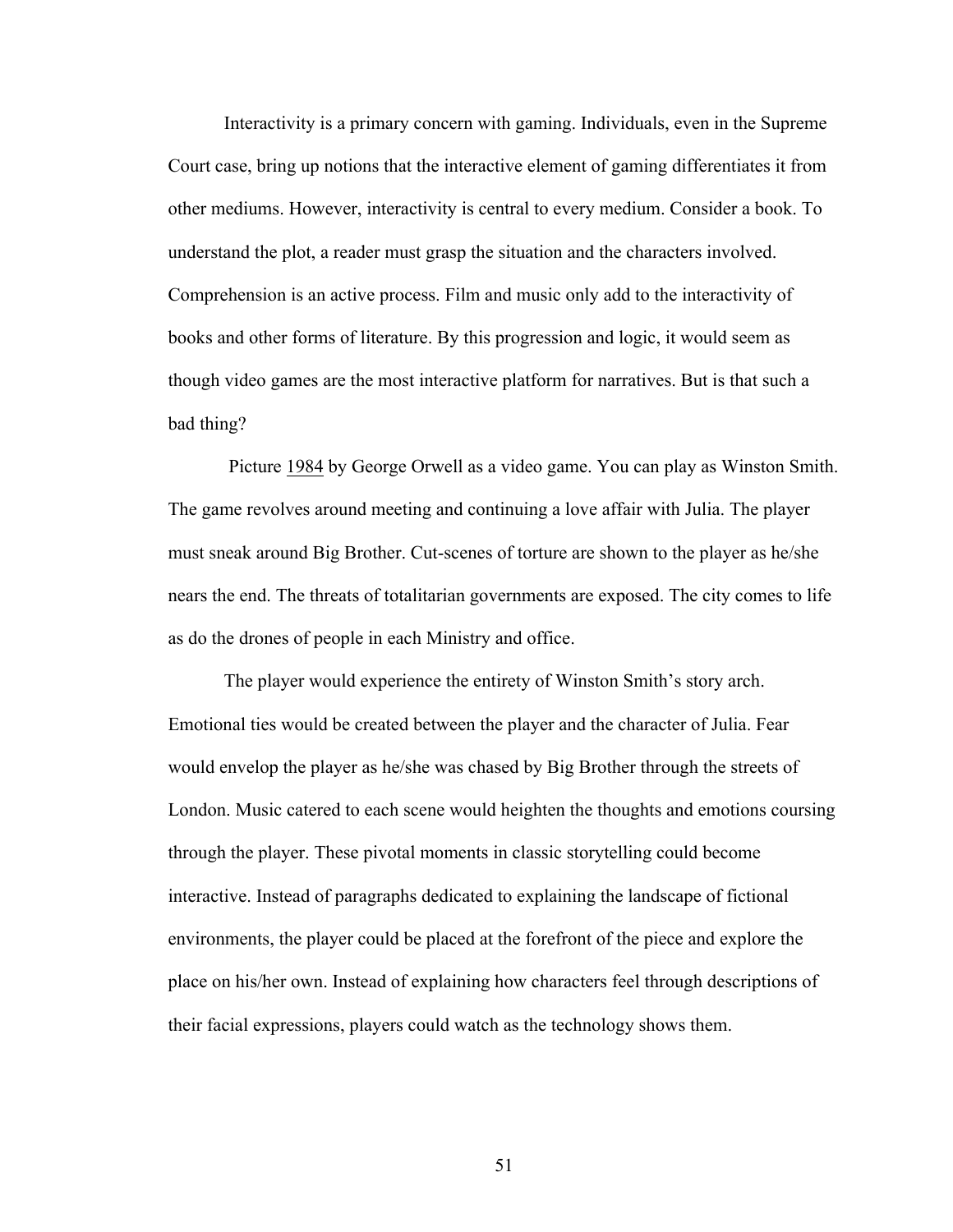Interactivity is a primary concern with gaming. Individuals, even in the Supreme Court case, bring up notions that the interactive element of gaming differentiates it from other mediums. However, interactivity is central to every medium. Consider a book. To understand the plot, a reader must grasp the situation and the characters involved. Comprehension is an active process. Film and music only add to the interactivity of books and other forms of literature. By this progression and logic, it would seem as though video games are the most interactive platform for narratives. But is that such a bad thing?

Picture <u>1984</u> by George Orwell as a video game. You can play as Winston Smith. The game revolves around meeting and continuing a love affair with Julia. The player must sneak around Big Brother. Cut-scenes of torture are shown to the player as he/she nears the end. The threats of totalitarian governments are exposed. The city comes to life as do the drones of people in each Ministry and office.

The player would experience the entirety of Winston Smith's story arch. Emotional ties would be created between the player and the character of Julia. Fear would envelop the player as he/she was chased by Big Brother through the streets of London. Music catered to each scene would heighten the thoughts and emotions coursing through the player. These pivotal moments in classic storytelling could become interactive. Instead of paragraphs dedicated to explaining the landscape of fictional environments, the player could be placed at the forefront of the piece and explore the place on his/her own. Instead of explaining how characters feel through descriptions of their facial expressions, players could watch as the technology shows them.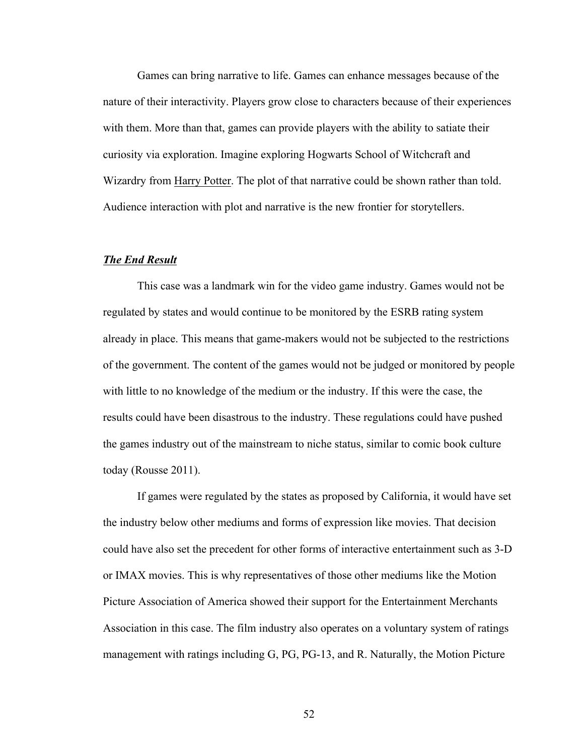Games can bring narrative to life. Games can enhance messages because of the nature of their interactivity. Players grow close to characters because of their experiences with them. More than that, games can provide players with the ability to satiate their curiosity via exploration. Imagine exploring Hogwarts School of Witchcraft and Wizardry from <u>Harry Potter</u>. The plot of that narrative could be shown rather than told. Audience interaction with plot and narrative is the new frontier for storytellers.

### ***<u>The End Result</u>***

This case was a landmark win for the video game industry. Games would not be regulated by states and would continue to be monitored by the ESRB rating system already in place. This means that game-makers would not be subjected to the restrictions of the government. The content of the games would not be judged or monitored by people with little to no knowledge of the medium or the industry. If this were the case, the results could have been disastrous to the industry. These regulations could have pushed the games industry out of the mainstream to niche status, similar to comic book culture today (Rousse 2011).

If games were regulated by the states as proposed by California, it would have set the industry below other mediums and forms of expression like movies. That decision could have also set the precedent for other forms of interactive entertainment such as 3-D or IMAX movies. This is why representatives of those other mediums like the Motion Picture Association of America showed their support for the Entertainment Merchants Association in this case. The film industry also operates on a voluntary system of ratings management with ratings including G, PG, PG-13, and R. Naturally, the Motion Picture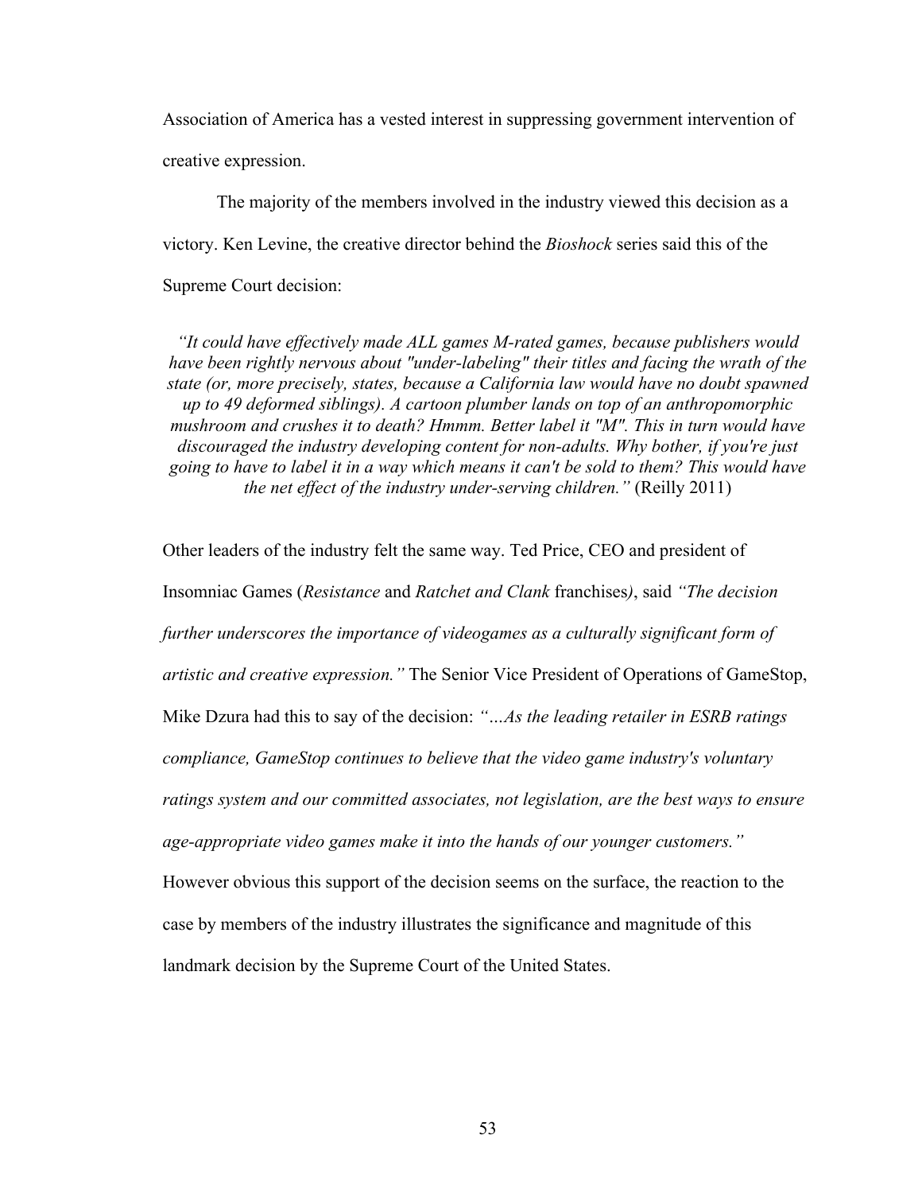Association of America has a vested interest in suppressing government intervention of creative expression.

The majority of the members involved in the industry viewed this decision as a victory. Ken Levine, the creative director behind the *Bioshock* series said this of the Supreme Court decision:

> *"It could have effectively made ALL games M-rated games, because publishers would have been rightly nervous about "under-labeling" their titles and facing the wrath of the state (or, more precisely, states, because a California law would have no doubt spawned up to 49 deformed siblings). A cartoon plumber lands on top of an anthropomorphic mushroom and crushes it to death? Hmmm. Better label it "M". This in turn would have discouraged the industry developing content for non-adults. Why bother, if you're just going to have to label it in a way which means it can't be sold to them? This would have the net effect of the industry under-serving children."* (Reilly 2011)

Other leaders of the industry felt the same way. Ted Price, CEO and president of Insomniac Games (*Resistance* and *Ratchet and Clank* franchises*)*, said *"The decision further underscores the importance of videogames as a culturally significant form of artistic and creative expression."* The Senior Vice President of Operations of GameStop, Mike Dzura had this to say of the decision: *"…As the leading retailer in ESRB ratings compliance, GameStop continues to believe that the video game industry's voluntary ratings system and our committed associates, not legislation, are the best ways to ensure age-appropriate video games make it into the hands of our younger customers."* However obvious this support of the decision seems on the surface, the reaction to the case by members of the industry illustrates the significance and magnitude of this landmark decision by the Supreme Court of the United States.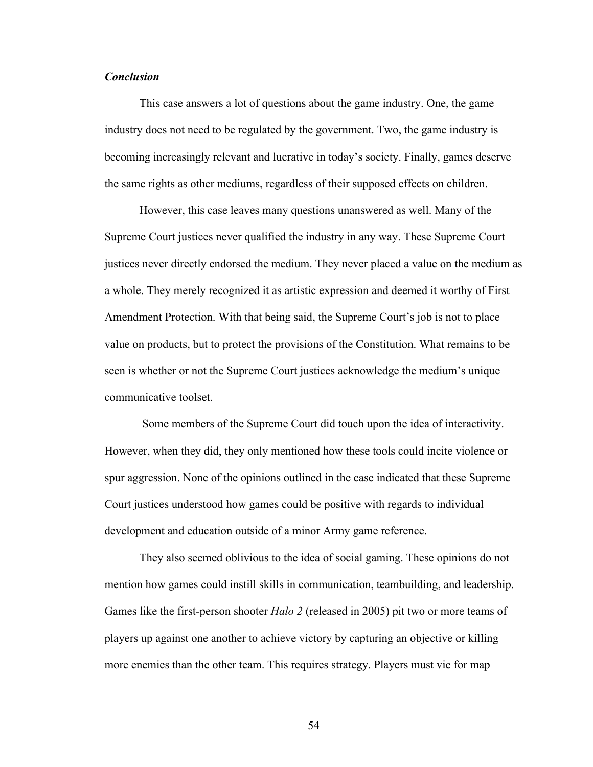### ***Conclusion***

This case answers a lot of questions about the game industry. One, the game industry does not need to be regulated by the government. Two, the game industry is becoming increasingly relevant and lucrative in today's society. Finally, games deserve the same rights as other mediums, regardless of their supposed effects on children.

However, this case leaves many questions unanswered as well. Many of the Supreme Court justices never qualified the industry in any way. These Supreme Court justices never directly endorsed the medium. They never placed a value on the medium as a whole. They merely recognized it as artistic expression and deemed it worthy of First Amendment Protection. With that being said, the Supreme Court's job is not to place value on products, but to protect the provisions of the Constitution. What remains to be seen is whether or not the Supreme Court justices acknowledge the medium's unique communicative toolset.

Some members of the Supreme Court did touch upon the idea of interactivity. However, when they did, they only mentioned how these tools could incite violence or spur aggression. None of the opinions outlined in the case indicated that these Supreme Court justices understood how games could be positive with regards to individual development and education outside of a minor Army game reference.

They also seemed oblivious to the idea of social gaming. These opinions do not mention how games could instill skills in communication, teambuilding, and leadership. Games like the first-person shooter *Halo 2* (released in 2005) pit two or more teams of players up against one another to achieve victory by capturing an objective or killing more enemies than the other team. This requires strategy. Players must vie for map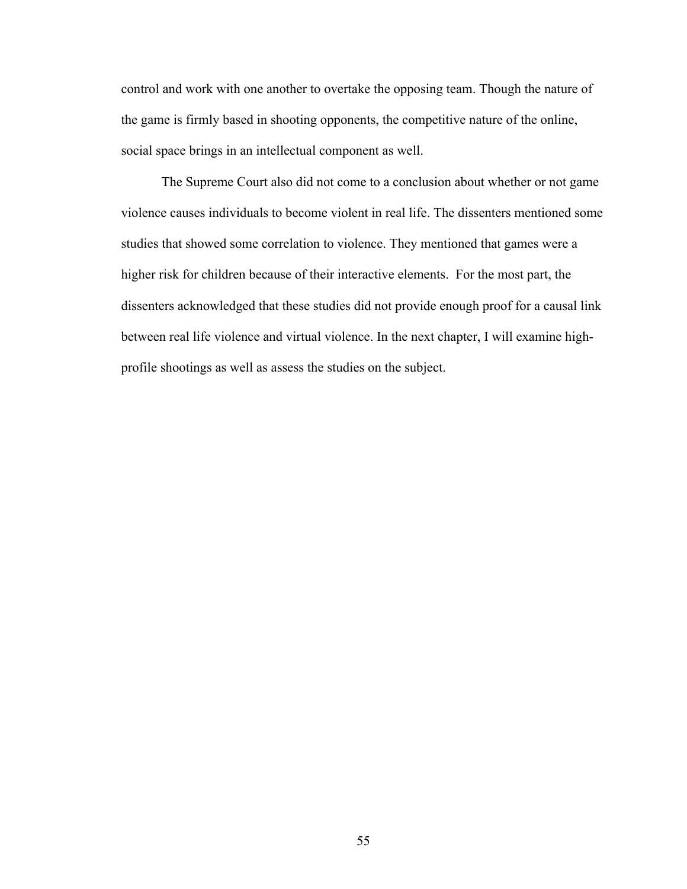control and work with one another to overtake the opposing team. Though the nature of the game is firmly based in shooting opponents, the competitive nature of the online, social space brings in an intellectual component as well.

The Supreme Court also did not come to a conclusion about whether or not game violence causes individuals to become violent in real life. The dissenters mentioned some studies that showed some correlation to violence. They mentioned that games were a higher risk for children because of their interactive elements. For the most part, the dissenters acknowledged that these studies did not provide enough proof for a causal link between real life violence and virtual violence. In the next chapter, I will examine high-profile shootings as well as assess the studies on the subject.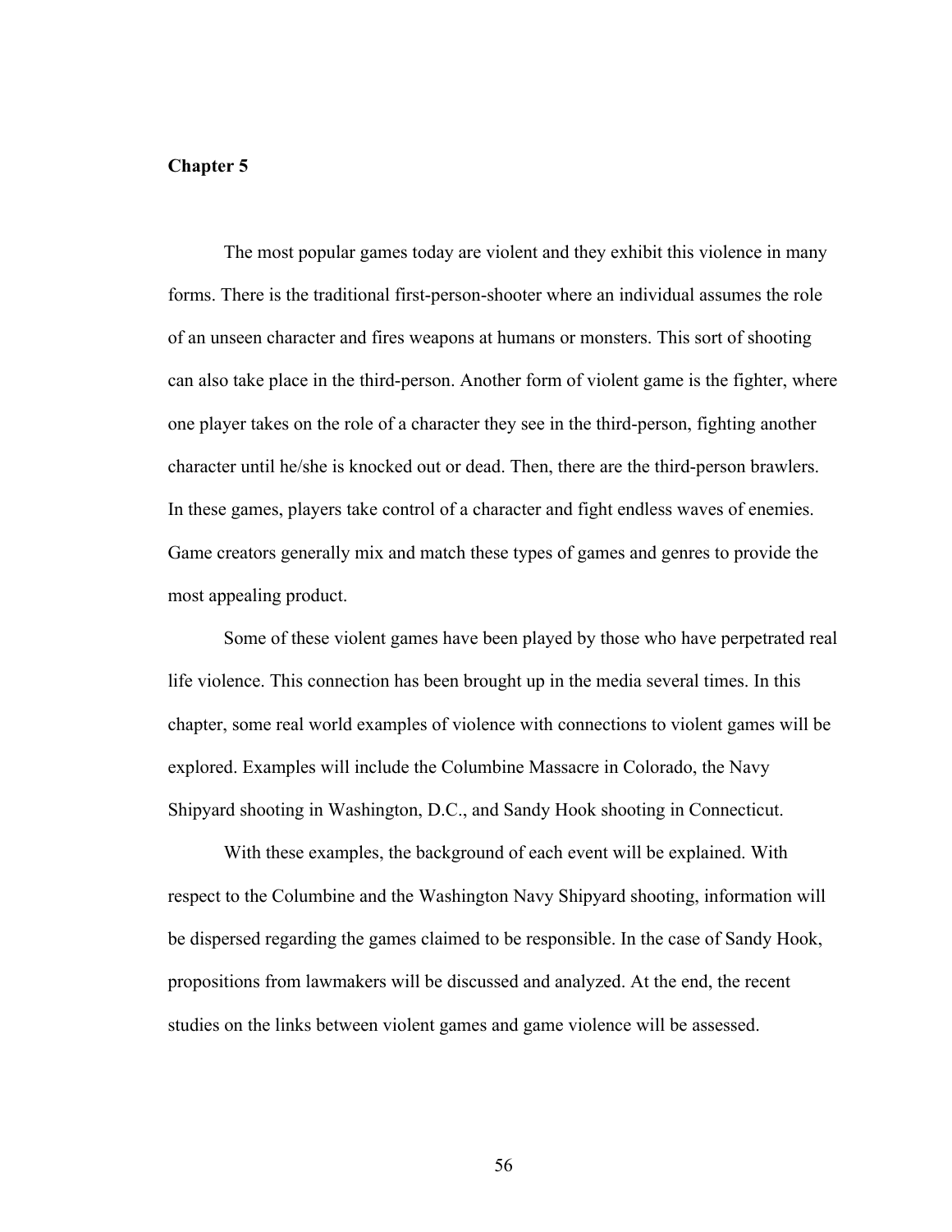**Chapter 5**

The most popular games today are violent and they exhibit this violence in many forms. There is the traditional first-person-shooter where an individual assumes the role of an unseen character and fires weapons at humans or monsters. This sort of shooting can also take place in the third-person. Another form of violent game is the fighter, where one player takes on the role of a character they see in the third-person, fighting another character until he/she is knocked out or dead. Then, there are the third-person brawlers. In these games, players take control of a character and fight endless waves of enemies. Game creators generally mix and match these types of games and genres to provide the most appealing product.

Some of these violent games have been played by those who have perpetrated real life violence. This connection has been brought up in the media several times. In this chapter, some real world examples of violence with connections to violent games will be explored. Examples will include the Columbine Massacre in Colorado, the Navy Shipyard shooting in Washington, D.C., and Sandy Hook shooting in Connecticut.

With these examples, the background of each event will be explained. With respect to the Columbine and the Washington Navy Shipyard shooting, information will be dispersed regarding the games claimed to be responsible. In the case of Sandy Hook, propositions from lawmakers will be discussed and analyzed. At the end, the recent studies on the links between violent games and game violence will be assessed.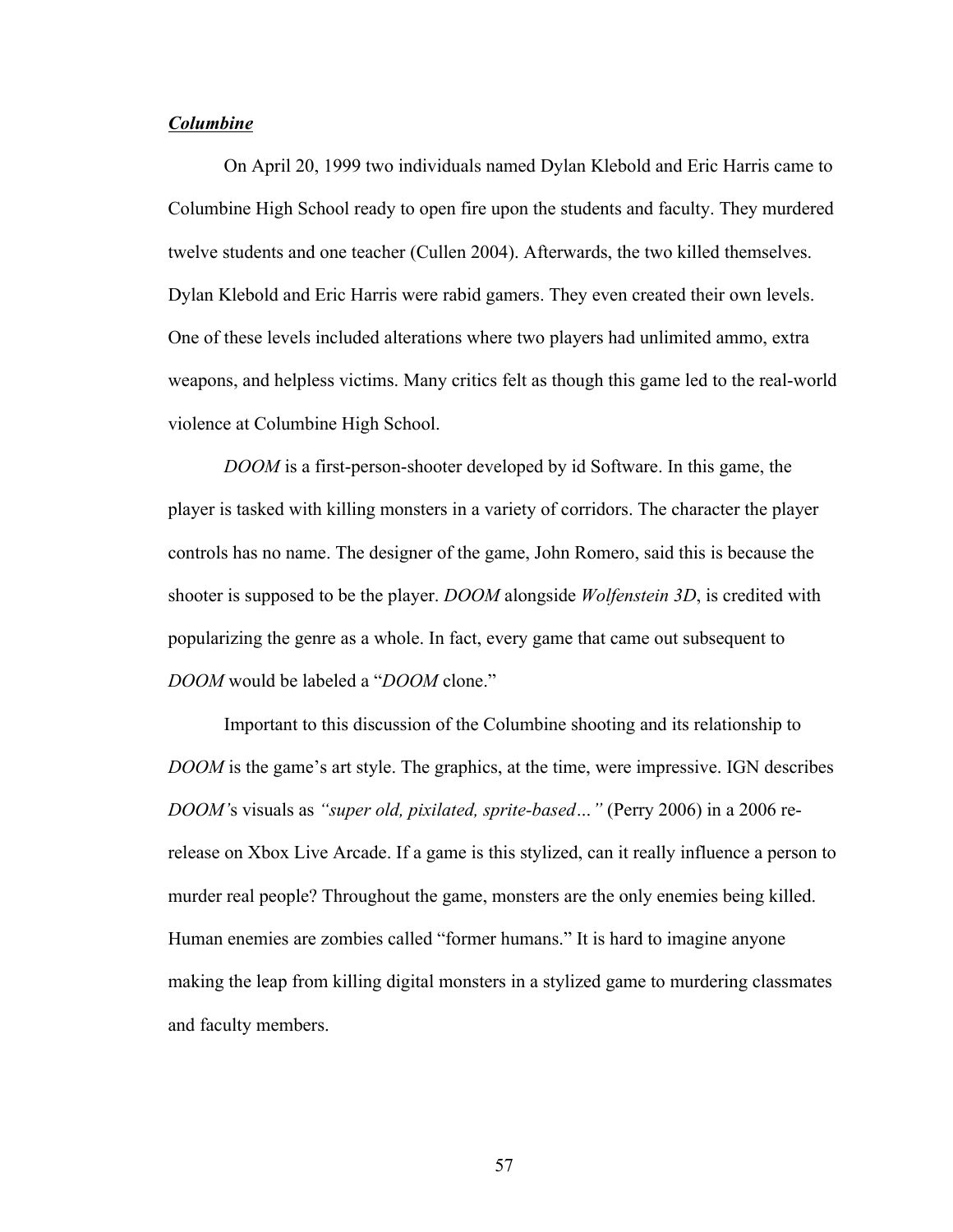***Columbine***

On April 20, 1999 two individuals named Dylan Klebold and Eric Harris came to Columbine High School ready to open fire upon the students and faculty. They murdered twelve students and one teacher (Cullen 2004). Afterwards, the two killed themselves. Dylan Klebold and Eric Harris were rabid gamers. They even created their own levels. One of these levels included alterations where two players had unlimited ammo, extra weapons, and helpless victims. Many critics felt as though this game led to the real-world violence at Columbine High School.

*DOOM* is a first-person-shooter developed by id Software. In this game, the player is tasked with killing monsters in a variety of corridors. The character the player controls has no name. The designer of the game, John Romero, said this is because the shooter is supposed to be the player. *DOOM* alongside *Wolfenstein 3D*, is credited with popularizing the genre as a whole. In fact, every game that came out subsequent to *DOOM* would be labeled a "*DOOM* clone."

Important to this discussion of the Columbine shooting and its relationship to *DOOM* is the game's art style. The graphics, at the time, were impressive. IGN describes *DOOM'*s visuals as *"super old, pixilated, sprite-based…"* (Perry 2006) in a 2006 re-release on Xbox Live Arcade. If a game is this stylized, can it really influence a person to murder real people? Throughout the game, monsters are the only enemies being killed. Human enemies are zombies called "former humans." It is hard to imagine anyone making the leap from killing digital monsters in a stylized game to murdering classmates and faculty members.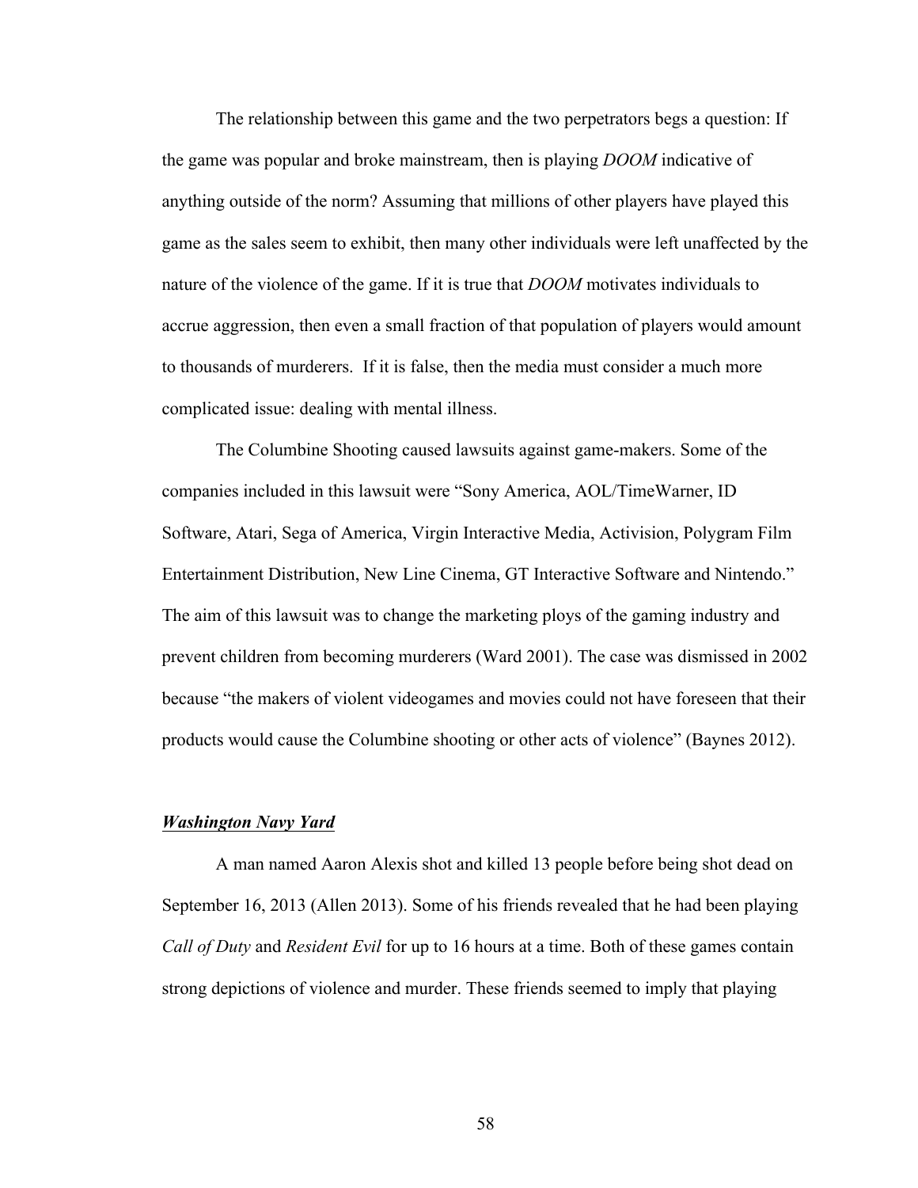The relationship between this game and the two perpetrators begs a question: If the game was popular and broke mainstream, then is playing *DOOM* indicative of anything outside of the norm? Assuming that millions of other players have played this game as the sales seem to exhibit, then many other individuals were left unaffected by the nature of the violence of the game. If it is true that *DOOM* motivates individuals to accrue aggression, then even a small fraction of that population of players would amount to thousands of murderers. If it is false, then the media must consider a much more complicated issue: dealing with mental illness.

The Columbine Shooting caused lawsuits against game-makers. Some of the companies included in this lawsuit were "Sony America, AOL/TimeWarner, ID Software, Atari, Sega of America, Virgin Interactive Media, Activision, Polygram Film Entertainment Distribution, New Line Cinema, GT Interactive Software and Nintendo." The aim of this lawsuit was to change the marketing ploys of the gaming industry and prevent children from becoming murderers (Ward 2001). The case was dismissed in 2002 because "the makers of violent videogames and movies could not have foreseen that their products would cause the Columbine shooting or other acts of violence" (Baynes 2012).

***Washington Navy Yard***

A man named Aaron Alexis shot and killed 13 people before being shot dead on September 16, 2013 (Allen 2013). Some of his friends revealed that he had been playing *Call of Duty* and *Resident Evil* for up to 16 hours at a time. Both of these games contain strong depictions of violence and murder. These friends seemed to imply that playing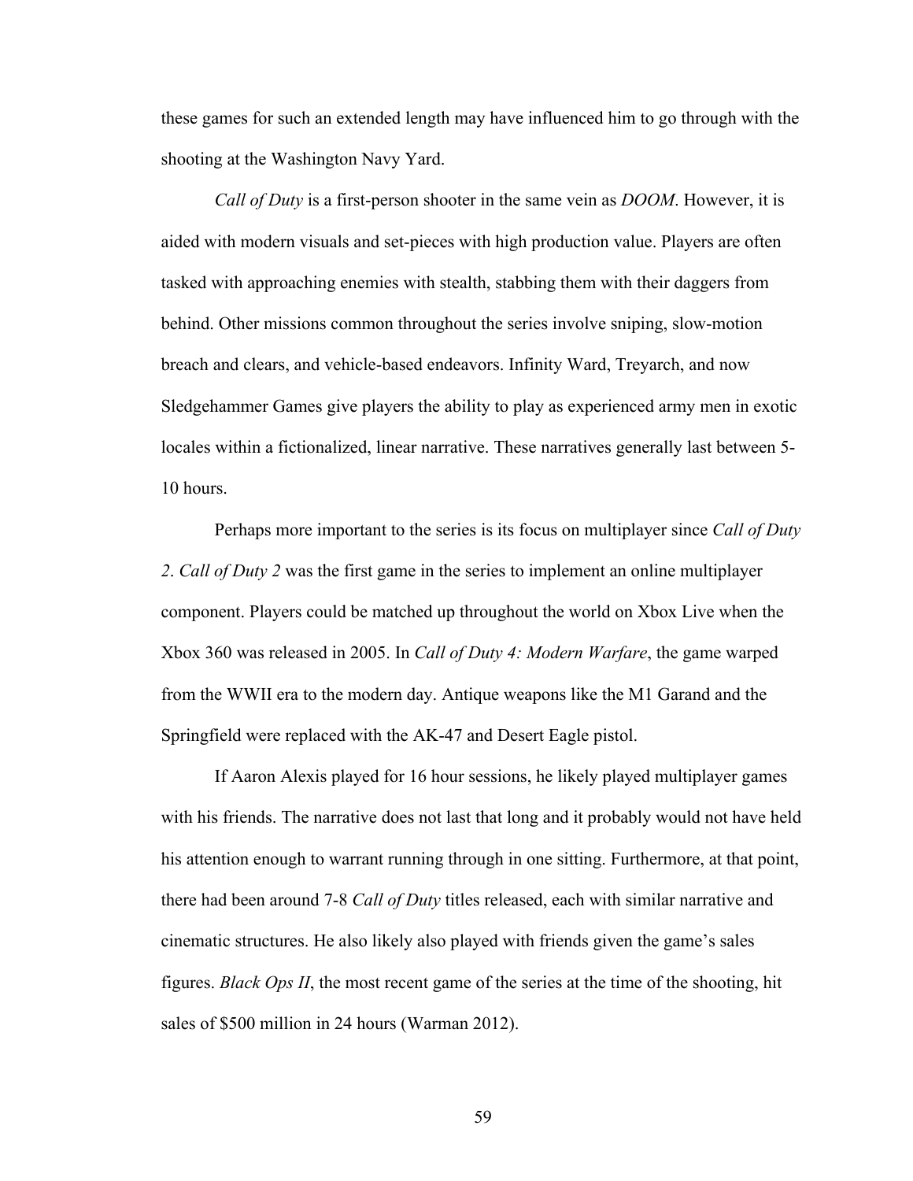these games for such an extended length may have influenced him to go through with the shooting at the Washington Navy Yard.

*Call of Duty* is a first-person shooter in the same vein as *DOOM*. However, it is aided with modern visuals and set-pieces with high production value. Players are often tasked with approaching enemies with stealth, stabbing them with their daggers from behind. Other missions common throughout the series involve sniping, slow-motion breach and clears, and vehicle-based endeavors. Infinity Ward, Treyarch, and now Sledgehammer Games give players the ability to play as experienced army men in exotic locales within a fictionalized, linear narrative. These narratives generally last between 5-10 hours.

Perhaps more important to the series is its focus on multiplayer since *Call of Duty 2*. *Call of Duty 2* was the first game in the series to implement an online multiplayer component. Players could be matched up throughout the world on Xbox Live when the Xbox 360 was released in 2005. In *Call of Duty 4: Modern Warfare*, the game warped from the WWII era to the modern day. Antique weapons like the M1 Garand and the Springfield were replaced with the AK-47 and Desert Eagle pistol.

If Aaron Alexis played for 16 hour sessions, he likely played multiplayer games with his friends. The narrative does not last that long and it probably would not have held his attention enough to warrant running through in one sitting. Furthermore, at that point, there had been around 7-8 *Call of Duty* titles released, each with similar narrative and cinematic structures. He also likely also played with friends given the game's sales figures. *Black Ops II*, the most recent game of the series at the time of the shooting, hit sales of $500 million in 24 hours (Warman 2012).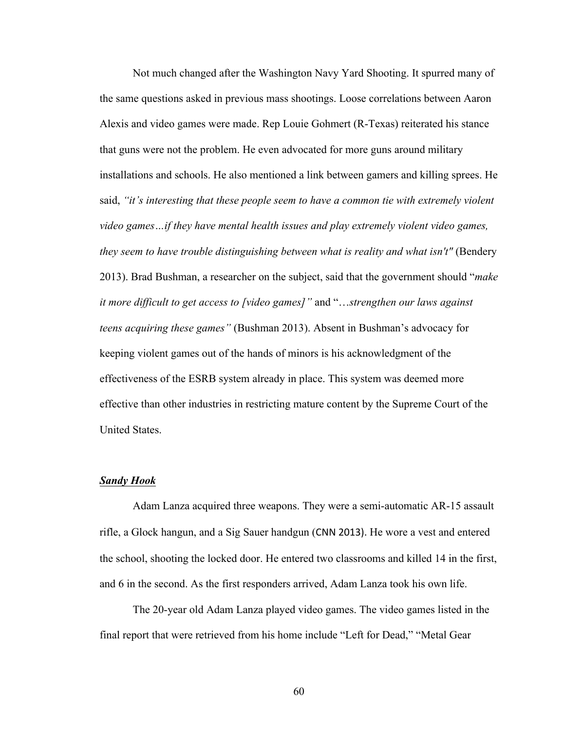Not much changed after the Washington Navy Yard Shooting. It spurred many of the same questions asked in previous mass shootings. Loose correlations between Aaron Alexis and video games were made. Rep Louie Gohmert (R-Texas) reiterated his stance that guns were not the problem. He even advocated for more guns around military installations and schools. He also mentioned a link between gamers and killing sprees. He said, *"it's interesting that these people seem to have a common tie with extremely violent video games…if they have mental health issues and play extremely violent video games, they seem to have trouble distinguishing between what is reality and what isn't"* (Bendery 2013). Brad Bushman, a researcher on the subject, said that the government should "*make it more difficult to get access to [video games]"* and "…*strengthen our laws against teens acquiring these games"* (Bushman 2013). Absent in Bushman's advocacy for keeping violent games out of the hands of minors is his acknowledgment of the effectiveness of the ESRB system already in place. This system was deemed more effective than other industries in restricting mature content by the Supreme Court of the United States.

### ***Sandy Hook***

Adam Lanza acquired three weapons. They were a semi-automatic AR-15 assault rifle, a Glock hangun, and a Sig Sauer handgun (CNN 2013). He wore a vest and entered the school, shooting the locked door. He entered two classrooms and killed 14 in the first, and 6 in the second. As the first responders arrived, Adam Lanza took his own life.

The 20-year old Adam Lanza played video games. The video games listed in the final report that were retrieved from his home include "Left for Dead," "Metal Gear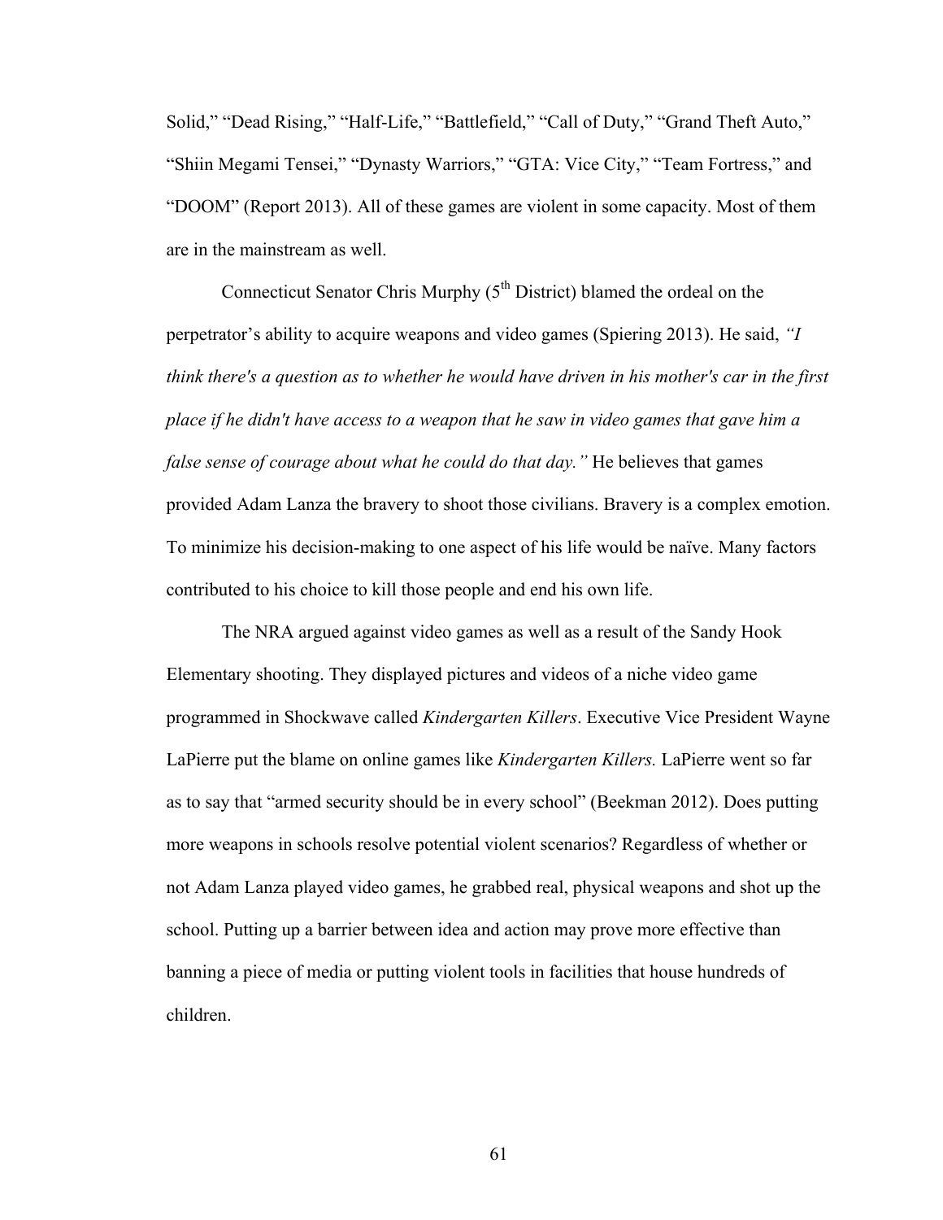Solid," "Dead Rising," "Half-Life," "Battlefield," "Call of Duty," "Grand Theft Auto," "Shiin Megami Tensei," "Dynasty Warriors," "GTA: Vice City," "Team Fortress," and "DOOM" (Report 2013). All of these games are violent in some capacity. Most of them are in the mainstream as well.

Connecticut Senator Chris Murphy (5th District) blamed the ordeal on the perpetrator's ability to acquire weapons and video games (Spiering 2013). He said, *"I think there's a question as to whether he would have driven in his mother's car in the first place if he didn't have access to a weapon that he saw in video games that gave him a false sense of courage about what he could do that day."* He believes that games provided Adam Lanza the bravery to shoot those civilians. Bravery is a complex emotion. To minimize his decision-making to one aspect of his life would be naïve. Many factors contributed to his choice to kill those people and end his own life.

The NRA argued against video games as well as a result of the Sandy Hook Elementary shooting. They displayed pictures and videos of a niche video game programmed in Shockwave called *Kindergarten Killers*. Executive Vice President Wayne LaPierre put the blame on online games like *Kindergarten Killers.* LaPierre went so far as to say that "armed security should be in every school" (Beekman 2012). Does putting more weapons in schools resolve potential violent scenarios? Regardless of whether or not Adam Lanza played video games, he grabbed real, physical weapons and shot up the school. Putting up a barrier between idea and action may prove more effective than banning a piece of media or putting violent tools in facilities that house hundreds of children.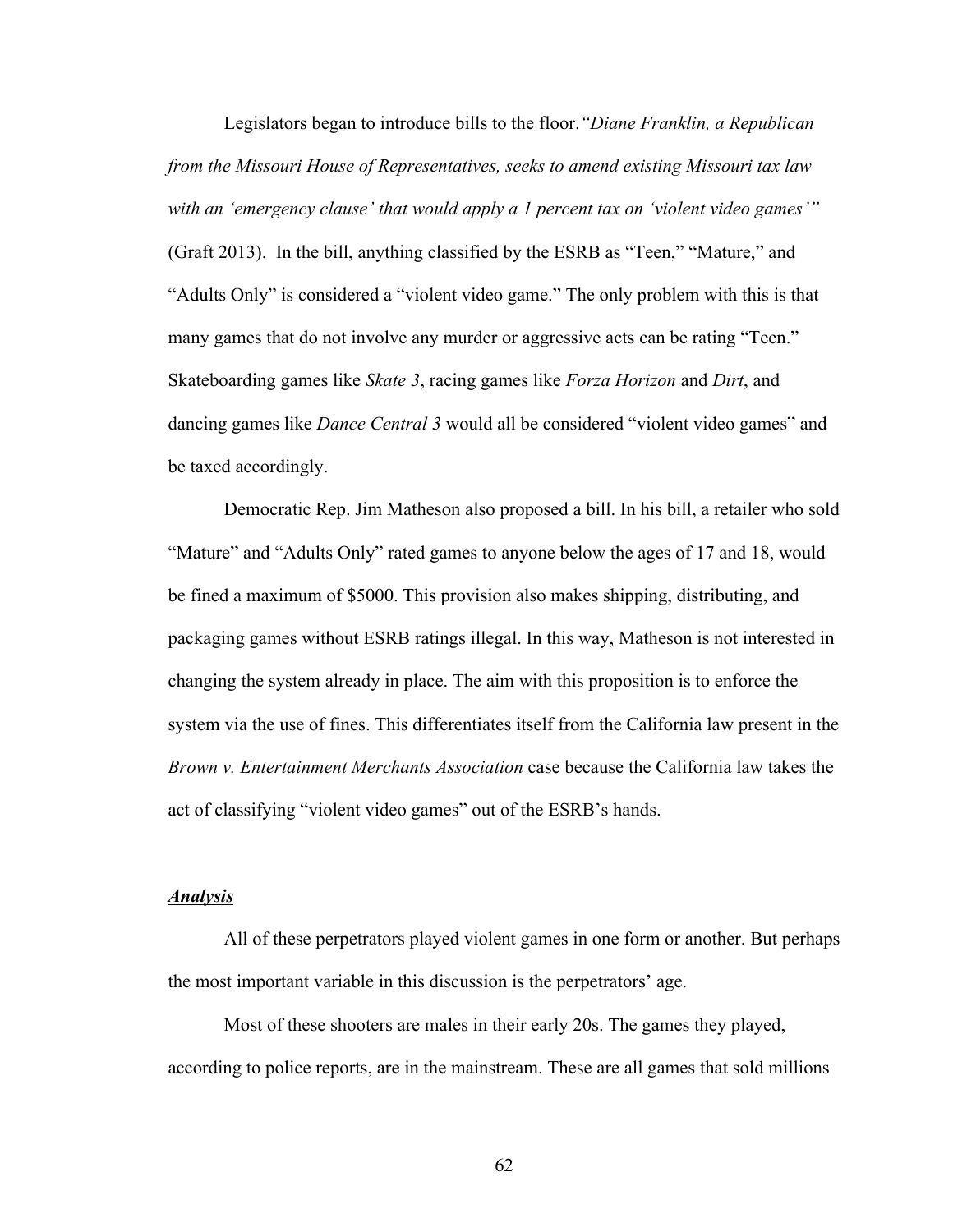Legislators began to introduce bills to the floor.*"Diane Franklin, a Republican from the Missouri House of Representatives, seeks to amend existing Missouri tax law with an 'emergency clause' that would apply a 1 percent tax on 'violent video games'"* (Graft 2013). In the bill, anything classified by the ESRB as "Teen," "Mature," and "Adults Only" is considered a "violent video game." The only problem with this is that many games that do not involve any murder or aggressive acts can be rating "Teen." Skateboarding games like *Skate 3*, racing games like *Forza Horizon* and *Dirt*, and dancing games like *Dance Central 3* would all be considered "violent video games" and be taxed accordingly.

Democratic Rep. Jim Matheson also proposed a bill. In his bill, a retailer who sold "Mature" and "Adults Only" rated games to anyone below the ages of 17 and 18, would be fined a maximum of $5000. This provision also makes shipping, distributing, and packaging games without ESRB ratings illegal. In this way, Matheson is not interested in changing the system already in place. The aim with this proposition is to enforce the system via the use of fines. This differentiates itself from the California law present in the *Brown v. Entertainment Merchants Association* case because the California law takes the act of classifying "violent video games" out of the ESRB's hands.

***Analysis***

All of these perpetrators played violent games in one form or another. But perhaps the most important variable in this discussion is the perpetrators' age.

Most of these shooters are males in their early 20s. The games they played, according to police reports, are in the mainstream. These are all games that sold millions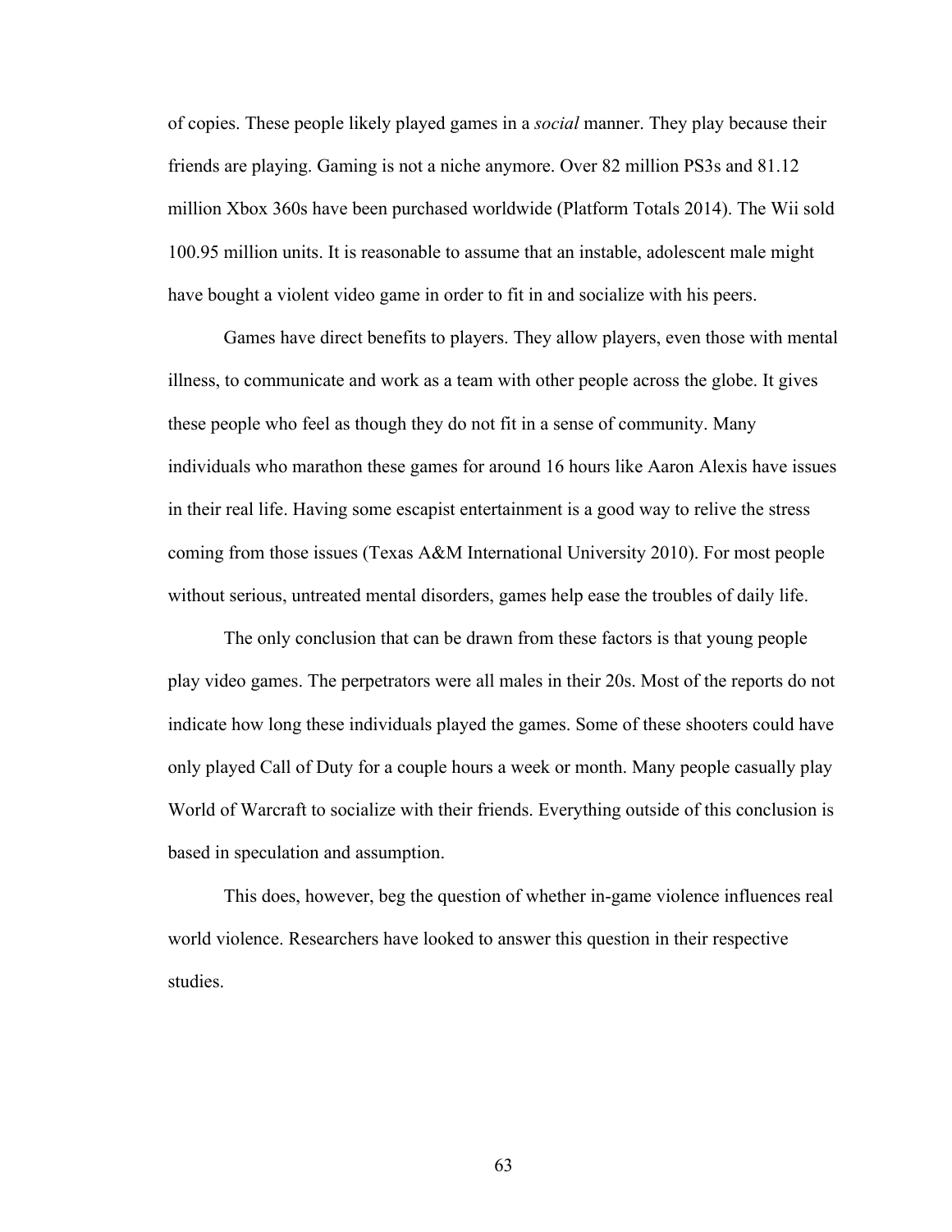of copies. These people likely played games in a *social* manner. They play because their friends are playing. Gaming is not a niche anymore. Over 82 million PS3s and 81.12 million Xbox 360s have been purchased worldwide (Platform Totals 2014). The Wii sold 100.95 million units. It is reasonable to assume that an instable, adolescent male might have bought a violent video game in order to fit in and socialize with his peers.

Games have direct benefits to players. They allow players, even those with mental illness, to communicate and work as a team with other people across the globe. It gives these people who feel as though they do not fit in a sense of community. Many individuals who marathon these games for around 16 hours like Aaron Alexis have issues in their real life. Having some escapist entertainment is a good way to relive the stress coming from those issues (Texas A&M International University 2010). For most people without serious, untreated mental disorders, games help ease the troubles of daily life.

The only conclusion that can be drawn from these factors is that young people play video games. The perpetrators were all males in their 20s. Most of the reports do not indicate how long these individuals played the games. Some of these shooters could have only played Call of Duty for a couple hours a week or month. Many people casually play World of Warcraft to socialize with their friends. Everything outside of this conclusion is based in speculation and assumption.

This does, however, beg the question of whether in-game violence influences real world violence. Researchers have looked to answer this question in their respective studies.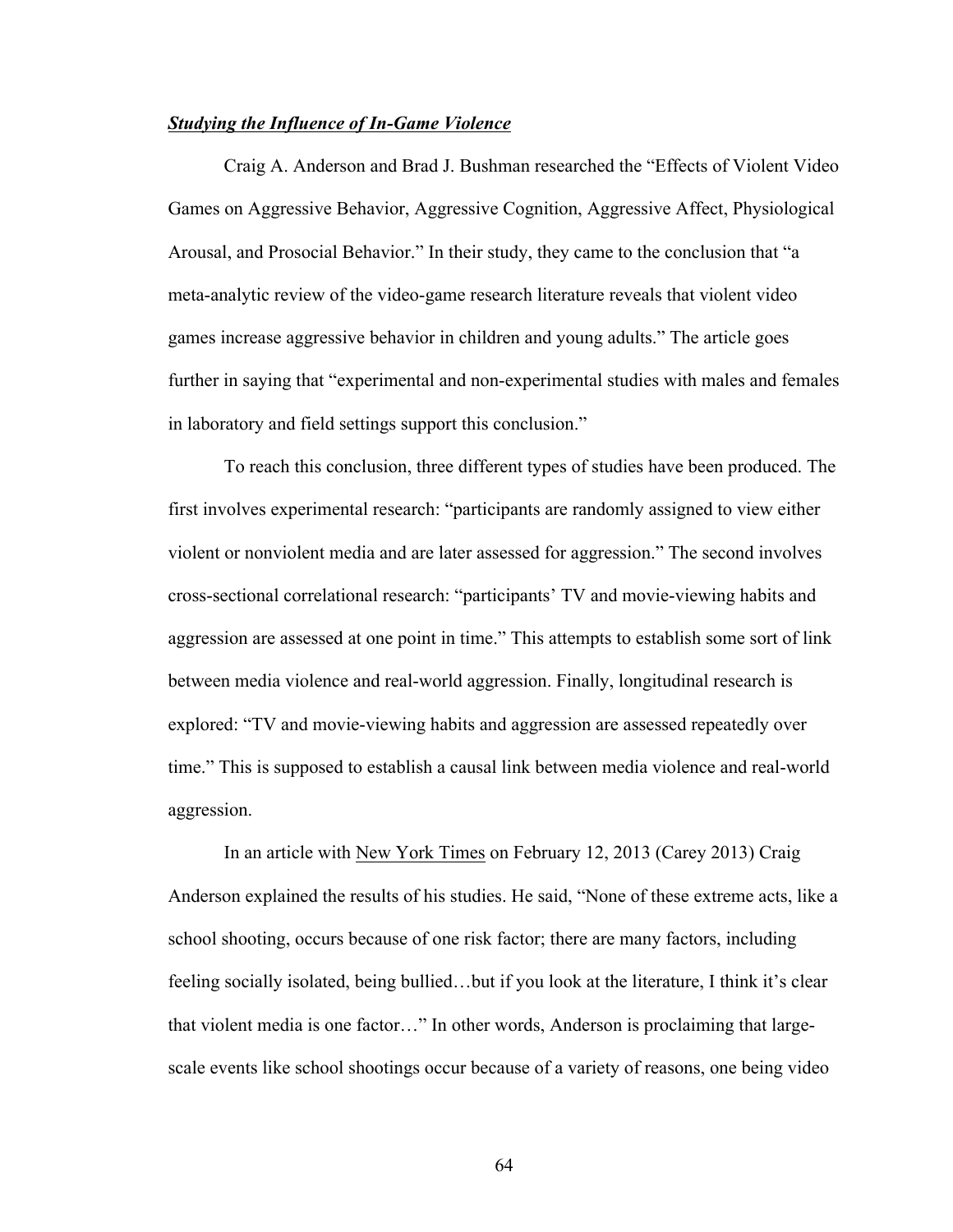***<u>Studying the Influence of In-Game Violence</u>***

Craig A. Anderson and Brad J. Bushman researched the "Effects of Violent Video Games on Aggressive Behavior, Aggressive Cognition, Aggressive Affect, Physiological Arousal, and Prosocial Behavior." In their study, they came to the conclusion that "a meta-analytic review of the video-game research literature reveals that violent video games increase aggressive behavior in children and young adults." The article goes further in saying that "experimental and non-experimental studies with males and females in laboratory and field settings support this conclusion."

To reach this conclusion, three different types of studies have been produced. The first involves experimental research: "participants are randomly assigned to view either violent or nonviolent media and are later assessed for aggression." The second involves cross-sectional correlational research: "participants' TV and movie-viewing habits and aggression are assessed at one point in time." This attempts to establish some sort of link between media violence and real-world aggression. Finally, longitudinal research is explored: "TV and movie-viewing habits and aggression are assessed repeatedly over time." This is supposed to establish a causal link between media violence and real-world aggression.

In an article with <u>New York Times</u> on February 12, 2013 (Carey 2013) Craig Anderson explained the results of his studies. He said, "None of these extreme acts, like a school shooting, occurs because of one risk factor; there are many factors, including feeling socially isolated, being bullied…but if you look at the literature, I think it's clear that violent media is one factor…" In other words, Anderson is proclaiming that large-scale events like school shootings occur because of a variety of reasons, one being video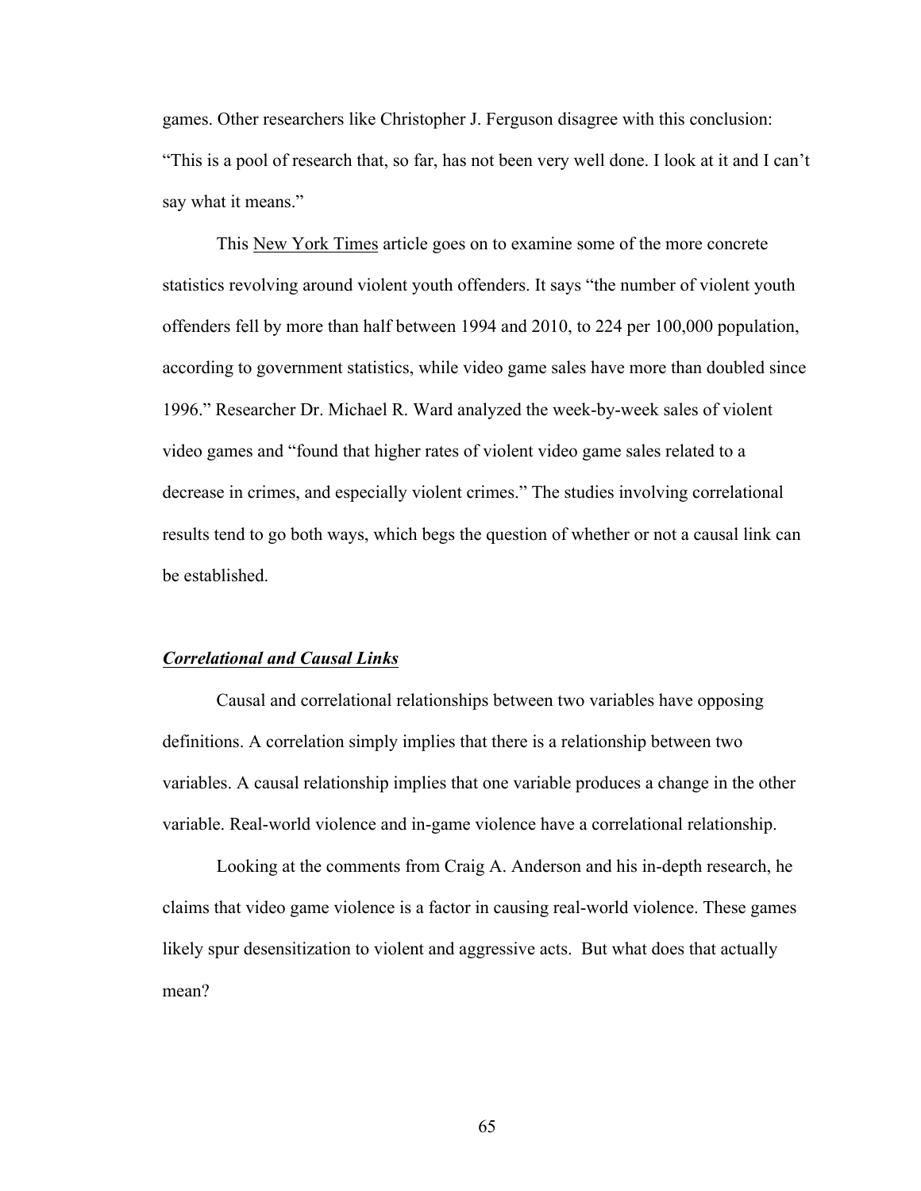games. Other researchers like Christopher J. Ferguson disagree with this conclusion: "This is a pool of research that, so far, has not been very well done. I look at it and I can't say what it means."

This New York Times article goes on to examine some of the more concrete statistics revolving around violent youth offenders. It says "the number of violent youth offenders fell by more than half between 1994 and 2010, to 224 per 100,000 population, according to government statistics, while video game sales have more than doubled since 1996." Researcher Dr. Michael R. Ward analyzed the week-by-week sales of violent video games and "found that higher rates of violent video game sales related to a decrease in crimes, and especially violent crimes." The studies involving correlational results tend to go both ways, which begs the question of whether or not a causal link can be established.

### ***Correlational and Causal Links***

Causal and correlational relationships between two variables have opposing definitions. A correlation simply implies that there is a relationship between two variables. A causal relationship implies that one variable produces a change in the other variable. Real-world violence and in-game violence have a correlational relationship.

Looking at the comments from Craig A. Anderson and his in-depth research, he claims that video game violence is a factor in causing real-world violence. These games likely spur desensitization to violent and aggressive acts. But what does that actually mean?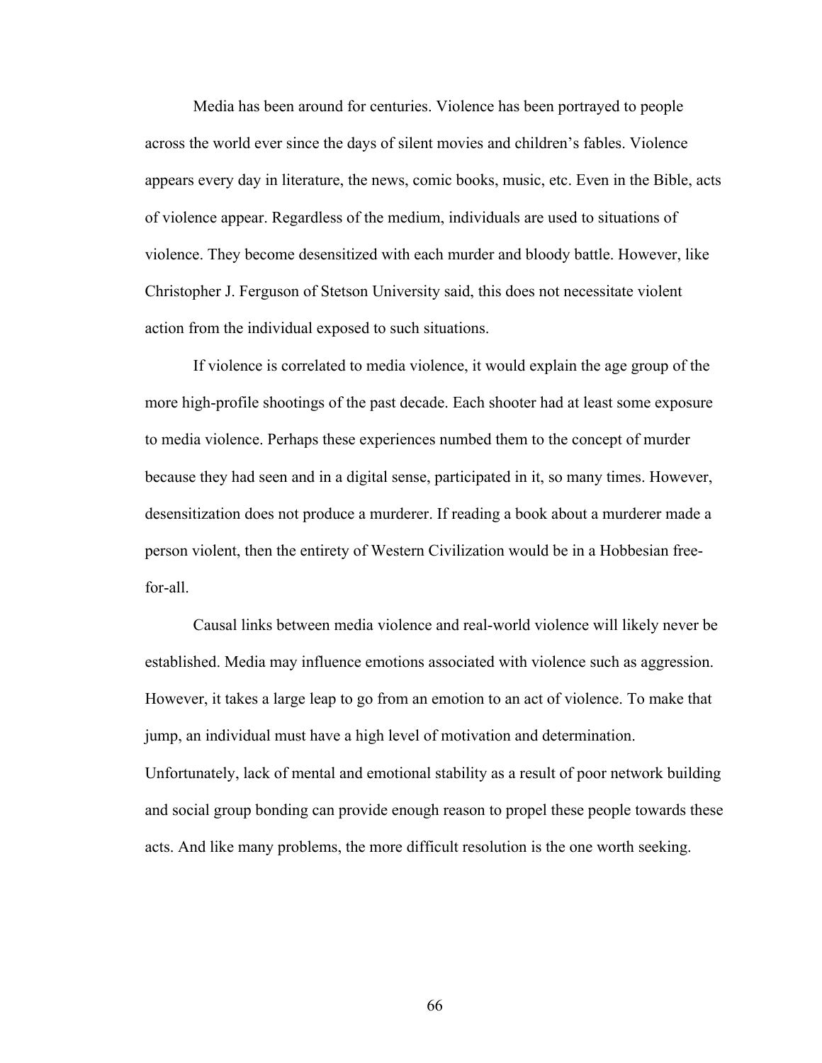Media has been around for centuries. Violence has been portrayed to people across the world ever since the days of silent movies and children's fables. Violence appears every day in literature, the news, comic books, music, etc. Even in the Bible, acts of violence appear. Regardless of the medium, individuals are used to situations of violence. They become desensitized with each murder and bloody battle. However, like Christopher J. Ferguson of Stetson University said, this does not necessitate violent action from the individual exposed to such situations.

If violence is correlated to media violence, it would explain the age group of the more high-profile shootings of the past decade. Each shooter had at least some exposure to media violence. Perhaps these experiences numbed them to the concept of murder because they had seen and in a digital sense, participated in it, so many times. However, desensitization does not produce a murderer. If reading a book about a murderer made a person violent, then the entirety of Western Civilization would be in a Hobbesian free-for-all.

Causal links between media violence and real-world violence will likely never be established. Media may influence emotions associated with violence such as aggression. However, it takes a large leap to go from an emotion to an act of violence. To make that jump, an individual must have a high level of motivation and determination. Unfortunately, lack of mental and emotional stability as a result of poor network building and social group bonding can provide enough reason to propel these people towards these acts. And like many problems, the more difficult resolution is the one worth seeking.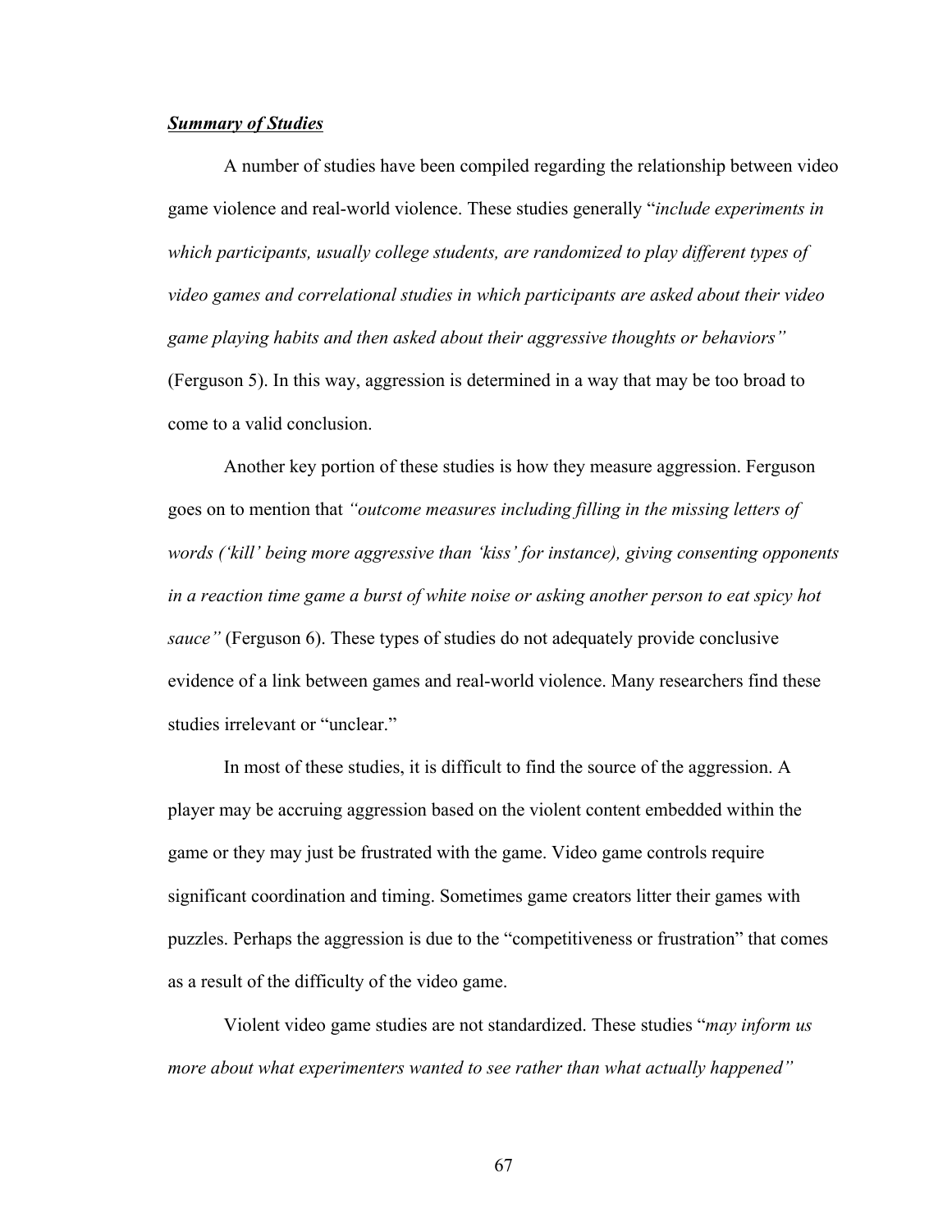***Summary of Studies***

A number of studies have been compiled regarding the relationship between video game violence and real-world violence. These studies generally "*include experiments in which participants, usually college students, are randomized to play different types of video games and correlational studies in which participants are asked about their video game playing habits and then asked about their aggressive thoughts or behaviors"* (Ferguson 5). In this way, aggression is determined in a way that may be too broad to come to a valid conclusion.

Another key portion of these studies is how they measure aggression. Ferguson goes on to mention that *"outcome measures including filling in the missing letters of words ('kill' being more aggressive than 'kiss' for instance), giving consenting opponents in a reaction time game a burst of white noise or asking another person to eat spicy hot sauce"* (Ferguson 6). These types of studies do not adequately provide conclusive evidence of a link between games and real-world violence. Many researchers find these studies irrelevant or "unclear."

In most of these studies, it is difficult to find the source of the aggression. A player may be accruing aggression based on the violent content embedded within the game or they may just be frustrated with the game. Video game controls require significant coordination and timing. Sometimes game creators litter their games with puzzles. Perhaps the aggression is due to the "competitiveness or frustration" that comes as a result of the difficulty of the video game.

Violent video game studies are not standardized. These studies "*may inform us more about what experimenters wanted to see rather than what actually happened"*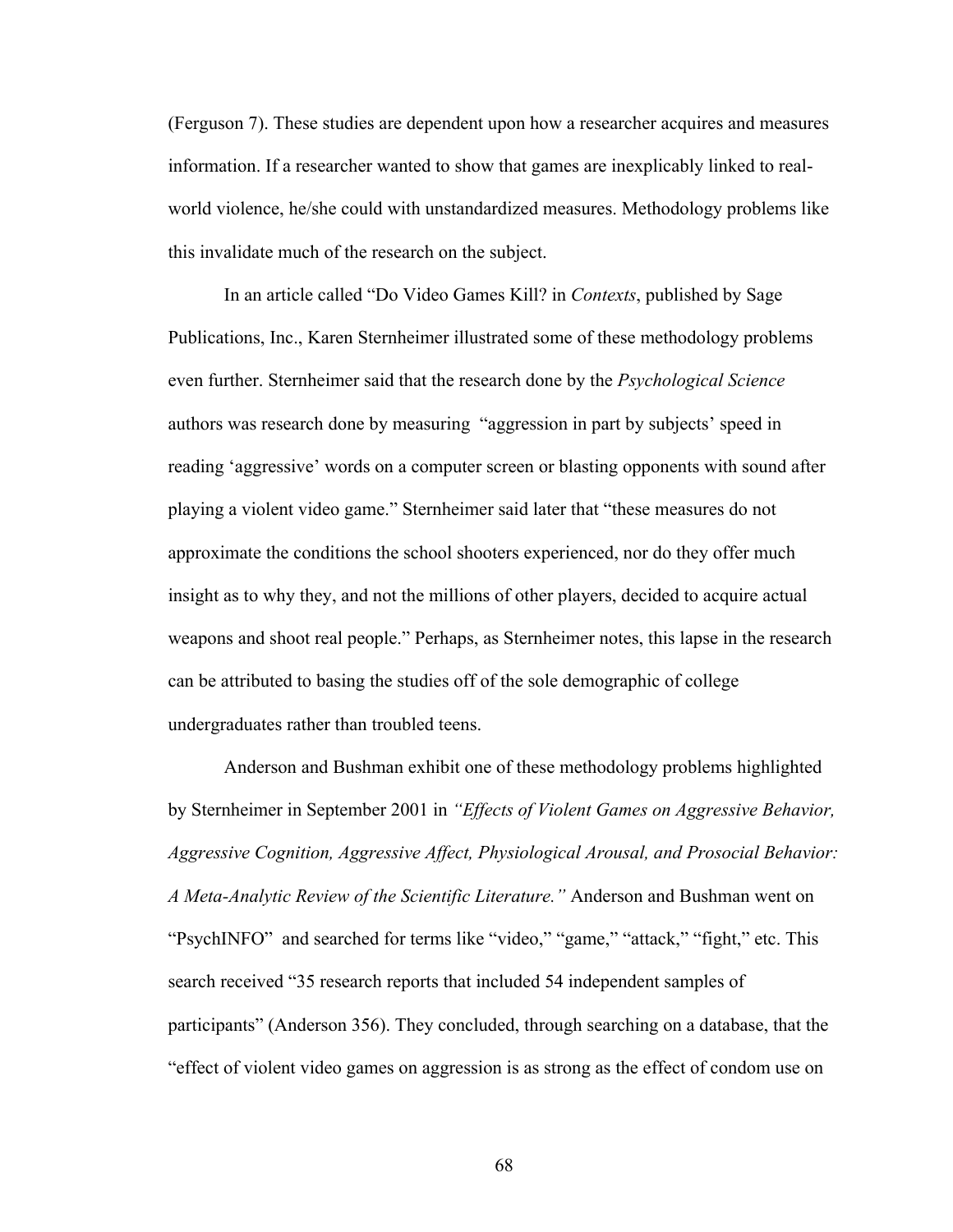(Ferguson 7). These studies are dependent upon how a researcher acquires and measures information. If a researcher wanted to show that games are inexplicably linked to real-world violence, he/she could with unstandardized measures. Methodology problems like this invalidate much of the research on the subject.

In an article called "Do Video Games Kill? in *Contexts*, published by Sage Publications, Inc., Karen Sternheimer illustrated some of these methodology problems even further. Sternheimer said that the research done by the *Psychological Science* authors was research done by measuring "aggression in part by subjects' speed in reading 'aggressive' words on a computer screen or blasting opponents with sound after playing a violent video game." Sternheimer said later that "these measures do not approximate the conditions the school shooters experienced, nor do they offer much insight as to why they, and not the millions of other players, decided to acquire actual weapons and shoot real people." Perhaps, as Sternheimer notes, this lapse in the research can be attributed to basing the studies off of the sole demographic of college undergraduates rather than troubled teens.

Anderson and Bushman exhibit one of these methodology problems highlighted by Sternheimer in September 2001 in *"Effects of Violent Games on Aggressive Behavior, Aggressive Cognition, Aggressive Affect, Physiological Arousal, and Prosocial Behavior: A Meta-Analytic Review of the Scientific Literature."* Anderson and Bushman went on "PsychINFO" and searched for terms like "video," "game," "attack," "fight," etc. This search received "35 research reports that included 54 independent samples of participants" (Anderson 356). They concluded, through searching on a database, that the "effect of violent video games on aggression is as strong as the effect of condom use on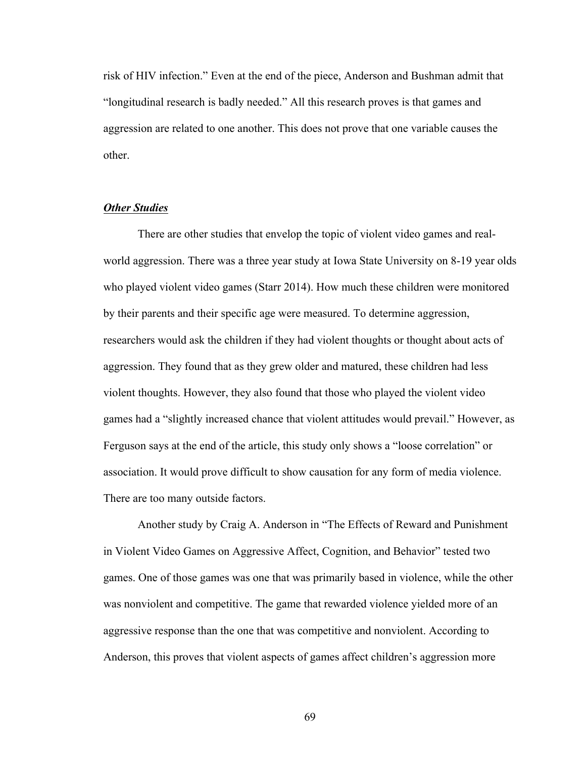risk of HIV infection." Even at the end of the piece, Anderson and Bushman admit that "longitudinal research is badly needed." All this research proves is that games and aggression are related to one another. This does not prove that one variable causes the other.

### ***Other Studies***

There are other studies that envelop the topic of violent video games and real-world aggression. There was a three year study at Iowa State University on 8-19 year olds who played violent video games (Starr 2014). How much these children were monitored by their parents and their specific age were measured. To determine aggression, researchers would ask the children if they had violent thoughts or thought about acts of aggression. They found that as they grew older and matured, these children had less violent thoughts. However, they also found that those who played the violent video games had a "slightly increased chance that violent attitudes would prevail." However, as Ferguson says at the end of the article, this study only shows a "loose correlation" or association. It would prove difficult to show causation for any form of media violence. There are too many outside factors.

Another study by Craig A. Anderson in "The Effects of Reward and Punishment in Violent Video Games on Aggressive Affect, Cognition, and Behavior" tested two games. One of those games was one that was primarily based in violence, while the other was nonviolent and competitive. The game that rewarded violence yielded more of an aggressive response than the one that was competitive and nonviolent. According to Anderson, this proves that violent aspects of games affect children's aggression more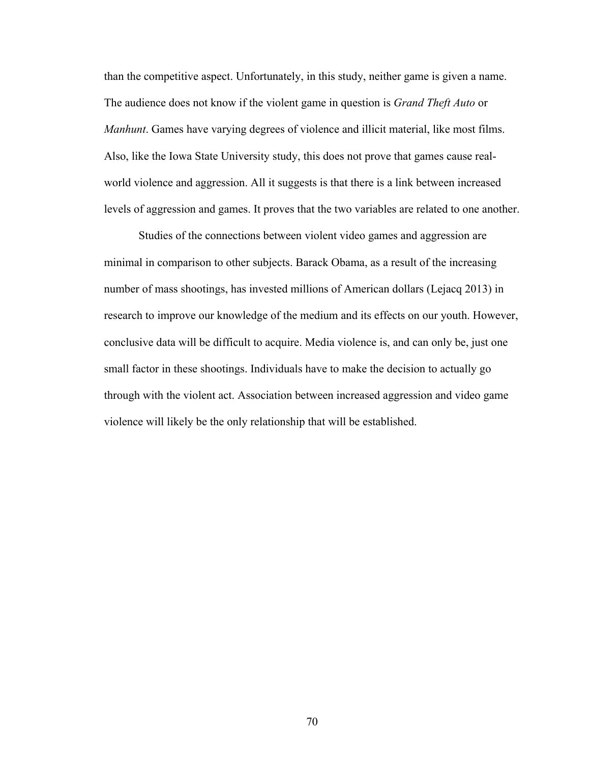than the competitive aspect. Unfortunately, in this study, neither game is given a name. The audience does not know if the violent game in question is *Grand Theft Auto* or *Manhunt*. Games have varying degrees of violence and illicit material, like most films. Also, like the Iowa State University study, this does not prove that games cause real-world violence and aggression. All it suggests is that there is a link between increased levels of aggression and games. It proves that the two variables are related to one another.

Studies of the connections between violent video games and aggression are minimal in comparison to other subjects. Barack Obama, as a result of the increasing number of mass shootings, has invested millions of American dollars (Lejacq 2013) in research to improve our knowledge of the medium and its effects on our youth. However, conclusive data will be difficult to acquire. Media violence is, and can only be, just one small factor in these shootings. Individuals have to make the decision to actually go through with the violent act. Association between increased aggression and video game violence will likely be the only relationship that will be established.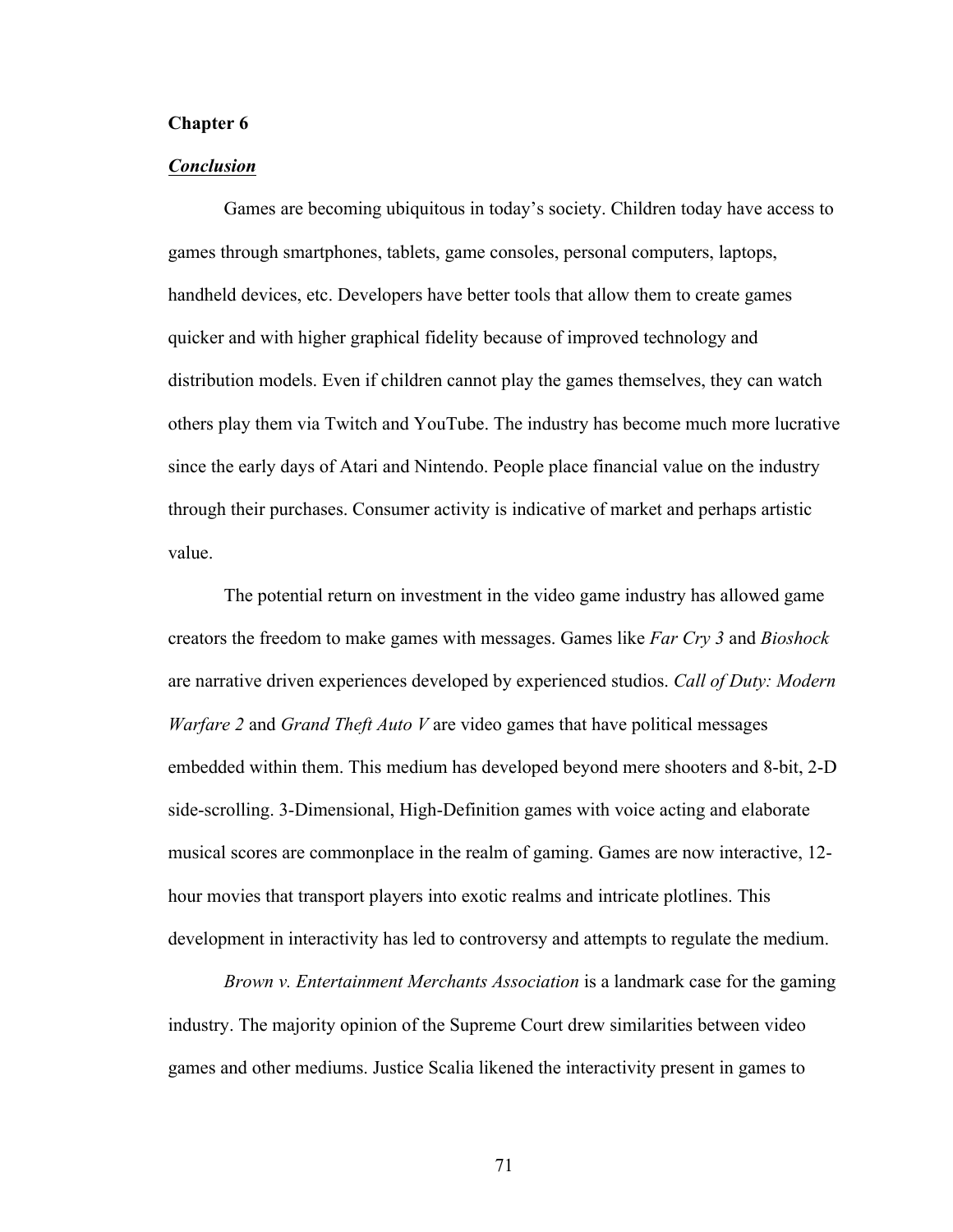## Chapter 6

### ***Conclusion***

Games are becoming ubiquitous in today's society. Children today have access to games through smartphones, tablets, game consoles, personal computers, laptops, handheld devices, etc. Developers have better tools that allow them to create games quicker and with higher graphical fidelity because of improved technology and distribution models. Even if children cannot play the games themselves, they can watch others play them via Twitch and YouTube. The industry has become much more lucrative since the early days of Atari and Nintendo. People place financial value on the industry through their purchases. Consumer activity is indicative of market and perhaps artistic value.

The potential return on investment in the video game industry has allowed game creators the freedom to make games with messages. Games like *Far Cry 3* and *Bioshock* are narrative driven experiences developed by experienced studios. *Call of Duty: Modern Warfare 2* and *Grand Theft Auto V* are video games that have political messages embedded within them. This medium has developed beyond mere shooters and 8-bit, 2-D side-scrolling. 3-Dimensional, High-Definition games with voice acting and elaborate musical scores are commonplace in the realm of gaming. Games are now interactive, 12-hour movies that transport players into exotic realms and intricate plotlines. This development in interactivity has led to controversy and attempts to regulate the medium.

*Brown v. Entertainment Merchants Association* is a landmark case for the gaming industry. The majority opinion of the Supreme Court drew similarities between video games and other mediums. Justice Scalia likened the interactivity present in games to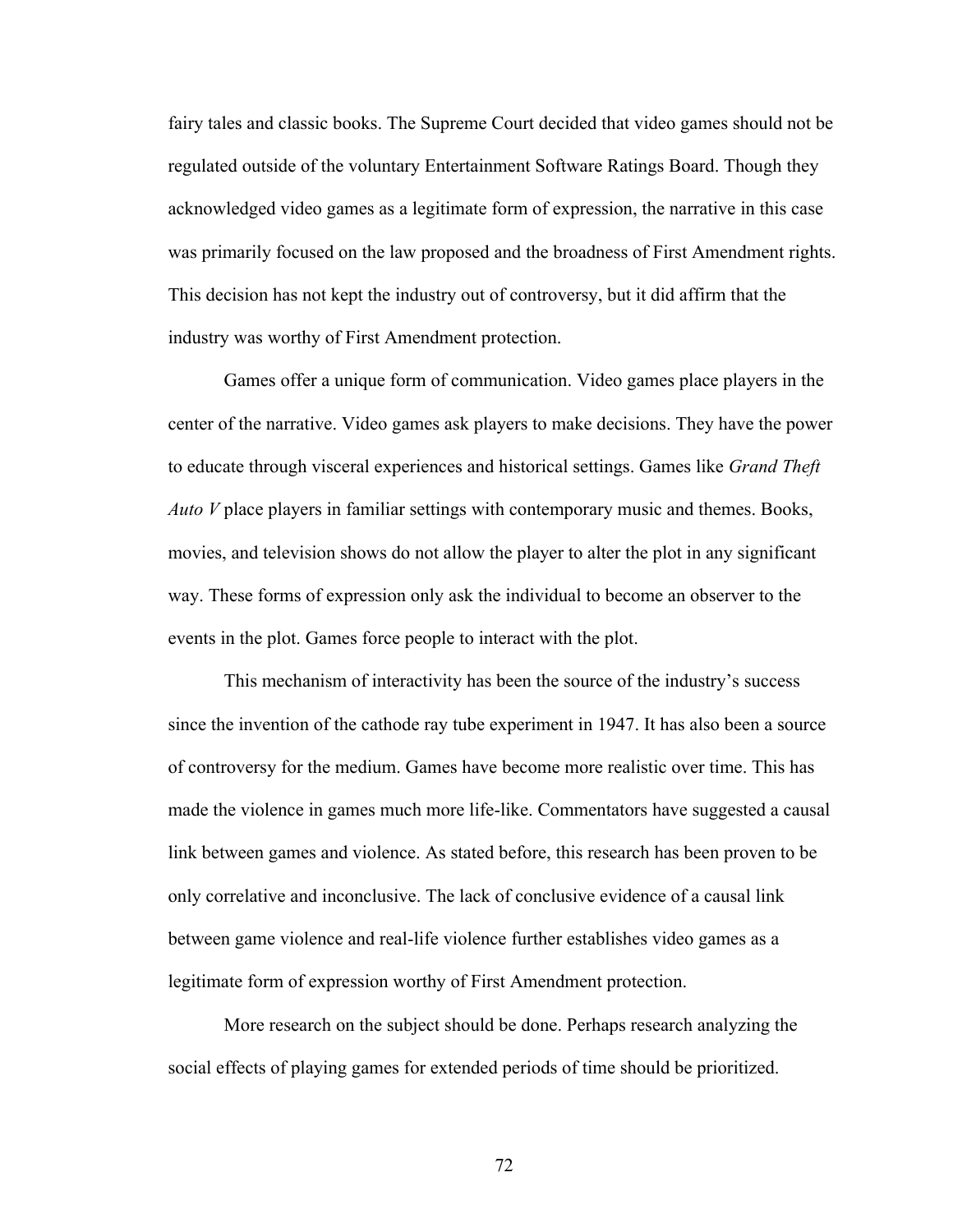fairy tales and classic books. The Supreme Court decided that video games should not be regulated outside of the voluntary Entertainment Software Ratings Board. Though they acknowledged video games as a legitimate form of expression, the narrative in this case was primarily focused on the law proposed and the broadness of First Amendment rights. This decision has not kept the industry out of controversy, but it did affirm that the industry was worthy of First Amendment protection.

Games offer a unique form of communication. Video games place players in the center of the narrative. Video games ask players to make decisions. They have the power to educate through visceral experiences and historical settings. Games like *Grand Theft Auto V* place players in familiar settings with contemporary music and themes. Books, movies, and television shows do not allow the player to alter the plot in any significant way. These forms of expression only ask the individual to become an observer to the events in the plot. Games force people to interact with the plot.

This mechanism of interactivity has been the source of the industry's success since the invention of the cathode ray tube experiment in 1947. It has also been a source of controversy for the medium. Games have become more realistic over time. This has made the violence in games much more life-like. Commentators have suggested a causal link between games and violence. As stated before, this research has been proven to be only correlative and inconclusive. The lack of conclusive evidence of a causal link between game violence and real-life violence further establishes video games as a legitimate form of expression worthy of First Amendment protection.

More research on the subject should be done. Perhaps research analyzing the social effects of playing games for extended periods of time should be prioritized.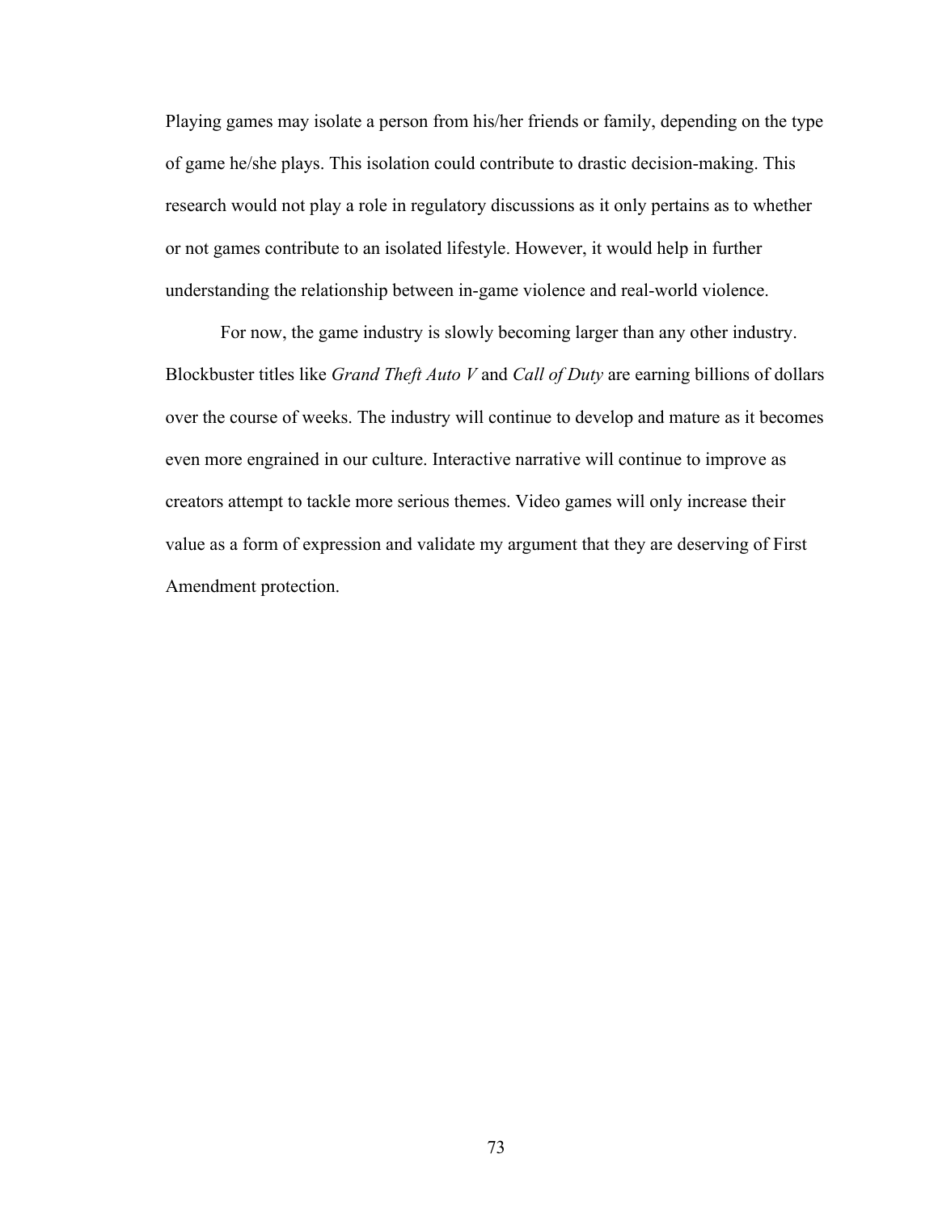Playing games may isolate a person from his/her friends or family, depending on the type of game he/she plays. This isolation could contribute to drastic decision-making. This research would not play a role in regulatory discussions as it only pertains as to whether or not games contribute to an isolated lifestyle. However, it would help in further understanding the relationship between in-game violence and real-world violence.

For now, the game industry is slowly becoming larger than any other industry. Blockbuster titles like *Grand Theft Auto V* and *Call of Duty* are earning billions of dollars over the course of weeks. The industry will continue to develop and mature as it becomes even more engrained in our culture. Interactive narrative will continue to improve as creators attempt to tackle more serious themes. Video games will only increase their value as a form of expression and validate my argument that they are deserving of First Amendment protection.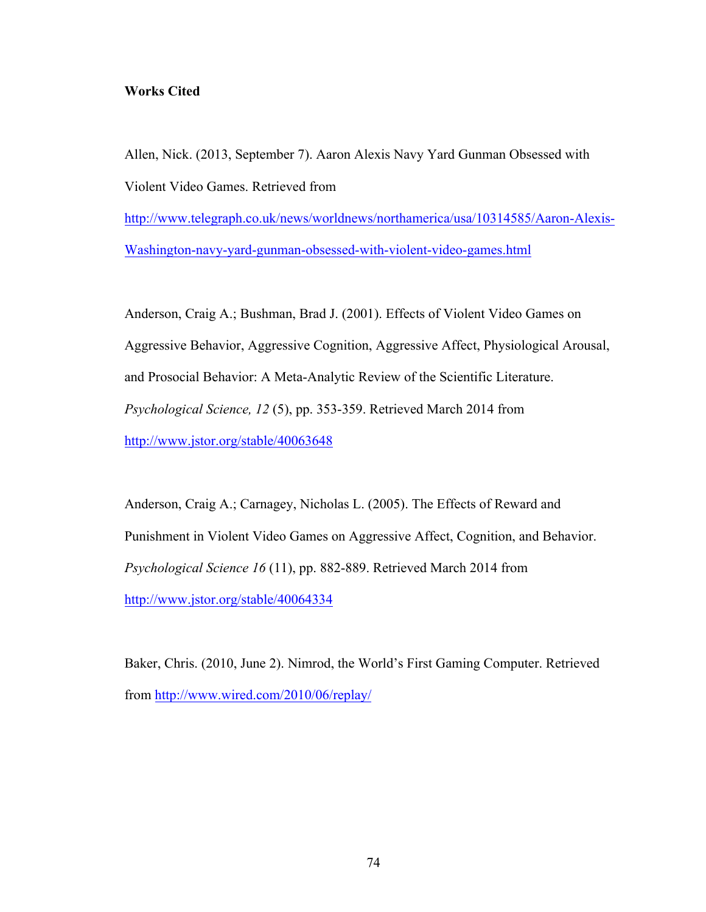**Works Cited**

Allen, Nick. (2013, September 7). Aaron Alexis Navy Yard Gunman Obsessed with Violent Video Games. Retrieved from http://www.telegraph.co.uk/news/worldnews/northamerica/usa/10314585/Aaron-Alexis-Washington-navy-yard-gunman-obsessed-with-violent-video-games.html

Anderson, Craig A.; Bushman, Brad J. (2001). Effects of Violent Video Games on Aggressive Behavior, Aggressive Cognition, Aggressive Affect, Physiological Arousal, and Prosocial Behavior: A Meta-Analytic Review of the Scientific Literature. *Psychological Science, 12* (5), pp. 353-359. Retrieved March 2014 from http://www.jstor.org/stable/40063648

Anderson, Craig A.; Carnagey, Nicholas L. (2005). The Effects of Reward and Punishment in Violent Video Games on Aggressive Affect, Cognition, and Behavior. *Psychological Science 16* (11), pp. 882-889. Retrieved March 2014 from http://www.jstor.org/stable/40064334

Baker, Chris. (2010, June 2). Nimrod, the World's First Gaming Computer. Retrieved from http://www.wired.com/2010/06/replay/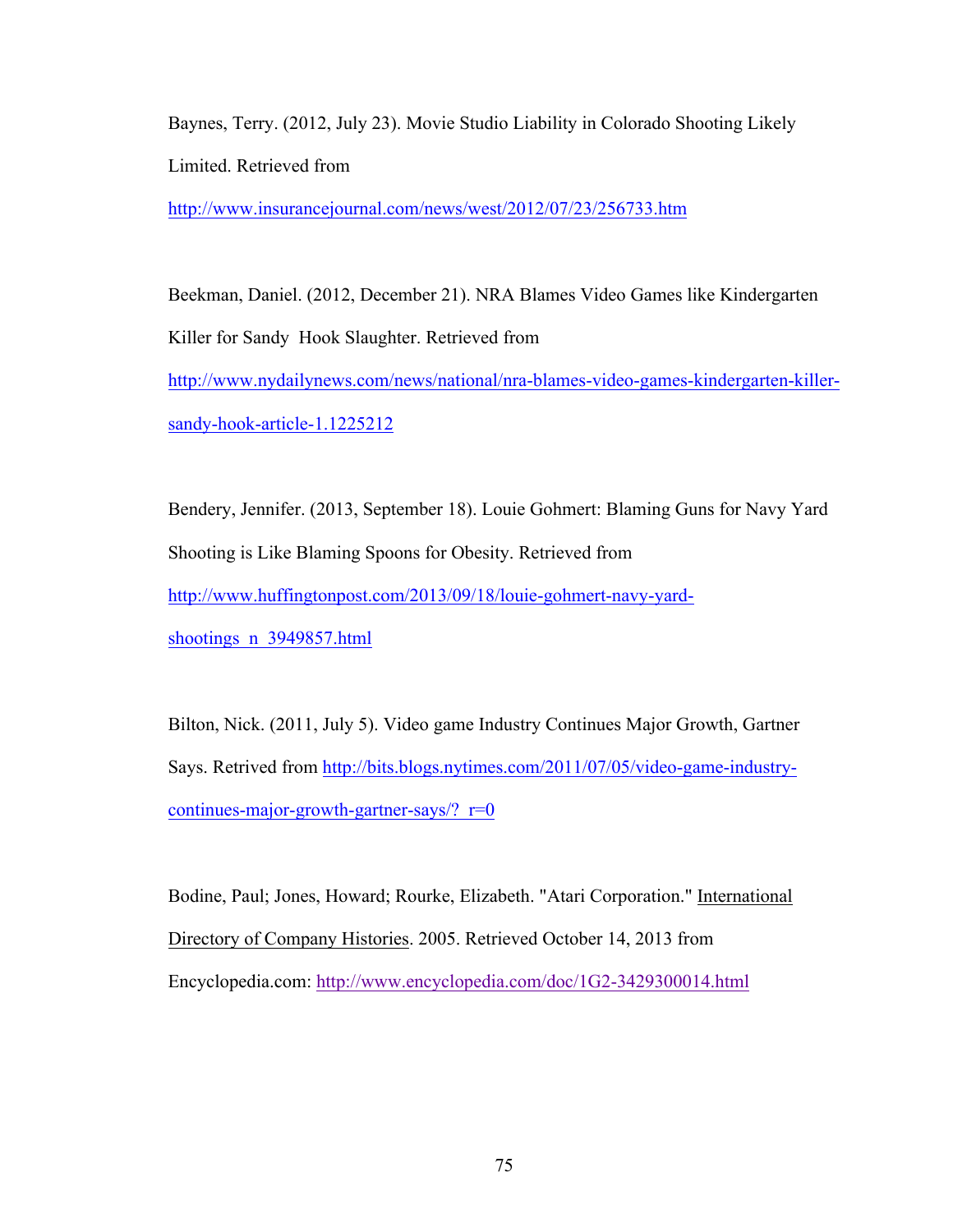Baynes, Terry. (2012, July 23). Movie Studio Liability in Colorado Shooting Likely Limited. Retrieved from http://www.insurancejournal.com/news/west/2012/07/23/256733.htm

Beekman, Daniel. (2012, December 21). NRA Blames Video Games like Kindergarten Killer for Sandy  Hook Slaughter. Retrieved from http://www.nydailynews.com/news/national/nra-blames-video-games-kindergarten-killer-sandy-hook-article-1.1225212

Bendery, Jennifer. (2013, September 18). Louie Gohmert: Blaming Guns for Navy Yard Shooting is Like Blaming Spoons for Obesity. Retrieved from http://www.huffingtonpost.com/2013/09/18/louie-gohmert-navy-yard-shootings_n_3949857.html

Bilton, Nick. (2011, July 5). Video game Industry Continues Major Growth, Gartner Says. Retrived from http://bits.blogs.nytimes.com/2011/07/05/video-game-industry-continues-major-growth-gartner-says/?_r=0

Bodine, Paul; Jones, Howard; Rourke, Elizabeth. "Atari Corporation." International Directory of Company Histories. 2005. Retrieved October 14, 2013 from Encyclopedia.com: http://www.encyclopedia.com/doc/1G2-3429300014.html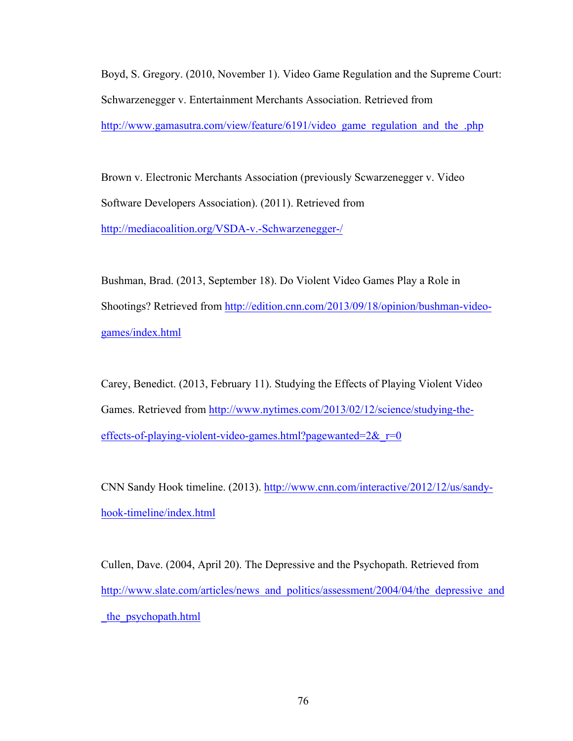Boyd, S. Gregory. (2010, November 1). Video Game Regulation and the Supreme Court: Schwarzenegger v. Entertainment Merchants Association. Retrieved from http://www.gamasutra.com/view/feature/6191/video_game_regulation_and_the_.php

Brown v. Electronic Merchants Association (previously Scwarzenegger v. Video Software Developers Association). (2011). Retrieved from http://mediacoalition.org/VSDA-v.-Schwarzenegger-/

Bushman, Brad. (2013, September 18). Do Violent Video Games Play a Role in Shootings? Retrieved from http://edition.cnn.com/2013/09/18/opinion/bushman-video-games/index.html

Carey, Benedict. (2013, February 11). Studying the Effects of Playing Violent Video Games. Retrieved from http://www.nytimes.com/2013/02/12/science/studying-the-effects-of-playing-violent-video-games.html?pagewanted=2&_r=0

CNN Sandy Hook timeline. (2013). http://www.cnn.com/interactive/2012/12/us/sandy-hook-timeline/index.html

Cullen, Dave. (2004, April 20). The Depressive and the Psychopath. Retrieved from http://www.slate.com/articles/news_and_politics/assessment/2004/04/the_depressive_and_the_psychopath.html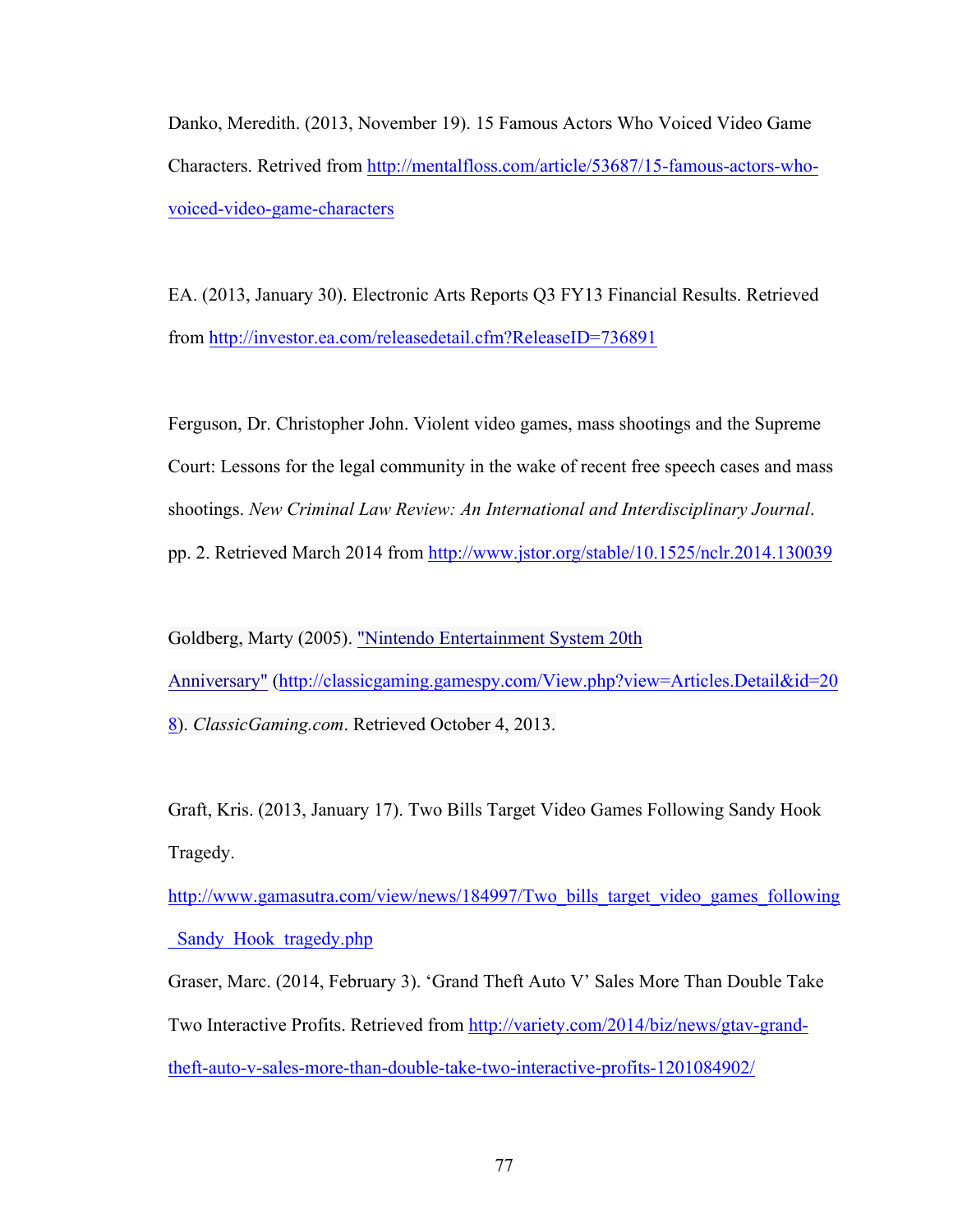Danko, Meredith. (2013, November 19). 15 Famous Actors Who Voiced Video Game Characters. Retrived from http://mentalfloss.com/article/53687/15-famous-actors-who-voiced-video-game-characters

EA. (2013, January 30). Electronic Arts Reports Q3 FY13 Financial Results. Retrieved from http://investor.ea.com/releasedetail.cfm?ReleaseID=736891

Ferguson, Dr. Christopher John. Violent video games, mass shootings and the Supreme Court: Lessons for the legal community in the wake of recent free speech cases and mass shootings. *New Criminal Law Review: An International and Interdisciplinary Journal*. pp. 2. Retrieved March 2014 from http://www.jstor.org/stable/10.1525/nclr.2014.130039

Goldberg, Marty (2005). "Nintendo Entertainment System 20th Anniversary" (http://classicgaming.gamespy.com/View.php?view=Articles.Detail&id=208). *ClassicGaming.com*. Retrieved October 4, 2013.

Graft, Kris. (2013, January 17). Two Bills Target Video Games Following Sandy Hook Tragedy.
http://www.gamasutra.com/view/news/184997/Two_bills_target_video_games_following_Sandy_Hook_tragedy.php

Graser, Marc. (2014, February 3). 'Grand Theft Auto V' Sales More Than Double Take Two Interactive Profits. Retrieved from http://variety.com/2014/biz/news/gtav-grand-theft-auto-v-sales-more-than-double-take-two-interactive-profits-1201084902/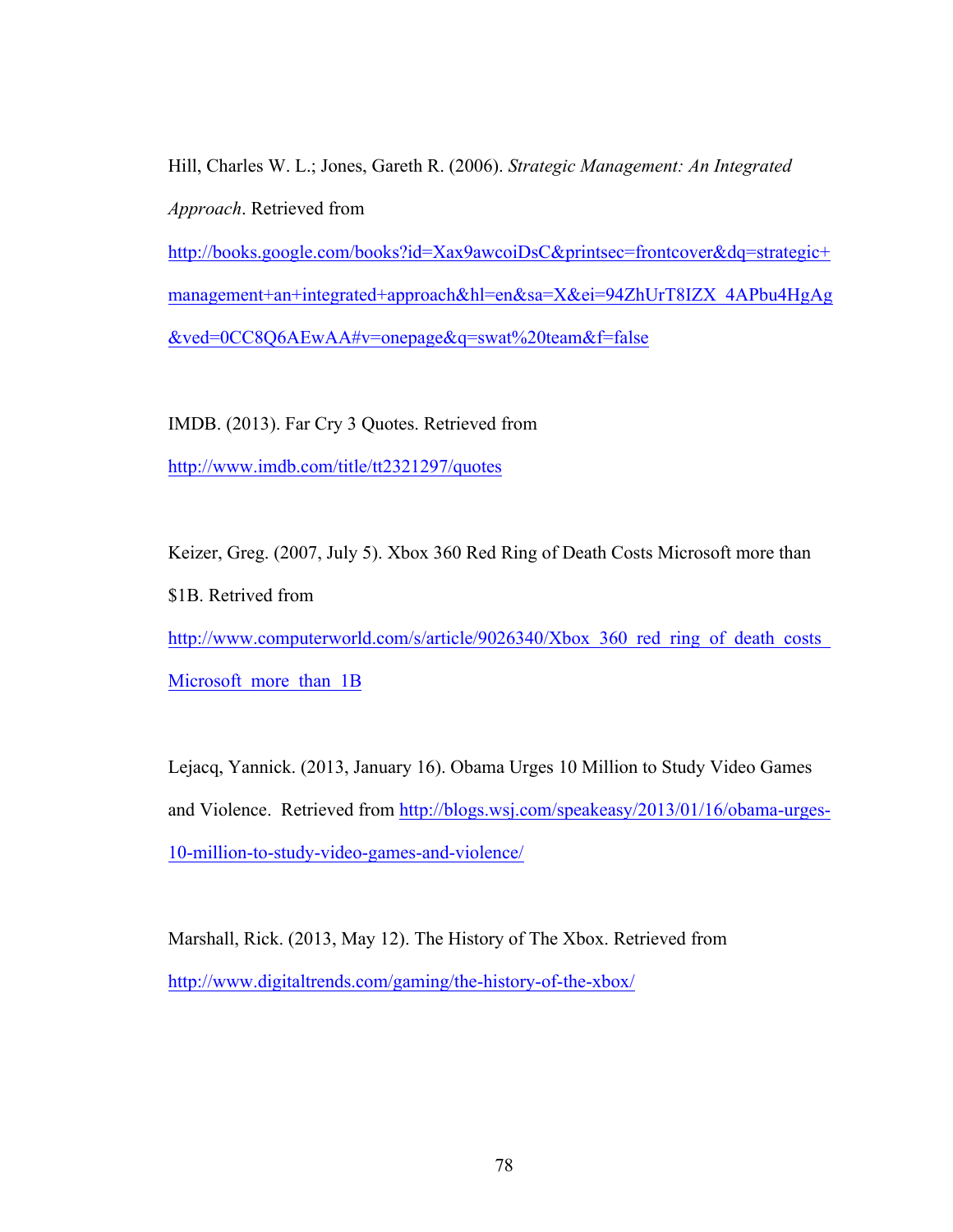Hill, Charles W. L.; Jones, Gareth R. (2006). *Strategic Management: An Integrated Approach*. Retrieved from http://books.google.com/books?id=Xax9awcoiDsC&printsec=frontcover&dq=strategic+management+an+integrated+approach&hl=en&sa=X&ei=94ZhUrT8IZX_4APbu4HgAg&ved=0CC8Q6AEwAA#v=onepage&q=swat%20team&f=false

IMDB. (2013). Far Cry 3 Quotes. Retrieved from http://www.imdb.com/title/tt2321297/quotes

Keizer, Greg. (2007, July 5). Xbox 360 Red Ring of Death Costs Microsoft more than $1B. Retrived from http://www.computerworld.com/s/article/9026340/Xbox_360_red_ring_of_death_costs_Microsoft_more_than_1B

Lejacq, Yannick. (2013, January 16). Obama Urges 10 Million to Study Video Games and Violence. Retrieved from http://blogs.wsj.com/speakeasy/2013/01/16/obama-urges-10-million-to-study-video-games-and-violence/

Marshall, Rick. (2013, May 12). The History of The Xbox. Retrieved from http://www.digitaltrends.com/gaming/the-history-of-the-xbox/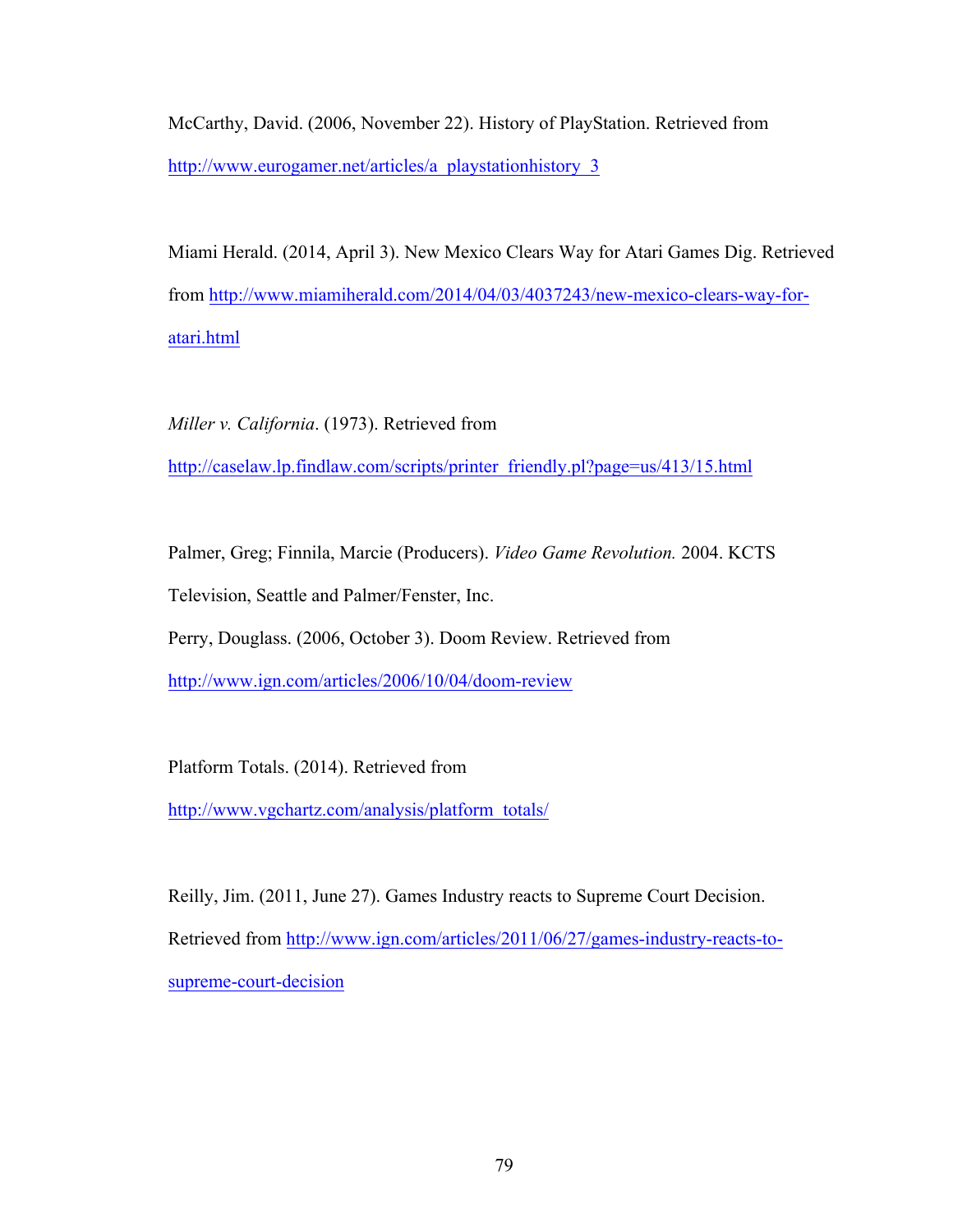McCarthy, David. (2006, November 22). History of PlayStation. Retrieved from http://www.eurogamer.net/articles/a_playstationhistory_3

Miami Herald. (2014, April 3). New Mexico Clears Way for Atari Games Dig. Retrieved from http://www.miamiherald.com/2014/04/03/4037243/new-mexico-clears-way-for-atari.html

*Miller v. California*. (1973). Retrieved from http://caselaw.lp.findlaw.com/scripts/printer_friendly.pl?page=us/413/15.html

Palmer, Greg; Finnila, Marcie (Producers). *Video Game Revolution.* 2004. KCTS Television, Seattle and Palmer/Fenster, Inc.

Perry, Douglass. (2006, October 3). Doom Review. Retrieved from http://www.ign.com/articles/2006/10/04/doom-review

Platform Totals. (2014). Retrieved from http://www.vgchartz.com/analysis/platform_totals/

Reilly, Jim. (2011, June 27). Games Industry reacts to Supreme Court Decision. Retrieved from http://www.ign.com/articles/2011/06/27/games-industry-reacts-to-supreme-court-decision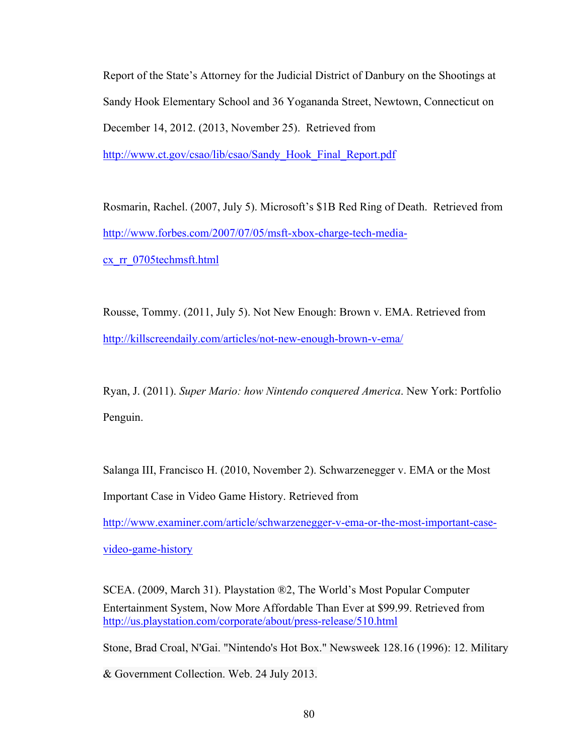Report of the State's Attorney for the Judicial District of Danbury on the Shootings at Sandy Hook Elementary School and 36 Yogananda Street, Newtown, Connecticut on December 14, 2012. (2013, November 25). Retrieved from http://www.ct.gov/csao/lib/csao/Sandy_Hook_Final_Report.pdf

Rosmarin, Rachel. (2007, July 5). Microsoft's $1B Red Ring of Death. Retrieved from http://www.forbes.com/2007/07/05/msft-xbox-charge-tech-media-cx_rr_0705techmsft.html

Rousse, Tommy. (2011, July 5). Not New Enough: Brown v. EMA. Retrieved from http://killscreendaily.com/articles/not-new-enough-brown-v-ema/

Ryan, J. (2011). *Super Mario: how Nintendo conquered America*. New York: Portfolio Penguin.

Salanga III, Francisco H. (2010, November 2). Schwarzenegger v. EMA or the Most Important Case in Video Game History. Retrieved from http://www.examiner.com/article/schwarzenegger-v-ema-or-the-most-important-case-video-game-history

SCEA. (2009, March 31). Playstation ®2, The World's Most Popular Computer Entertainment System, Now More Affordable Than Ever at $99.99. Retrieved from http://us.playstation.com/corporate/about/press-release/510.html

Stone, Brad Croal, N'Gai. "Nintendo's Hot Box." Newsweek 128.16 (1996): 12. Military & Government Collection. Web. 24 July 2013.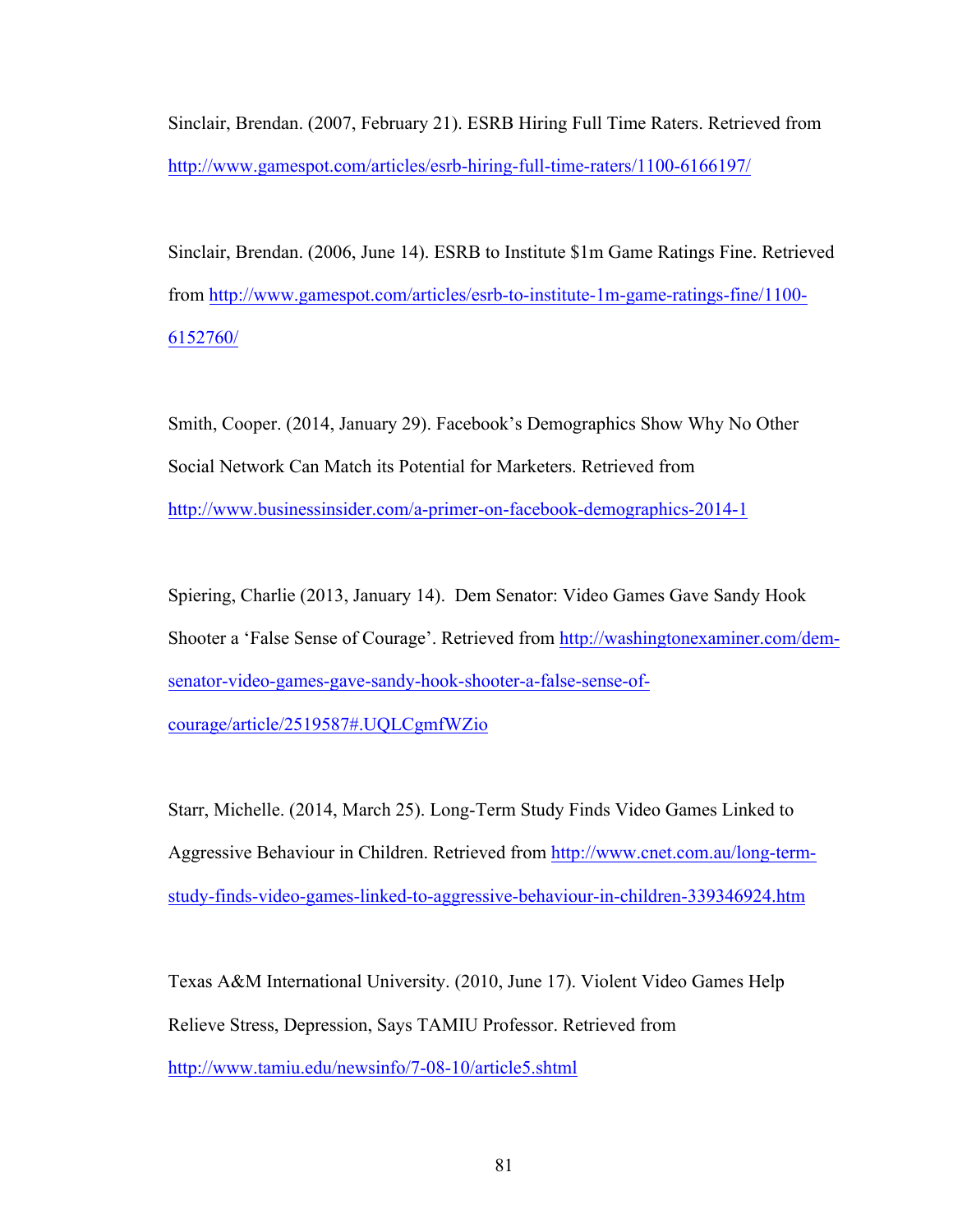Sinclair, Brendan. (2007, February 21). ESRB Hiring Full Time Raters. Retrieved from http://www.gamespot.com/articles/esrb-hiring-full-time-raters/1100-6166197/

Sinclair, Brendan. (2006, June 14). ESRB to Institute $1m Game Ratings Fine. Retrieved from http://www.gamespot.com/articles/esrb-to-institute-1m-game-ratings-fine/1100-6152760/

Smith, Cooper. (2014, January 29). Facebook's Demographics Show Why No Other Social Network Can Match its Potential for Marketers. Retrieved from http://www.businessinsider.com/a-primer-on-facebook-demographics-2014-1

Spiering, Charlie (2013, January 14). Dem Senator: Video Games Gave Sandy Hook Shooter a 'False Sense of Courage'. Retrieved from http://washingtonexaminer.com/dem-senator-video-games-gave-sandy-hook-shooter-a-false-sense-of-courage/article/2519587#.UQLCgmfWZio

Starr, Michelle. (2014, March 25). Long-Term Study Finds Video Games Linked to Aggressive Behaviour in Children. Retrieved from http://www.cnet.com.au/long-term-study-finds-video-games-linked-to-aggressive-behaviour-in-children-339346924.htm

Texas A&M International University. (2010, June 17). Violent Video Games Help Relieve Stress, Depression, Says TAMIU Professor. Retrieved from http://www.tamiu.edu/newsinfo/7-08-10/article5.shtml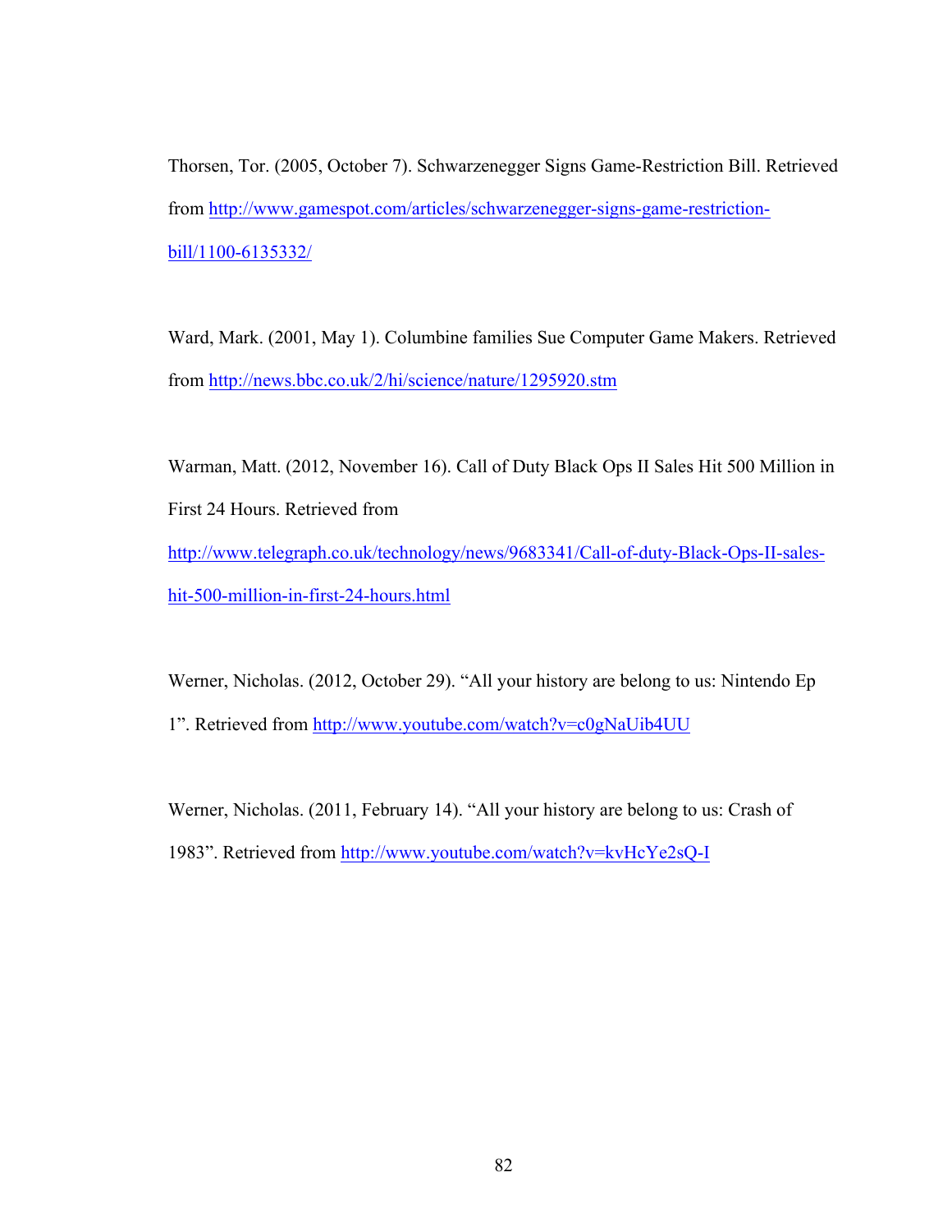Thorsen, Tor. (2005, October 7). Schwarzenegger Signs Game-Restriction Bill. Retrieved from http://www.gamespot.com/articles/schwarzenegger-signs-game-restriction-bill/1100-6135332/

Ward, Mark. (2001, May 1). Columbine families Sue Computer Game Makers. Retrieved from http://news.bbc.co.uk/2/hi/science/nature/1295920.stm

Warman, Matt. (2012, November 16). Call of Duty Black Ops II Sales Hit 500 Million in First 24 Hours. Retrieved from http://www.telegraph.co.uk/technology/news/9683341/Call-of-duty-Black-Ops-II-sales-hit-500-million-in-first-24-hours.html

Werner, Nicholas. (2012, October 29). "All your history are belong to us: Nintendo Ep 1". Retrieved from http://www.youtube.com/watch?v=c0gNaUib4UU

Werner, Nicholas. (2011, February 14). "All your history are belong to us: Crash of 1983". Retrieved from http://www.youtube.com/watch?v=kvHcYe2sQ-I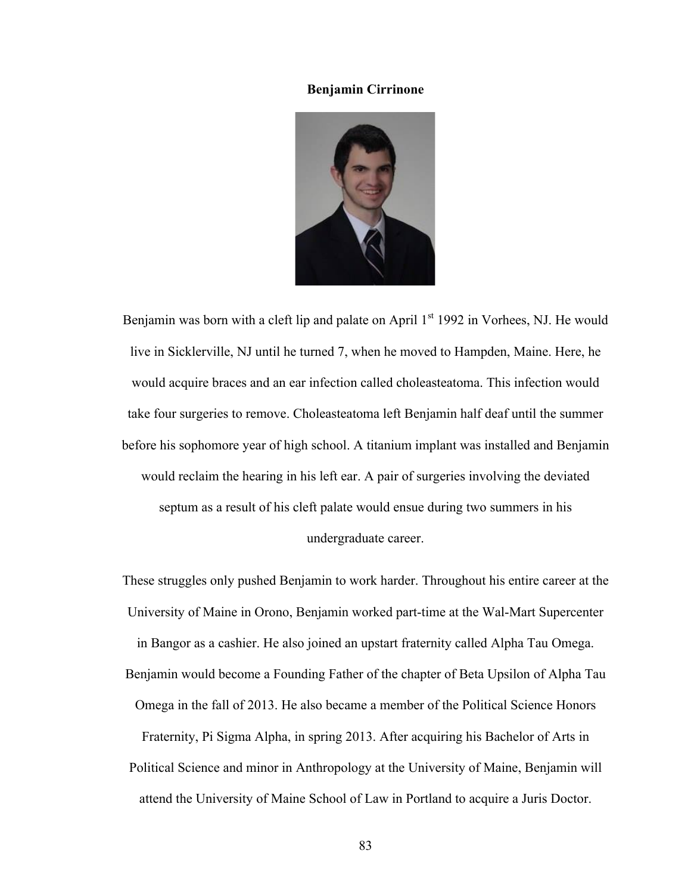**Benjamin Cirrinone**

Benjamin was born with a cleft lip and palate on April 1st 1992 in Vorhees, NJ. He would live in Sicklerville, NJ until he turned 7, when he moved to Hampden, Maine. Here, he would acquire braces and an ear infection called choleasteatoma. This infection would take four surgeries to remove. Choleasteatoma left Benjamin half deaf until the summer before his sophomore year of high school. A titanium implant was installed and Benjamin would reclaim the hearing in his left ear. A pair of surgeries involving the deviated septum as a result of his cleft palate would ensue during two summers in his undergraduate career.

These struggles only pushed Benjamin to work harder. Throughout his entire career at the University of Maine in Orono, Benjamin worked part-time at the Wal-Mart Supercenter in Bangor as a cashier. He also joined an upstart fraternity called Alpha Tau Omega. Benjamin would become a Founding Father of the chapter of Beta Upsilon of Alpha Tau Omega in the fall of 2013. He also became a member of the Political Science Honors Fraternity, Pi Sigma Alpha, in spring 2013. After acquiring his Bachelor of Arts in Political Science and minor in Anthropology at the University of Maine, Benjamin will attend the University of Maine School of Law in Portland to acquire a Juris Doctor.